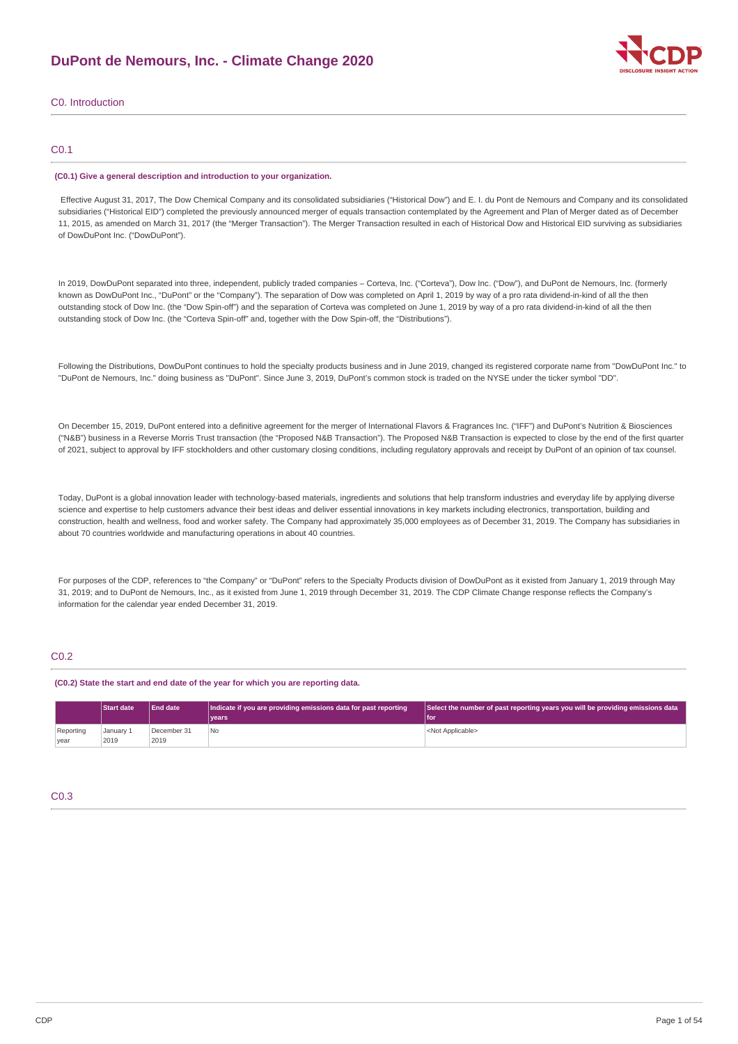# DuPont de Nemours, Inc. - Climate Change 2020

## C0. Introduction

### C0.1

**(C0.1) Give a general description and introduction to your organization.**

Effective August 31, 2017, The Dow Chemical Company and its consolidated subsidiaries ("Historical Dow") and E. I. du Pont de Nemours and Company and its consolidated subsidiaries ("Historical EID") completed the previously announced merger of equals transaction contemplated by the Agreement and Plan of Merger dated as of December 11, 2015, as amended on March 31, 2017 (the "Merger Transaction"). The Merger Transaction resulted in each of Historical Dow and Historical EID surviving as subsidiaries of DowDuPont Inc. ("DowDuPont").

In 2019, DowDuPont separated into three, independent, publicly traded companies – Corteva, Inc. ("Corteva"), Dow Inc. ("Dow"), and DuPont de Nemours, Inc. (formerly known as DowDuPont Inc., "DuPont" or the "Company"). The separation of Dow was completed on April 1, 2019 by way of a pro rata dividend-in-kind of all the then outstanding stock of Dow Inc. (the "Dow Spin-off") and the separation of Corteva was completed on June 1, 2019 by way of a pro rata dividend-in-kind of all the then outstanding stock of Dow Inc. (the "Corteva Spin-off" and, together with the Dow Spin-off, the "Distributions").

Following the Distributions, DowDuPont continues to hold the specialty products business and in June 2019, changed its registered corporate name from "DowDuPont Inc." to "DuPont de Nemours, Inc." doing business as "DuPont". Since June 3, 2019, DuPont's common stock is traded on the NYSE under the ticker symbol "DD".

On December 15, 2019, DuPont entered into a definitive agreement for the merger of International Flavors & Fragrances Inc. ("IFF") and DuPont's Nutrition & Biosciences ("N&B") business in a Reverse Morris Trust transaction (the "Proposed N&B Transaction"). The Proposed N&B Transaction is expected to close by the end of the first quarter of 2021, subject to approval by IFF stockholders and other customary closing conditions, including regulatory approvals and receipt by DuPont of an opinion of tax counsel.

Today, DuPont is a global innovation leader with technology-based materials, ingredients and solutions that help transform industries and everyday life by applying diverse science and expertise to help customers advance their best ideas and deliver essential innovations in key markets including electronics, transportation, building and construction, health and wellness, food and worker safety. The Company had approximately 35,000 employees as of December 31, 2019. The Company has subsidiaries in about 70 countries worldwide and manufacturing operations in about 40 countries.

For purposes of the CDP, references to "the Company" or "DuPont" refers to the Specialty Products division of DowDuPont as it existed from January 1, 2019 through May 31, 2019; and to DuPont de Nemours, Inc., as it existed from June 1, 2019 through December 31, 2019. The CDP Climate Change response reflects the Company's information for the calendar year ended December 31, 2019.

### C0.2

**(C0.2) State the start and end date of the year for which you are reporting data.**

| | Start date | End date | Indicate if you are providing emissions data for past reporting years | Select the number of past reporting years you will be providing emissions data for |
|---|---|---|---|---|
| Reporting year | January 1 2019 | December 31 2019 | No | <Not Applicable> |

### C0.3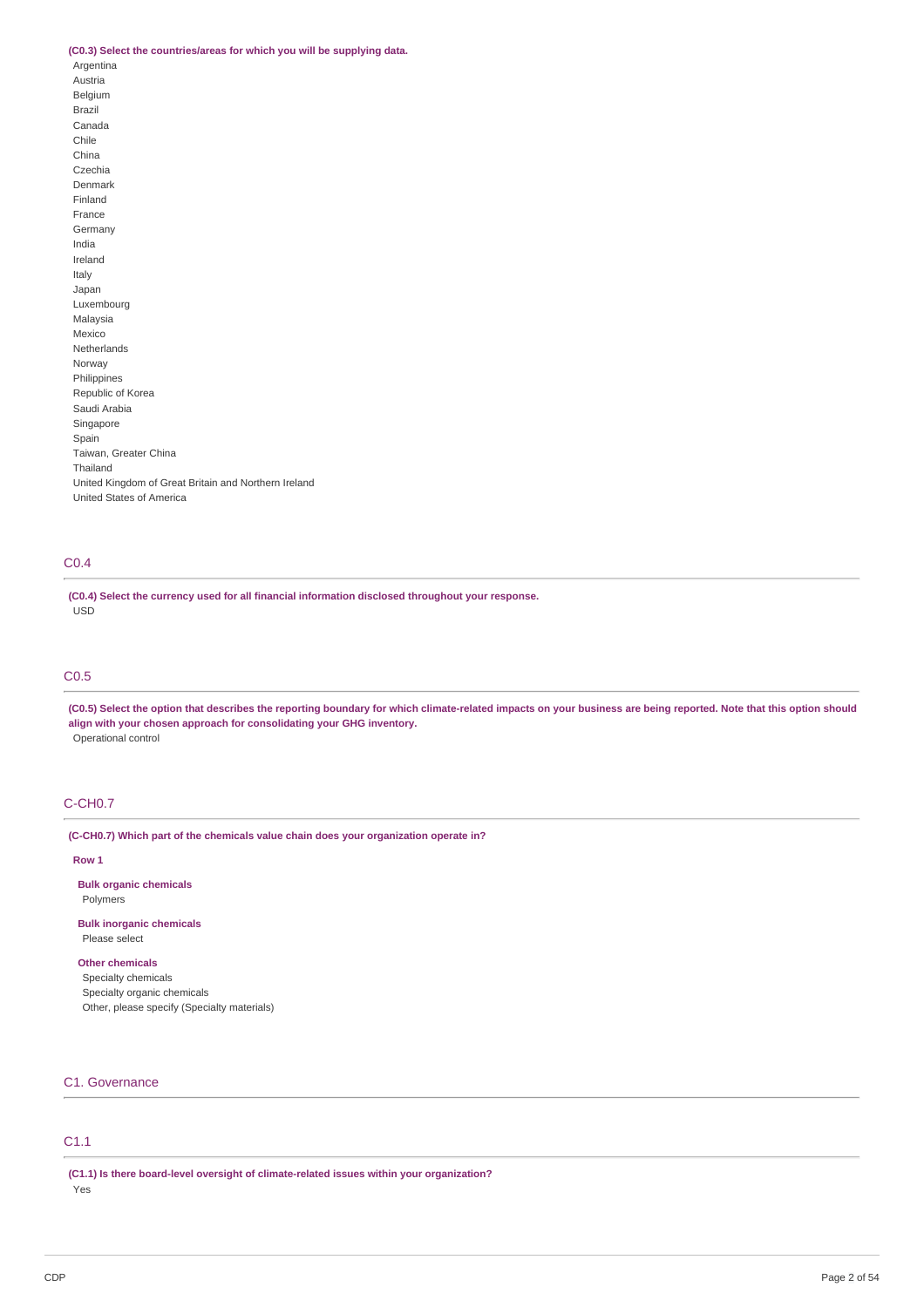**(C0.3) Select the countries/areas for which you will be supplying data.**

Argentina
Austria
Belgium
Brazil
Canada
Chile
China
Czechia
Denmark
Finland
France
Germany
India
Ireland
Italy
Japan
Luxembourg
Malaysia
Mexico
Netherlands
Norway
Philippines
Republic of Korea
Saudi Arabia
Singapore
Spain
Taiwan, Greater China
Thailand
United Kingdom of Great Britain and Northern Ireland
United States of America

## C0.4

**(C0.4) Select the currency used for all financial information disclosed throughout your response.**

USD

## C0.5

**(C0.5) Select the option that describes the reporting boundary for which climate-related impacts on your business are being reported. Note that this option should align with your chosen approach for consolidating your GHG inventory.**

Operational control

## C-CH0.7

**(C-CH0.7) Which part of the chemicals value chain does your organization operate in?**

**Row 1**

**Bulk organic chemicals**
Polymers

**Bulk inorganic chemicals**
Please select

**Other chemicals**
Specialty chemicals
Specialty organic chemicals
Other, please specify (Specialty materials)

# C1. Governance

## C1.1

**(C1.1) Is there board-level oversight of climate-related issues within your organization?**

Yes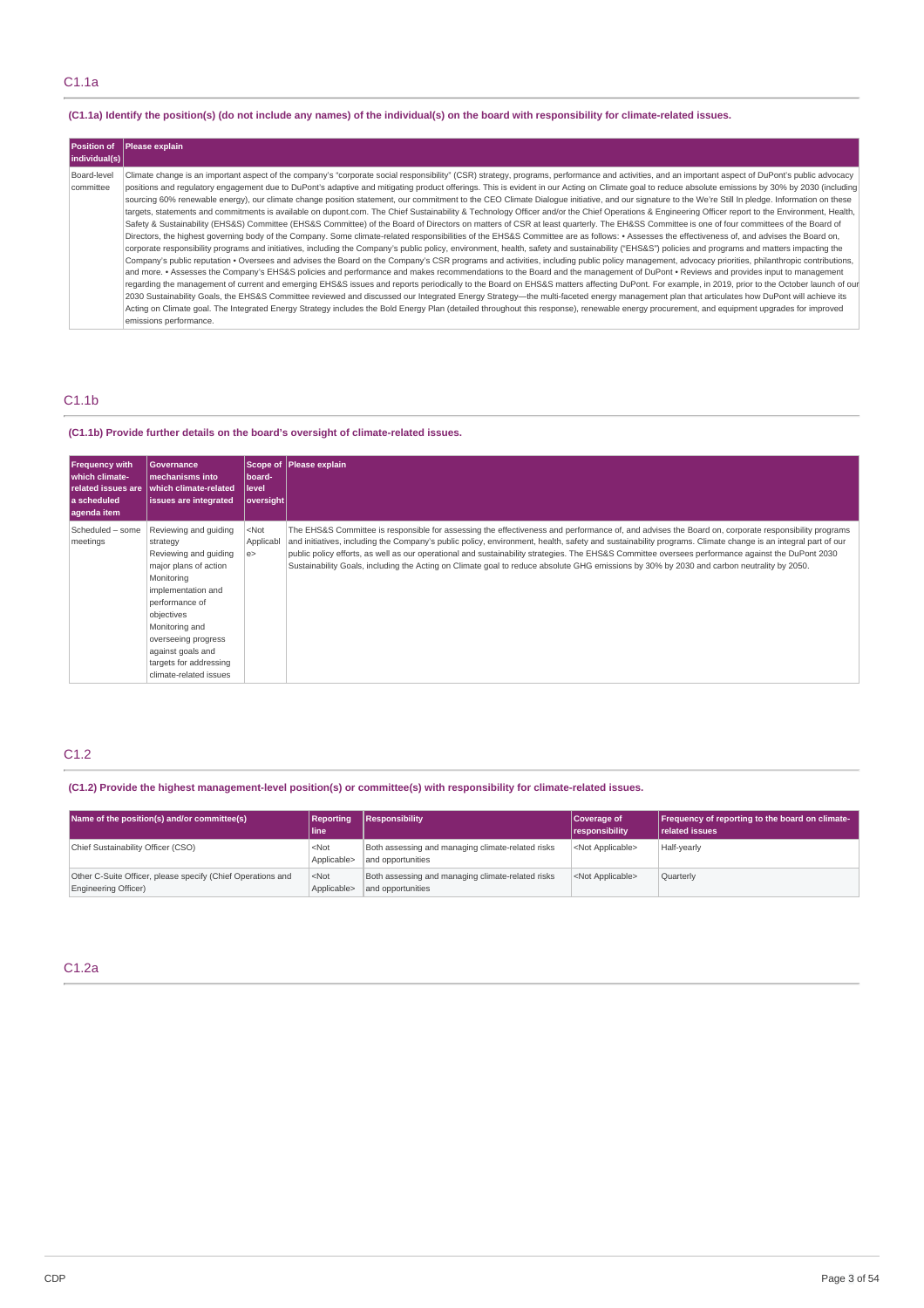## C1.1a

### (C1.1a) Identify the position(s) (do not include any names) of the individual(s) on the board with responsibility for climate-related issues.

| Position of individual(s) | Please explain |
|---|---|
| Board-level committee | Climate change is an important aspect of the company's "corporate social responsibility" (CSR) strategy, programs, performance and activities, and an important aspect of DuPont's public advocacy positions and regulatory engagement due to DuPont's adaptive and mitigating product offerings. This is evident in our Acting on Climate goal to reduce absolute emissions by 30% by 2030 (including sourcing 60% renewable energy), our climate change position statement, our commitment to the CEO Climate Dialogue initiative, and our signature to the We're Still In pledge. Information on these targets, statements and commitments is available on dupont.com. The Chief Sustainability & Technology Officer and/or the Chief Operations & Engineering Officer report to the Environment, Health, Safety & Sustainability (EHS&S) Committee (EHS&S Committee) of the Board of Directors on matters of CSR at least quarterly. The EH&SS Committee is one of four committees of the Board of Directors, the highest governing body of the Company. Some climate-related responsibilities of the EHS&S Committee are as follows: • Assesses the effectiveness of, and advises the Board on, corporate responsibility programs and initiatives, including the Company's public policy, environment, health, safety and sustainability ("EHS&S") policies and programs and matters impacting the Company's public reputation • Oversees and advises the Board on the Company's CSR programs and activities, including public policy management, advocacy priorities, philanthropic contributions, and more. • Assesses the Company's EHS&S policies and performance and makes recommendations to the Board and the management of DuPont • Reviews and provides input to management regarding the management of current and emerging EHS&S issues and reports periodically to the Board on EHS&S matters affecting DuPont. For example, in 2019, prior to the October launch of our 2030 Sustainability Goals, the EHS&S Committee reviewed and discussed our Integrated Energy Strategy—the multi-faceted energy management plan that articulates how DuPont will achieve its Acting on Climate goal. The Integrated Energy Strategy includes the Bold Energy Plan (detailed throughout this response), renewable energy procurement, and equipment upgrades for improved emissions performance. |

## C1.1b

### (C1.1b) Provide further details on the board's oversight of climate-related issues.

| Frequency with which climate-related issues are a scheduled agenda item | Governance mechanisms into which climate-related issues are integrated | Scope of board-level oversight | Please explain |
|---|---|---|---|
| Scheduled – some meetings | Reviewing and guiding strategy<br>Reviewing and guiding major plans of action<br>Monitoring implementation and performance of objectives<br>Monitoring and overseeing progress against goals and targets for addressing climate-related issues | <Not Applicable> | The EHS&S Committee is responsible for assessing the effectiveness and performance of, and advises the Board on, corporate responsibility programs and initiatives, including the Company's public policy, environment, health, safety and sustainability programs. Climate change is an integral part of our public policy efforts, as well as our operational and sustainability strategies. The EHS&S Committee oversees performance against the DuPont 2030 Sustainability Goals, including the Acting on Climate goal to reduce absolute GHG emissions by 30% by 2030 and carbon neutrality by 2050. |

## C1.2

### (C1.2) Provide the highest management-level position(s) or committee(s) with responsibility for climate-related issues.

| Name of the position(s) and/or committee(s) | Reporting line | Responsibility | Coverage of responsibility | Frequency of reporting to the board on climate-related issues |
|---|---|---|---|---|
| Chief Sustainability Officer (CSO) | <Not Applicable> | Both assessing and managing climate-related risks and opportunities | <Not Applicable> | Half-yearly |
| Other C-Suite Officer, please specify (Chief Operations and Engineering Officer) | <Not Applicable> | Both assessing and managing climate-related risks and opportunities | <Not Applicable> | Quarterly |

## C1.2a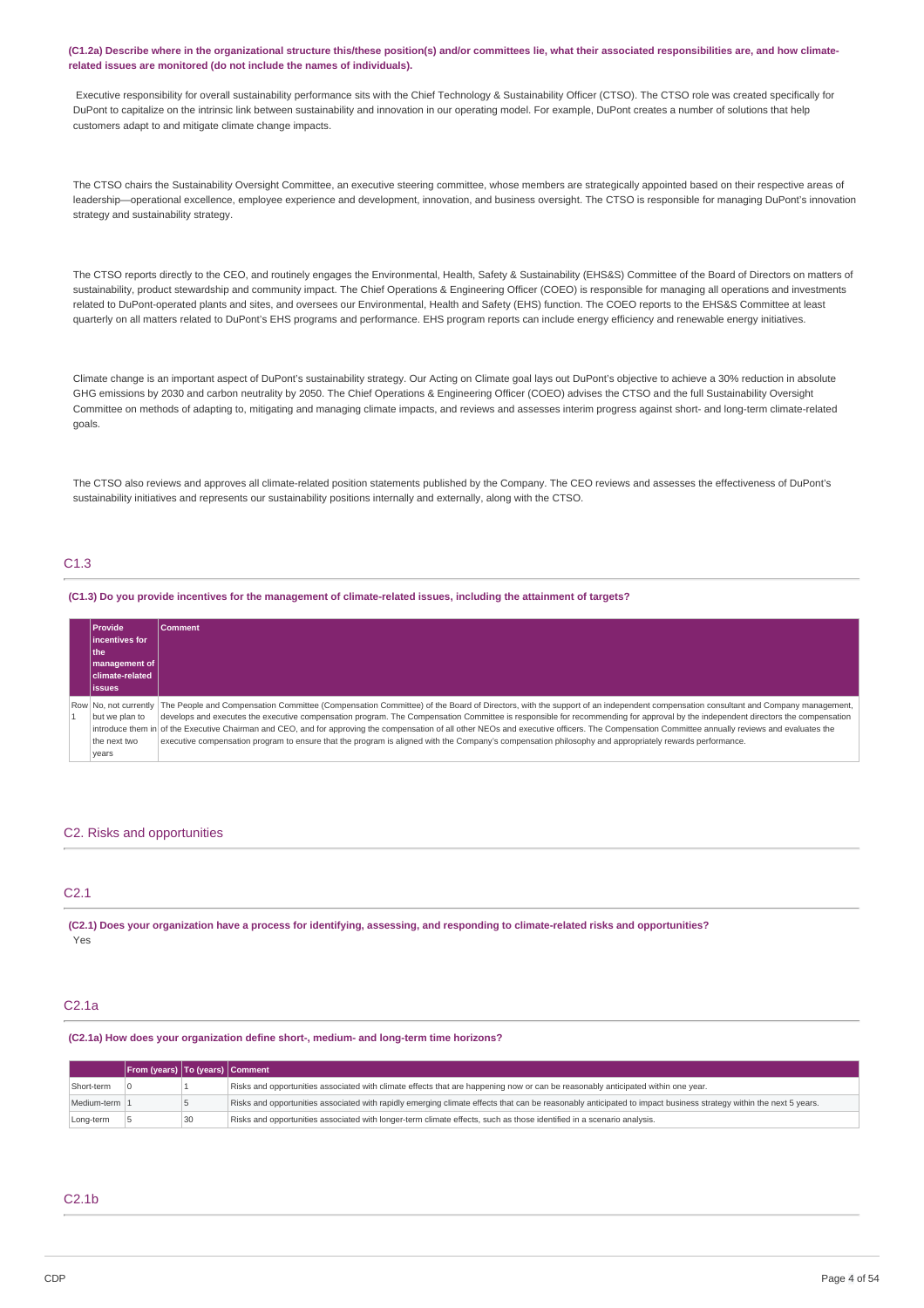**(C1.2a) Describe where in the organizational structure this/these position(s) and/or committees lie, what their associated responsibilities are, and how climate-related issues are monitored (do not include the names of individuals).**

Executive responsibility for overall sustainability performance sits with the Chief Technology & Sustainability Officer (CTSO). The CTSO role was created specifically for DuPont to capitalize on the intrinsic link between sustainability and innovation in our operating model. For example, DuPont creates a number of solutions that help customers adapt to and mitigate climate change impacts.

The CTSO chairs the Sustainability Oversight Committee, an executive steering committee, whose members are strategically appointed based on their respective areas of leadership—operational excellence, employee experience and development, innovation, and business oversight. The CTSO is responsible for managing DuPont's innovation strategy and sustainability strategy.

The CTSO reports directly to the CEO, and routinely engages the Environmental, Health, Safety & Sustainability (EHS&S) Committee of the Board of Directors on matters of sustainability, product stewardship and community impact. The Chief Operations & Engineering Officer (COEO) is responsible for managing all operations and investments related to DuPont-operated plants and sites, and oversees our Environmental, Health and Safety (EHS) function. The COEO reports to the EHS&S Committee at least quarterly on all matters related to DuPont's EHS programs and performance. EHS program reports can include energy efficiency and renewable energy initiatives.

Climate change is an important aspect of DuPont's sustainability strategy. Our Acting on Climate goal lays out DuPont's objective to achieve a 30% reduction in absolute GHG emissions by 2030 and carbon neutrality by 2050. The Chief Operations & Engineering Officer (COEO) advises the CTSO and the full Sustainability Oversight Committee on methods of adapting to, mitigating and managing climate impacts, and reviews and assesses interim progress against short- and long-term climate-related goals.

The CTSO also reviews and approves all climate-related position statements published by the Company. The CEO reviews and assesses the effectiveness of DuPont's sustainability initiatives and represents our sustainability positions internally and externally, along with the CTSO.

## C1.3

**(C1.3) Do you provide incentives for the management of climate-related issues, including the attainment of targets?**

| | Provide incentives for the management of climate-related issues | Comment |
|---|---|---|
| Row 1 | No, not currently but we plan to introduce them in the next two years | The People and Compensation Committee (Compensation Committee) of the Board of Directors, with the support of an independent compensation consultant and Company management, develops and executes the executive compensation program. The Compensation Committee is responsible for recommending for approval by the independent directors the compensation of the Executive Chairman and CEO, and for approving the compensation of all other NEOs and executive officers. The Compensation Committee annually reviews and evaluates the executive compensation program to ensure that the program is aligned with the Company's compensation philosophy and appropriately rewards performance. |

## C2. Risks and opportunities

## C2.1

**(C2.1) Does your organization have a process for identifying, assessing, and responding to climate-related risks and opportunities?**

Yes

## C2.1a

**(C2.1a) How does your organization define short-, medium- and long-term time horizons?**

| | From (years) | To (years) | Comment |
|---|---|---|---|
| Short-term | 0 | 1 | Risks and opportunities associated with climate effects that are happening now or can be reasonably anticipated within one year. |
| Medium-term | 1 | 5 | Risks and opportunities associated with rapidly emerging climate effects that can be reasonably anticipated to impact business strategy within the next 5 years. |
| Long-term | 5 | 30 | Risks and opportunities associated with longer-term climate effects, such as those identified in a scenario analysis. |

## C2.1b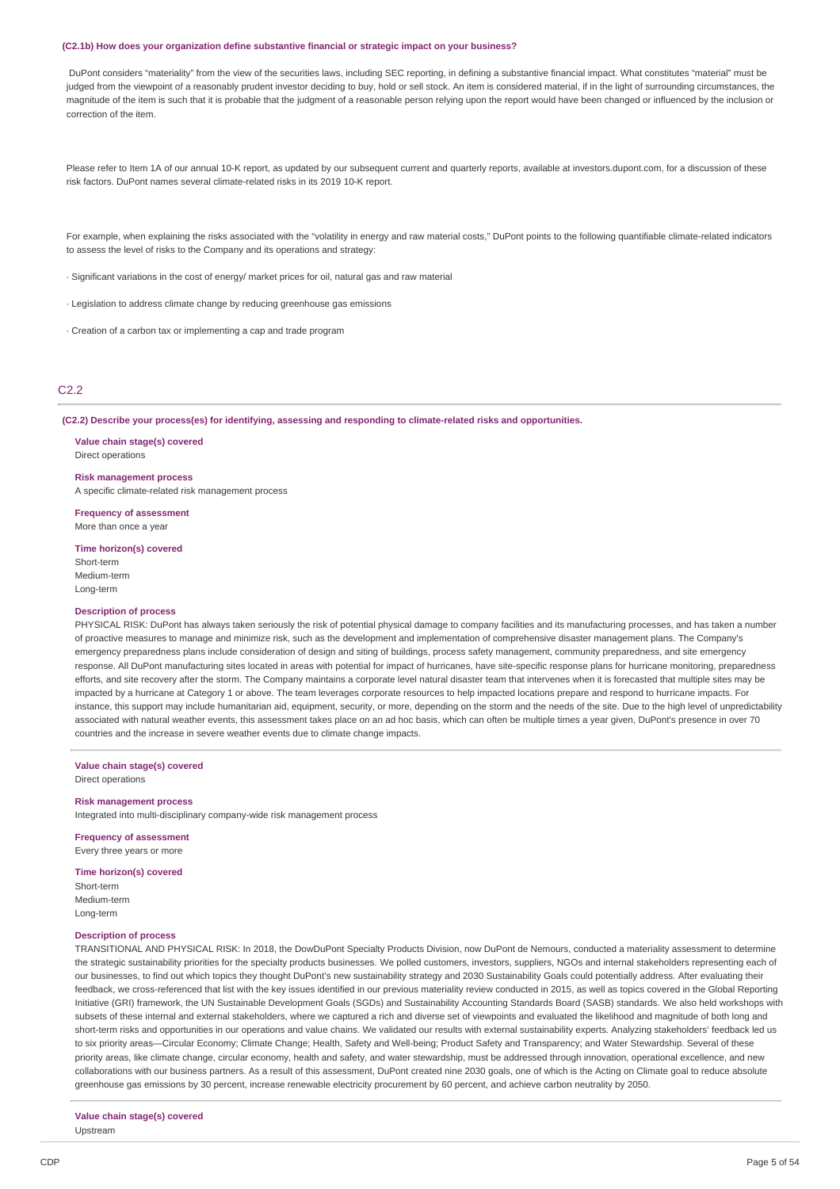**(C2.1b) How does your organization define substantive financial or strategic impact on your business?**

DuPont considers "materiality" from the view of the securities laws, including SEC reporting, in defining a substantive financial impact. What constitutes "material" must be judged from the viewpoint of a reasonably prudent investor deciding to buy, hold or sell stock. An item is considered material, if in the light of surrounding circumstances, the magnitude of the item is such that it is probable that the judgment of a reasonable person relying upon the report would have been changed or influenced by the inclusion or correction of the item.

Please refer to Item 1A of our annual 10-K report, as updated by our subsequent current and quarterly reports, available at investors.dupont.com, for a discussion of these risk factors. DuPont names several climate-related risks in its 2019 10-K report.

For example, when explaining the risks associated with the "volatility in energy and raw material costs," DuPont points to the following quantifiable climate-related indicators to assess the level of risks to the Company and its operations and strategy:

· Significant variations in the cost of energy/ market prices for oil, natural gas and raw material

· Legislation to address climate change by reducing greenhouse gas emissions

· Creation of a carbon tax or implementing a cap and trade program

## C2.2

**(C2.2) Describe your process(es) for identifying, assessing and responding to climate-related risks and opportunities.**

**Value chain stage(s) covered**
Direct operations

**Risk management process**
A specific climate-related risk management process

**Frequency of assessment**
More than once a year

**Time horizon(s) covered**
Short-term
Medium-term
Long-term

**Description of process**
PHYSICAL RISK: DuPont has always taken seriously the risk of potential physical damage to company facilities and its manufacturing processes, and has taken a number of proactive measures to manage and minimize risk, such as the development and implementation of comprehensive disaster management plans. The Company's emergency preparedness plans include consideration of design and siting of buildings, process safety management, community preparedness, and site emergency response. All DuPont manufacturing sites located in areas with potential for impact of hurricanes, have site-specific response plans for hurricane monitoring, preparedness efforts, and site recovery after the storm. The Company maintains a corporate level natural disaster team that intervenes when it is forecasted that multiple sites may be impacted by a hurricane at Category 1 or above. The team leverages corporate resources to help impacted locations prepare and respond to hurricane impacts. For instance, this support may include humanitarian aid, equipment, security, or more, depending on the storm and the needs of the site. Due to the high level of unpredictability associated with natural weather events, this assessment takes place on an ad hoc basis, which can often be multiple times a year given, DuPont's presence in over 70 countries and the increase in severe weather events due to climate change impacts.

**Value chain stage(s) covered**
Direct operations

**Risk management process**
Integrated into multi-disciplinary company-wide risk management process

**Frequency of assessment**
Every three years or more

**Time horizon(s) covered**
Short-term
Medium-term
Long-term

**Description of process**
TRANSITIONAL AND PHYSICAL RISK: In 2018, the DowDuPont Specialty Products Division, now DuPont de Nemours, conducted a materiality assessment to determine the strategic sustainability priorities for the specialty products businesses. We polled customers, investors, suppliers, NGOs and internal stakeholders representing each of our businesses, to find out which topics they thought DuPont's new sustainability strategy and 2030 Sustainability Goals could potentially address. After evaluating their feedback, we cross-referenced that list with the key issues identified in our previous materiality review conducted in 2015, as well as topics covered in the Global Reporting Initiative (GRI) framework, the UN Sustainable Development Goals (SGDs) and Sustainability Accounting Standards Board (SASB) standards. We also held workshops with subsets of these internal and external stakeholders, where we captured a rich and diverse set of viewpoints and evaluated the likelihood and magnitude of both long and short-term risks and opportunities in our operations and value chains. We validated our results with external sustainability experts. Analyzing stakeholders' feedback led us to six priority areas—Circular Economy; Climate Change; Health, Safety and Well-being; Product Safety and Transparency; and Water Stewardship. Several of these priority areas, like climate change, circular economy, health and safety, and water stewardship, must be addressed through innovation, operational excellence, and new collaborations with our business partners. As a result of this assessment, DuPont created nine 2030 goals, one of which is the Acting on Climate goal to reduce absolute greenhouse gas emissions by 30 percent, increase renewable electricity procurement by 60 percent, and achieve carbon neutrality by 2050.

**Value chain stage(s) covered**
Upstream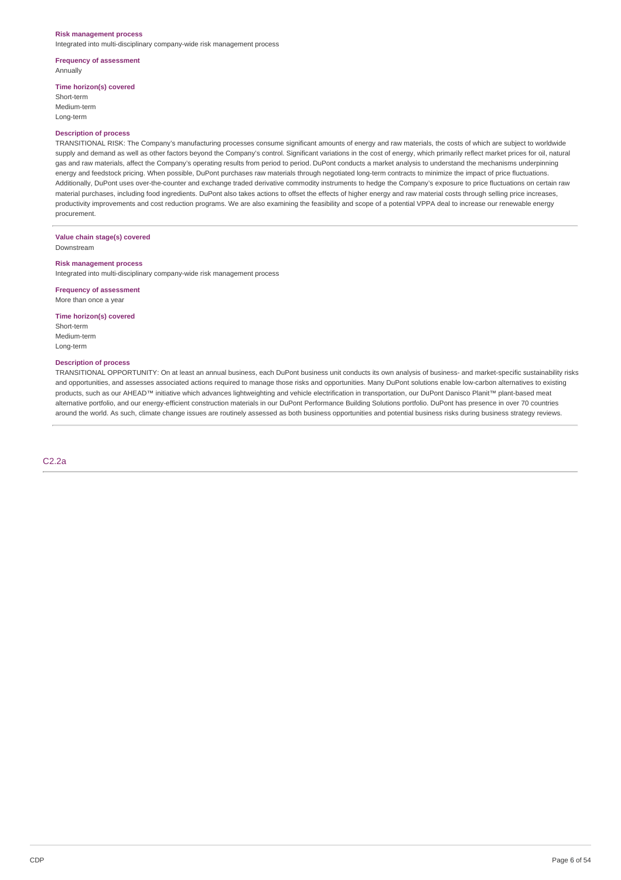**Risk management process**
Integrated into multi-disciplinary company-wide risk management process

**Frequency of assessment**
Annually

**Time horizon(s) covered**
Short-term
Medium-term
Long-term

**Description of process**
TRANSITIONAL RISK: The Company's manufacturing processes consume significant amounts of energy and raw materials, the costs of which are subject to worldwide supply and demand as well as other factors beyond the Company's control. Significant variations in the cost of energy, which primarily reflect market prices for oil, natural gas and raw materials, affect the Company's operating results from period to period. DuPont conducts a market analysis to understand the mechanisms underpinning energy and feedstock pricing. When possible, DuPont purchases raw materials through negotiated long-term contracts to minimize the impact of price fluctuations. Additionally, DuPont uses over-the-counter and exchange traded derivative commodity instruments to hedge the Company's exposure to price fluctuations on certain raw material purchases, including food ingredients. DuPont also takes actions to offset the effects of higher energy and raw material costs through selling price increases, productivity improvements and cost reduction programs. We are also examining the feasibility and scope of a potential VPPA deal to increase our renewable energy procurement.

---

**Value chain stage(s) covered**
Downstream

**Risk management process**
Integrated into multi-disciplinary company-wide risk management process

**Frequency of assessment**
More than once a year

**Time horizon(s) covered**
Short-term
Medium-term
Long-term

**Description of process**
TRANSITIONAL OPPORTUNITY: On at least an annual business, each DuPont business unit conducts its own analysis of business- and market-specific sustainability risks and opportunities, and assesses associated actions required to manage those risks and opportunities. Many DuPont solutions enable low-carbon alternatives to existing products, such as our AHEAD™ initiative which advances lightweighting and vehicle electrification in transportation, our DuPont Danisco Planit™ plant-based meat alternative portfolio, and our energy-efficient construction materials in our DuPont Performance Building Solutions portfolio. DuPont has presence in over 70 countries around the world. As such, climate change issues are routinely assessed as both business opportunities and potential business risks during business strategy reviews.

---

## C2.2a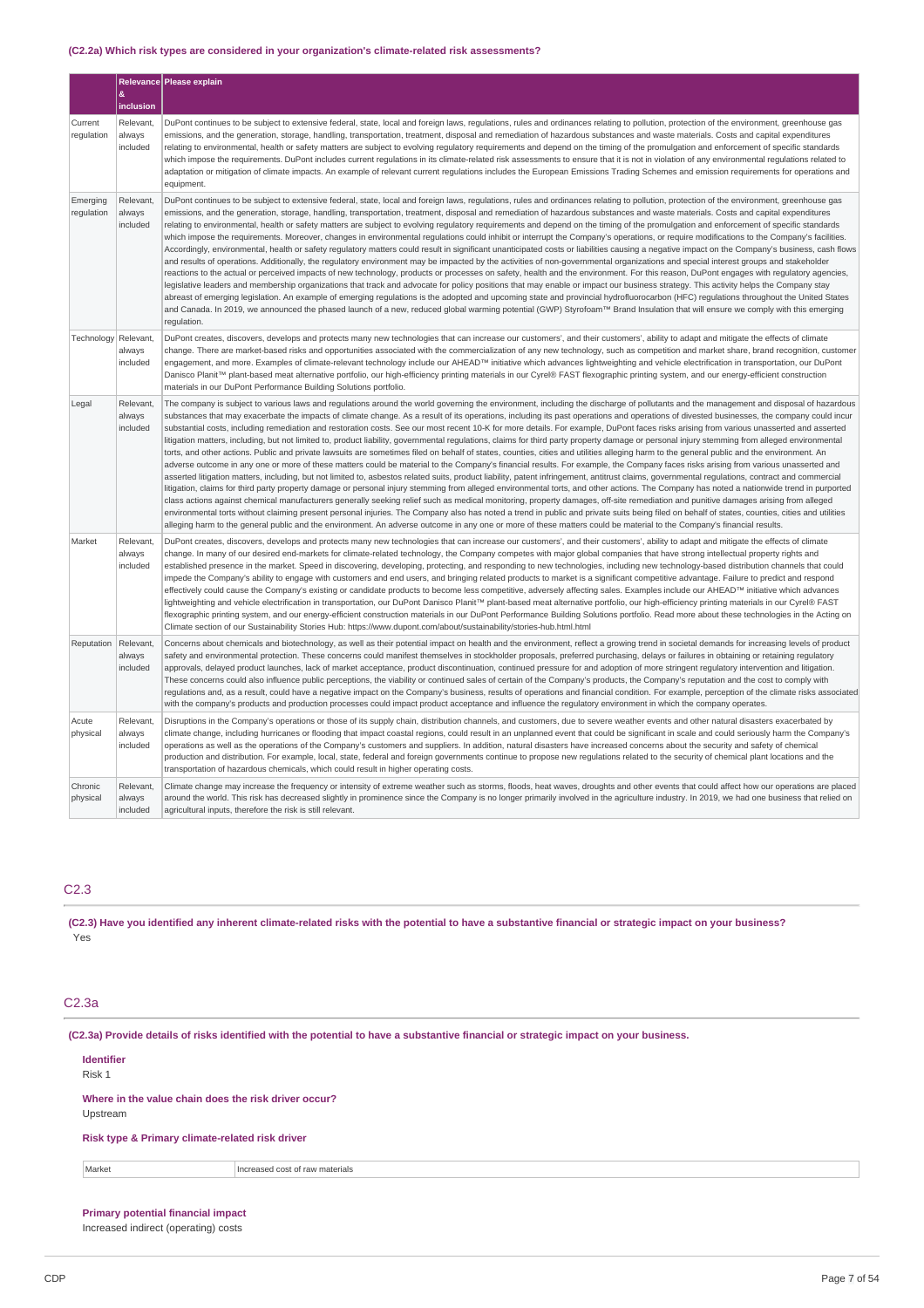#### (C2.2a) Which risk types are considered in your organization's climate-related risk assessments?

| | Relevance & inclusion | Please explain |
|---|---|---|
| Current regulation | Relevant, always included | DuPont continues to be subject to extensive federal, state, local and foreign laws, regulations, rules and ordinances relating to pollution, protection of the environment, greenhouse gas emissions, and the generation, storage, handling, transportation, treatment, disposal and remediation of hazardous substances and waste materials. Costs and capital expenditures relating to environmental, health or safety matters are subject to evolving regulatory requirements and depend on the timing of the promulgation and enforcement of specific standards which impose the requirements. DuPont includes current regulations in its climate-related risk assessments to ensure that it is not in violation of any environmental regulations related to adaptation or mitigation of climate impacts. An example of relevant current regulations includes the European Emissions Trading Schemes and emission requirements for operations and equipment. |
| Emerging regulation | Relevant, always included | DuPont continues to be subject to extensive federal, state, local and foreign laws, regulations, rules and ordinances relating to pollution, protection of the environment, greenhouse gas emissions, and the generation, storage, handling, transportation, treatment, disposal and remediation of hazardous substances and waste materials. Costs and capital expenditures relating to environmental, health or safety matters are subject to evolving regulatory requirements and depend on the timing of the promulgation and enforcement of specific standards which impose the requirements. Moreover, changes in environmental regulations could inhibit or interrupt the Company's operations, or require modifications to the Company's facilities. Accordingly, environmental, health or safety regulatory matters could result in significant unanticipated costs or liabilities causing a negative impact on the Company's business, cash flows and results of operations. Additionally, the regulatory environment may be impacted by the activities of non-governmental organizations and special interest groups and stakeholder reactions to the actual or perceived impacts of new technology, products or processes on safety, health and the environment. For this reason, DuPont engages with regulatory agencies, legislative leaders and membership organizations that track and advocate for policy positions that may enable or impact our business strategy. This activity helps the Company stay abreast of emerging legislation. An example of emerging regulations is the adopted and upcoming state and provincial hydrofluorocarbon (HFC) regulations throughout the United States and Canada. In 2019, we announced the phased launch of a new, reduced global warming potential (GWP) Styrofoam™ Brand Insulation that will ensure we comply with this emerging regulation. |
| Technology | Relevant, always included | DuPont creates, discovers, develops and protects many new technologies that can increase our customers', and their customers', ability to adapt and mitigate the effects of climate change. There are market-based risks and opportunities associated with the commercialization of any new technology, such as competition and market share, brand recognition, customer engagement, and more. Examples of climate-relevant technology include our AHEAD™ initiative which advances lightweighting and vehicle electrification in transportation, our DuPont Danisco Planit™ plant-based meat alternative portfolio, our high-efficiency printing materials in our Cyrel® FAST flexographic printing system, and our energy-efficient construction materials in our DuPont Performance Building Solutions portfolio. |
| Legal | Relevant, always included | The company is subject to various laws and regulations around the world governing the environment, including the discharge of pollutants and the management and disposal of hazardous substances that may exacerbate the impacts of climate change. As a result of its operations, including its past operations and operations of divested businesses, the company could incur substantial costs, including remediation and restoration costs. See our most recent 10-K for more details. For example, DuPont faces risks arising from various unasserted and asserted litigation matters, including, but not limited to, product liability, governmental regulations, claims for third party property damage or personal injury stemming from alleged environmental torts, and other actions. Public and private lawsuits are sometimes filed on behalf of states, counties, cities and utilities alleging harm to the general public and the environment. An adverse outcome in any one or more of these matters could be material to the Company's financial results. For example, the Company faces risks arising from various unasserted and asserted litigation matters, including, but not limited to, asbestos related suits, product liability, patent infringement, antitrust claims, governmental regulations, contract and commercial litigation, claims for third party property damage or personal injury stemming from alleged environmental torts, and other actions. The Company has noted a nationwide trend in purported class actions against chemical manufacturers generally seeking relief such as medical monitoring, property damages, off-site remediation and punitive damages arising from alleged environmental torts without claiming present personal injuries. The Company also has noted a trend in public and private suits being filed on behalf of states, counties, cities and utilities alleging harm to the general public and the environment. An adverse outcome in any one or more of these matters could be material to the Company's financial results. |
| Market | Relevant, always included | DuPont creates, discovers, develops and protects many new technologies that can increase our customers', and their customers', ability to adapt and mitigate the effects of climate change. In many of our desired end-markets for climate-related technology, the Company competes with major global companies that have strong intellectual property rights and established presence in the market. Speed in discovering, developing, protecting, and responding to new technologies, including new technology-based distribution channels that could impede the Company's ability to engage with customers and end users, and bringing related products to market is a significant competitive advantage. Failure to predict and respond effectively could cause the Company's existing or candidate products to become less competitive, adversely affecting sales. Examples include our AHEAD™ initiative which advances lightweighting and vehicle electrification in transportation, our DuPont Danisco Planit™ plant-based meat alternative portfolio, our high-efficiency printing materials in our Cyrel® FAST flexographic printing system, and our energy-efficient construction materials in our DuPont Performance Building Solutions portfolio. Read more about these technologies in the Acting on Climate section of our Sustainability Stories Hub: https://www.dupont.com/about/sustainability/stories-hub.html.html |
| Reputation | Relevant, always included | Concerns about chemicals and biotechnology, as well as their potential impact on health and the environment, reflect a growing trend in societal demands for increasing levels of product safety and environmental protection. These concerns could manifest themselves in stockholder proposals, preferred purchasing, delays or failures in obtaining or retaining regulatory approvals, delayed product launches, lack of market acceptance, product discontinuation, continued pressure for and adoption of more stringent regulatory intervention and litigation. These concerns could also influence public perceptions, the viability or continued sales of certain of the Company's products, the Company's reputation and the cost to comply with regulations and, as a result, could have a negative impact on the Company's business, results of operations and financial condition. For example, perception of the climate risks associated with the company's products and production processes could impact product acceptance and influence the regulatory environment in which the company operates. |
| Acute physical | Relevant, always included | Disruptions in the Company's operations or those of its supply chain, distribution channels, and customers, due to severe weather events and other natural disasters exacerbated by climate change, including hurricanes or flooding that impact coastal regions, could result in an unplanned event that could be significant in scale and could seriously harm the Company's operations as well as the operations of the Company's customers and suppliers. In addition, natural disasters have increased concerns about the security and safety of chemical production and distribution. For example, local, state, federal and foreign governments continue to propose new regulations related to the security of chemical plant locations and the transportation of hazardous chemicals, which could result in higher operating costs. |
| Chronic physical | Relevant, always included | Climate change may increase the frequency or intensity of extreme weather such as storms, floods, heat waves, droughts and other events that could affect how our operations are placed around the world. This risk has decreased slightly in prominence since the Company is no longer primarily involved in the agriculture industry. In 2019, we had one business that relied on agricultural inputs, therefore the risk is still relevant. |

## C2.3

**(C2.3) Have you identified any inherent climate-related risks with the potential to have a substantive financial or strategic impact on your business?**

Yes

## C2.3a

**(C2.3a) Provide details of risks identified with the potential to have a substantive financial or strategic impact on your business.**

**Identifier**
Risk 1

**Where in the value chain does the risk driver occur?**
Upstream

**Risk type & Primary climate-related risk driver**

| Market | Increased cost of raw materials |
|---|---|

**Primary potential financial impact**
Increased indirect (operating) costs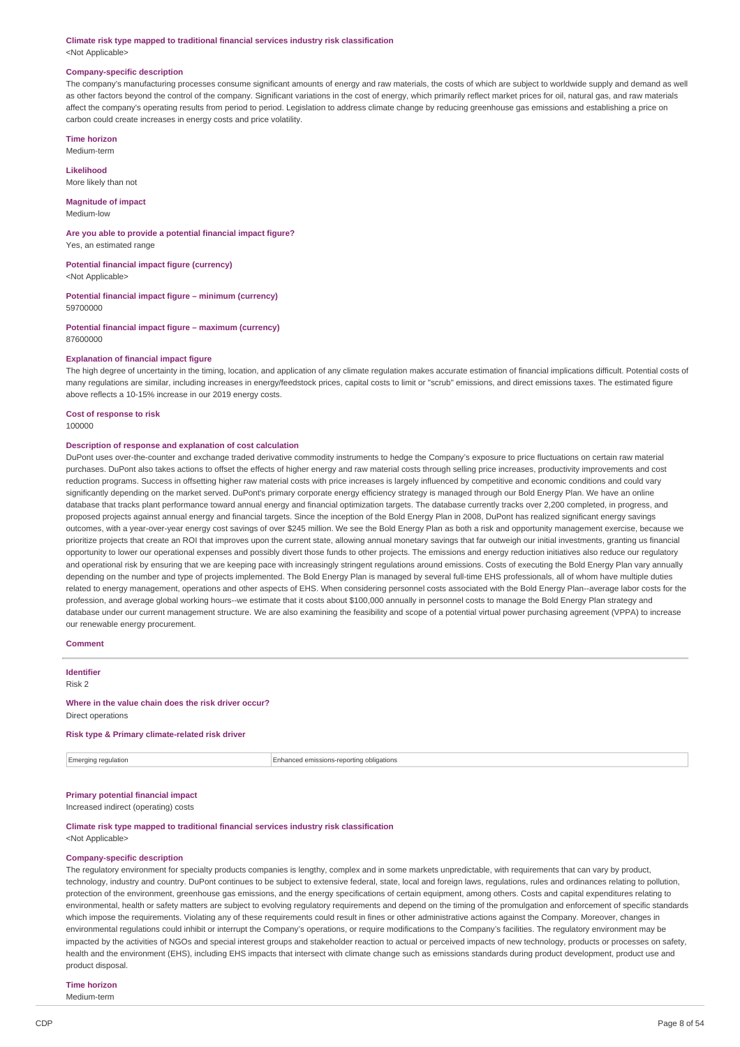**Climate risk type mapped to traditional financial services industry risk classification**
<Not Applicable>

**Company-specific description**
The company's manufacturing processes consume significant amounts of energy and raw materials, the costs of which are subject to worldwide supply and demand as well as other factors beyond the control of the company. Significant variations in the cost of energy, which primarily reflect market prices for oil, natural gas, and raw materials affect the company's operating results from period to period. Legislation to address climate change by reducing greenhouse gas emissions and establishing a price on carbon could create increases in energy costs and price volatility.

**Time horizon**
Medium-term

**Likelihood**
More likely than not

**Magnitude of impact**
Medium-low

**Are you able to provide a potential financial impact figure?**
Yes, an estimated range

**Potential financial impact figure (currency)**
<Not Applicable>

**Potential financial impact figure – minimum (currency)**
59700000

**Potential financial impact figure – maximum (currency)**
87600000

**Explanation of financial impact figure**
The high degree of uncertainty in the timing, location, and application of any climate regulation makes accurate estimation of financial implications difficult. Potential costs of many regulations are similar, including increases in energy/feedstock prices, capital costs to limit or "scrub" emissions, and direct emissions taxes. The estimated figure above reflects a 10-15% increase in our 2019 energy costs.

**Cost of response to risk**
100000

**Description of response and explanation of cost calculation**
DuPont uses over-the-counter and exchange traded derivative commodity instruments to hedge the Company's exposure to price fluctuations on certain raw material purchases. DuPont also takes actions to offset the effects of higher energy and raw material costs through selling price increases, productivity improvements and cost reduction programs. Success in offsetting higher raw material costs with price increases is largely influenced by competitive and economic conditions and could vary significantly depending on the market served. DuPont's primary corporate energy efficiency strategy is managed through our Bold Energy Plan. We have an online database that tracks plant performance toward annual energy and financial optimization targets. The database currently tracks over 2,200 completed, in progress, and proposed projects against annual energy and financial targets. Since the inception of the Bold Energy Plan in 2008, DuPont has realized significant energy savings outcomes, with a year-over-year energy cost savings of over $245 million. We see the Bold Energy Plan as both a risk and opportunity management exercise, because we prioritize projects that create an ROI that improves upon the current state, allowing annual monetary savings that far outweigh our initial investments, granting us financial opportunity to lower our operational expenses and possibly divert those funds to other projects. The emissions and energy reduction initiatives also reduce our regulatory and operational risk by ensuring that we are keeping pace with increasingly stringent regulations around emissions. Costs of executing the Bold Energy Plan vary annually depending on the number and type of projects implemented. The Bold Energy Plan is managed by several full-time EHS professionals, all of whom have multiple duties related to energy management, operations and other aspects of EHS. When considering personnel costs associated with the Bold Energy Plan--average labor costs for the profession, and average global working hours--we estimate that it costs about $100,000 annually in personnel costs to manage the Bold Energy Plan strategy and database under our current management structure. We are also examining the feasibility and scope of a potential virtual power purchasing agreement (VPPA) to increase our renewable energy procurement.

**Comment**

---

**Identifier**
Risk 2

**Where in the value chain does the risk driver occur?**
Direct operations

**Risk type & Primary climate-related risk driver**

| Emerging regulation | Enhanced emissions-reporting obligations |
|---|---|

**Primary potential financial impact**
Increased indirect (operating) costs

**Climate risk type mapped to traditional financial services industry risk classification**
<Not Applicable>

**Company-specific description**
The regulatory environment for specialty products companies is lengthy, complex and in some markets unpredictable, with requirements that can vary by product, technology, industry and country. DuPont continues to be subject to extensive federal, state, local and foreign laws, regulations, rules and ordinances relating to pollution, protection of the environment, greenhouse gas emissions, and the energy specifications of certain equipment, among others. Costs and capital expenditures relating to environmental, health or safety matters are subject to evolving regulatory requirements and depend on the timing of the promulgation and enforcement of specific standards which impose the requirements. Violating any of these requirements could result in fines or other administrative actions against the Company. Moreover, changes in environmental regulations could inhibit or interrupt the Company's operations, or require modifications to the Company's facilities. The regulatory environment may be impacted by the activities of NGOs and special interest groups and stakeholder reaction to actual or perceived impacts of new technology, products or processes on safety, health and the environment (EHS), including EHS impacts that intersect with climate change such as emissions standards during product development, product use and product disposal.

**Time horizon**
Medium-term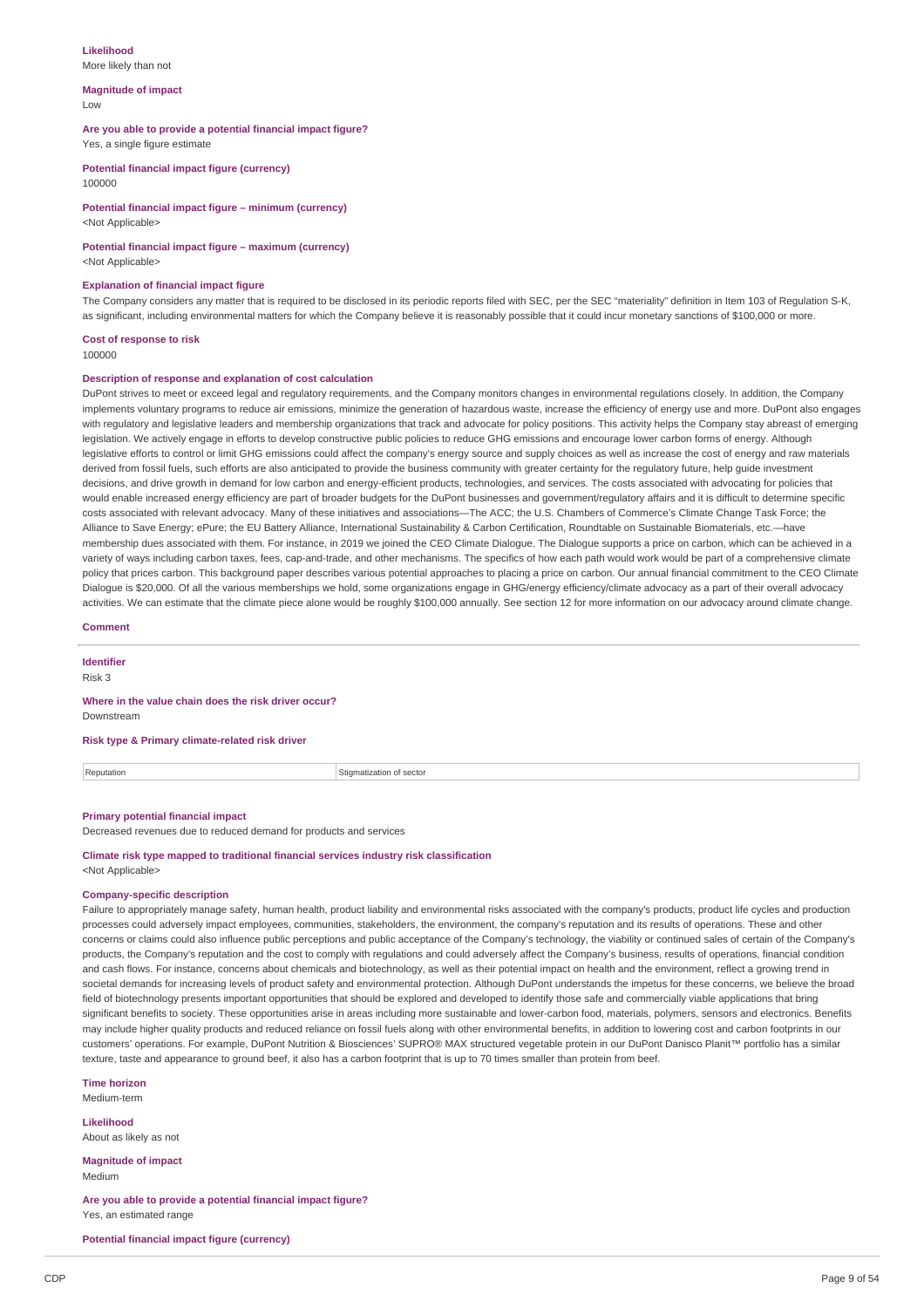**Likelihood**
More likely than not

**Magnitude of impact**
Low

**Are you able to provide a potential financial impact figure?**
Yes, a single figure estimate

**Potential financial impact figure (currency)**
100000

**Potential financial impact figure – minimum (currency)**
<Not Applicable>

**Potential financial impact figure – maximum (currency)**
<Not Applicable>

**Explanation of financial impact figure**
The Company considers any matter that is required to be disclosed in its periodic reports filed with SEC, per the SEC "materiality" definition in Item 103 of Regulation S-K, as significant, including environmental matters for which the Company believe it is reasonably possible that it could incur monetary sanctions of $100,000 or more.

**Cost of response to risk**
100000

**Description of response and explanation of cost calculation**
DuPont strives to meet or exceed legal and regulatory requirements, and the Company monitors changes in environmental regulations closely. In addition, the Company implements voluntary programs to reduce air emissions, minimize the generation of hazardous waste, increase the efficiency of energy use and more. DuPont also engages with regulatory and legislative leaders and membership organizations that track and advocate for policy positions. This activity helps the Company stay abreast of emerging legislation. We actively engage in efforts to develop constructive public policies to reduce GHG emissions and encourage lower carbon forms of energy. Although legislative efforts to control or limit GHG emissions could affect the company's energy source and supply choices as well as increase the cost of energy and raw materials derived from fossil fuels, such efforts are also anticipated to provide the business community with greater certainty for the regulatory future, help guide investment decisions, and drive growth in demand for low carbon and energy-efficient products, technologies, and services. The costs associated with advocating for policies that would enable increased energy efficiency are part of broader budgets for the DuPont businesses and government/regulatory affairs and it is difficult to determine specific costs associated with relevant advocacy. Many of these initiatives and associations—The ACC; the U.S. Chambers of Commerce's Climate Change Task Force; the Alliance to Save Energy; ePure; the EU Battery Alliance, International Sustainability & Carbon Certification, Roundtable on Sustainable Biomaterials, etc.—have membership dues associated with them. For instance, in 2019 we joined the CEO Climate Dialogue. The Dialogue supports a price on carbon, which can be achieved in a variety of ways including carbon taxes, fees, cap-and-trade, and other mechanisms. The specifics of how each path would work would be part of a comprehensive climate policy that prices carbon. This background paper describes various potential approaches to placing a price on carbon. Our annual financial commitment to the CEO Climate Dialogue is $20,000. Of all the various memberships we hold, some organizations engage in GHG/energy efficiency/climate advocacy as a part of their overall advocacy activities. We can estimate that the climate piece alone would be roughly $100,000 annually. See section 12 for more information on our advocacy around climate change.

**Comment**

**Identifier**
Risk 3

**Where in the value chain does the risk driver occur?**
Downstream

**Risk type & Primary climate-related risk driver**

| Reputation | Stigmatization of sector |
|---|---|

**Primary potential financial impact**
Decreased revenues due to reduced demand for products and services

**Climate risk type mapped to traditional financial services industry risk classification**
<Not Applicable>

**Company-specific description**
Failure to appropriately manage safety, human health, product liability and environmental risks associated with the company's products, product life cycles and production processes could adversely impact employees, communities, stakeholders, the environment, the company's reputation and its results of operations. These and other concerns or claims could also influence public perceptions and public acceptance of the Company's technology, the viability or continued sales of certain of the Company's products, the Company's reputation and the cost to comply with regulations and could adversely affect the Company's business, results of operations, financial condition and cash flows. For instance, concerns about chemicals and biotechnology, as well as their potential impact on health and the environment, reflect a growing trend in societal demands for increasing levels of product safety and environmental protection. Although DuPont understands the impetus for these concerns, we believe the broad field of biotechnology presents important opportunities that should be explored and developed to identify those safe and commercially viable applications that bring significant benefits to society. These opportunities arise in areas including more sustainable and lower-carbon food, materials, polymers, sensors and electronics. Benefits may include higher quality products and reduced reliance on fossil fuels along with other environmental benefits, in addition to lowering cost and carbon footprints in our customers' operations. For example, DuPont Nutrition & Biosciences' SUPRO® MAX structured vegetable protein in our DuPont Danisco Planit™ portfolio has a similar texture, taste and appearance to ground beef, it also has a carbon footprint that is up to 70 times smaller than protein from beef.

**Time horizon**
Medium-term

**Likelihood**
About as likely as not

**Magnitude of impact**
Medium

**Are you able to provide a potential financial impact figure?**
Yes, an estimated range

**Potential financial impact figure (currency)**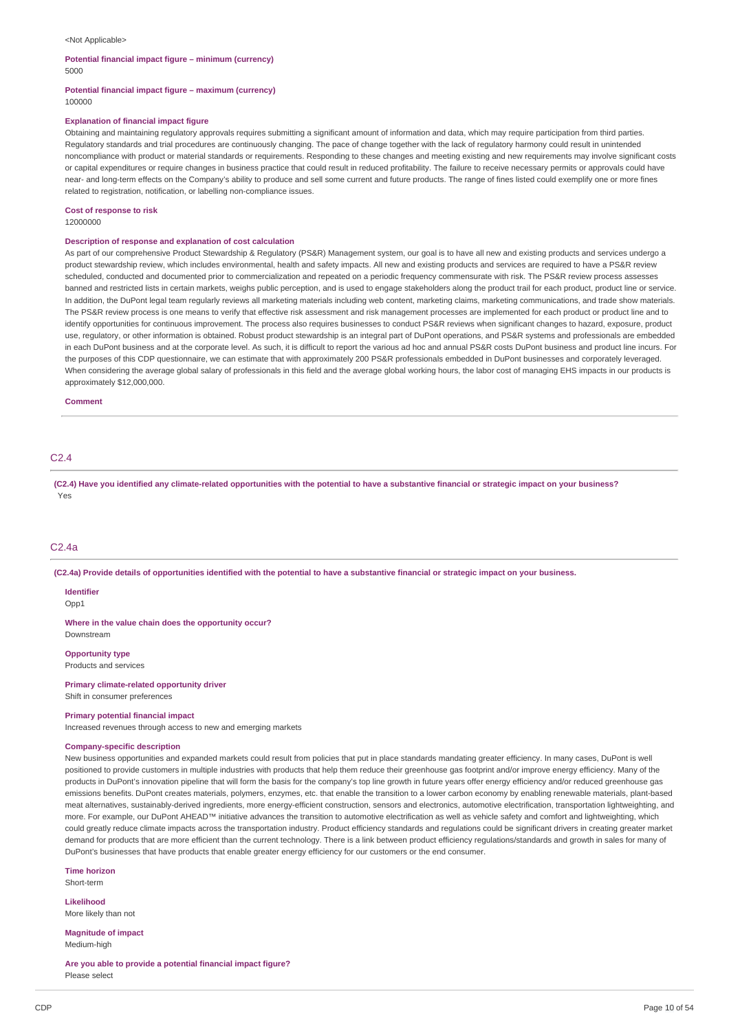<Not Applicable>

**Potential financial impact figure – minimum (currency)**
5000

**Potential financial impact figure – maximum (currency)**
100000

**Explanation of financial impact figure**
Obtaining and maintaining regulatory approvals requires submitting a significant amount of information and data, which may require participation from third parties. Regulatory standards and trial procedures are continuously changing. The pace of change together with the lack of regulatory harmony could result in unintended noncompliance with product or material standards or requirements. Responding to these changes and meeting existing and new requirements may involve significant costs or capital expenditures or require changes in business practice that could result in reduced profitability. The failure to receive necessary permits or approvals could have near- and long-term effects on the Company's ability to produce and sell some current and future products. The range of fines listed could exemplify one or more fines related to registration, notification, or labelling non-compliance issues.

**Cost of response to risk**
12000000

**Description of response and explanation of cost calculation**
As part of our comprehensive Product Stewardship & Regulatory (PS&R) Management system, our goal is to have all new and existing products and services undergo a product stewardship review, which includes environmental, health and safety impacts. All new and existing products and services are required to have a PS&R review scheduled, conducted and documented prior to commercialization and repeated on a periodic frequency commensurate with risk. The PS&R review process assesses banned and restricted lists in certain markets, weighs public perception, and is used to engage stakeholders along the product trail for each product, product line or service. In addition, the DuPont legal team regularly reviews all marketing materials including web content, marketing claims, marketing communications, and trade show materials. The PS&R review process is one means to verify that effective risk assessment and risk management processes are implemented for each product or product line and to identify opportunities for continuous improvement. The process also requires businesses to conduct PS&R reviews when significant changes to hazard, exposure, product use, regulatory, or other information is obtained. Robust product stewardship is an integral part of DuPont operations, and PS&R systems and professionals are embedded in each DuPont business and at the corporate level. As such, it is difficult to report the various ad hoc and annual PS&R costs DuPont business and product line incurs. For the purposes of this CDP questionnaire, we can estimate that with approximately 200 PS&R professionals embedded in DuPont businesses and corporately leveraged. When considering the average global salary of professionals in this field and the average global working hours, the labor cost of managing EHS impacts in our products is approximately $12,000,000.

**Comment**

## C2.4

**(C2.4) Have you identified any climate-related opportunities with the potential to have a substantive financial or strategic impact on your business?**
Yes

## C2.4a

**(C2.4a) Provide details of opportunities identified with the potential to have a substantive financial or strategic impact on your business.**

**Identifier**
Opp1

**Where in the value chain does the opportunity occur?**
Downstream

**Opportunity type**
Products and services

**Primary climate-related opportunity driver**
Shift in consumer preferences

**Primary potential financial impact**
Increased revenues through access to new and emerging markets

**Company-specific description**
New business opportunities and expanded markets could result from policies that put in place standards mandating greater efficiency. In many cases, DuPont is well positioned to provide customers in multiple industries with products that help them reduce their greenhouse gas footprint and/or improve energy efficiency. Many of the products in DuPont's innovation pipeline that will form the basis for the company's top line growth in future years offer energy efficiency and/or reduced greenhouse gas emissions benefits. DuPont creates materials, polymers, enzymes, etc. that enable the transition to a lower carbon economy by enabling renewable materials, plant-based meat alternatives, sustainably-derived ingredients, more energy-efficient construction, sensors and electronics, automotive electrification, transportation lightweighting, and more. For example, our DuPont AHEAD™ initiative advances the transition to automotive electrification as well as vehicle safety and comfort and lightweighting, which could greatly reduce climate impacts across the transportation industry. Product efficiency standards and regulations could be significant drivers in creating greater market demand for products that are more efficient than the current technology. There is a link between product efficiency regulations/standards and growth in sales for many of DuPont's businesses that have products that enable greater energy efficiency for our customers or the end consumer.

**Time horizon**
Short-term

**Likelihood**
More likely than not

**Magnitude of impact**
Medium-high

**Are you able to provide a potential financial impact figure?**
Please select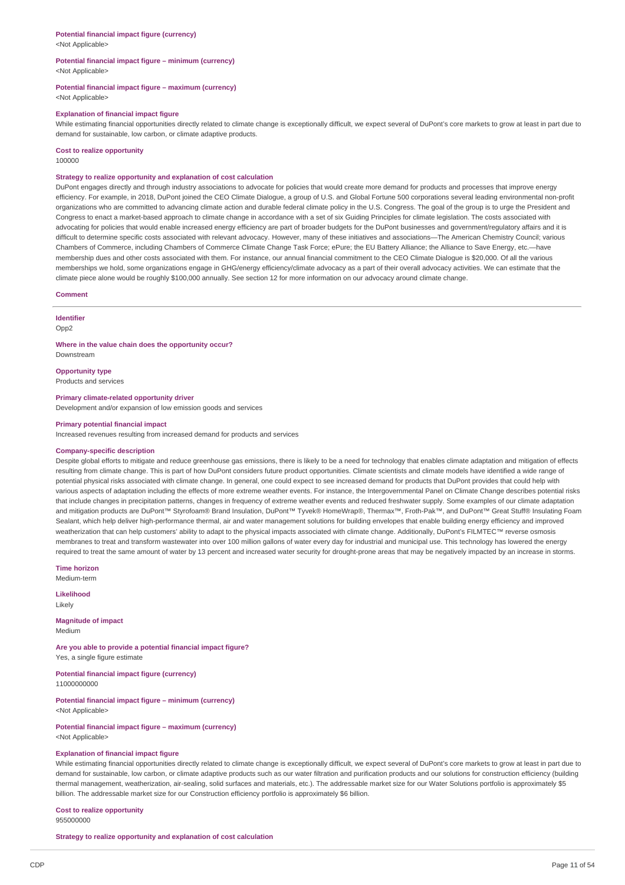**Potential financial impact figure (currency)**
<Not Applicable>

**Potential financial impact figure – minimum (currency)**
<Not Applicable>

**Potential financial impact figure – maximum (currency)**
<Not Applicable>

**Explanation of financial impact figure**
While estimating financial opportunities directly related to climate change is exceptionally difficult, we expect several of DuPont's core markets to grow at least in part due to demand for sustainable, low carbon, or climate adaptive products.

**Cost to realize opportunity**
100000

**Strategy to realize opportunity and explanation of cost calculation**
DuPont engages directly and through industry associations to advocate for policies that would create more demand for products and processes that improve energy efficiency. For example, in 2018, DuPont joined the CEO Climate Dialogue, a group of U.S. and Global Fortune 500 corporations several leading environmental non-profit organizations who are committed to advancing climate action and durable federal climate policy in the U.S. Congress. The goal of the group is to urge the President and Congress to enact a market-based approach to climate change in accordance with a set of six Guiding Principles for climate legislation. The costs associated with advocating for policies that would enable increased energy efficiency are part of broader budgets for the DuPont businesses and government/regulatory affairs and it is difficult to determine specific costs associated with relevant advocacy. However, many of these initiatives and associations—The American Chemistry Council; various Chambers of Commerce, including Chambers of Commerce Climate Change Task Force; ePure; the EU Battery Alliance; the Alliance to Save Energy, etc.—have membership dues and other costs associated with them. For instance, our annual financial commitment to the CEO Climate Dialogue is $20,000. Of all the various memberships we hold, some organizations engage in GHG/energy efficiency/climate advocacy as a part of their overall advocacy activities. We can estimate that the climate piece alone would be roughly $100,000 annually. See section 12 for more information on our advocacy around climate change.

**Comment**

---

**Identifier**
Opp2

**Where in the value chain does the opportunity occur?**
Downstream

**Opportunity type**
Products and services

**Primary climate-related opportunity driver**
Development and/or expansion of low emission goods and services

**Primary potential financial impact**
Increased revenues resulting from increased demand for products and services

**Company-specific description**
Despite global efforts to mitigate and reduce greenhouse gas emissions, there is likely to be a need for technology that enables climate adaptation and mitigation of effects resulting from climate change. This is part of how DuPont considers future product opportunities. Climate scientists and climate models have identified a wide range of potential physical risks associated with climate change. In general, one could expect to see increased demand for products that DuPont provides that could help with various aspects of adaptation including the effects of more extreme weather events. For instance, the Intergovernmental Panel on Climate Change describes potential risks that include changes in precipitation patterns, changes in frequency of extreme weather events and reduced freshwater supply. Some examples of our climate adaptation and mitigation products are DuPont™ Styrofoam® Brand Insulation, DuPont™ Tyvek® HomeWrap®, Thermax™, Froth-Pak™, and DuPont™ Great Stuff® Insulating Foam Sealant, which help deliver high-performance thermal, air and water management solutions for building envelopes that enable building energy efficiency and improved weatherization that can help customers' ability to adapt to the physical impacts associated with climate change. Additionally, DuPont's FILMTEC™ reverse osmosis membranes to treat and transform wastewater into over 100 million gallons of water every day for industrial and municipal use. This technology has lowered the energy required to treat the same amount of water by 13 percent and increased water security for drought-prone areas that may be negatively impacted by an increase in storms.

**Time horizon**
Medium-term

**Likelihood**
Likely

**Magnitude of impact**
Medium

**Are you able to provide a potential financial impact figure?**
Yes, a single figure estimate

**Potential financial impact figure (currency)**
11000000000

**Potential financial impact figure – minimum (currency)**
<Not Applicable>

**Potential financial impact figure – maximum (currency)**
<Not Applicable>

**Explanation of financial impact figure**
While estimating financial opportunities directly related to climate change is exceptionally difficult, we expect several of DuPont's core markets to grow at least in part due to demand for sustainable, low carbon, or climate adaptive products such as our water filtration and purification products and our solutions for construction efficiency (building thermal management, weatherization, air-sealing, solid surfaces and materials, etc.). The addressable market size for our Water Solutions portfolio is approximately $5 billion. The addressable market size for our Construction efficiency portfolio is approximately $6 billion.

**Cost to realize opportunity**
955000000

**Strategy to realize opportunity and explanation of cost calculation**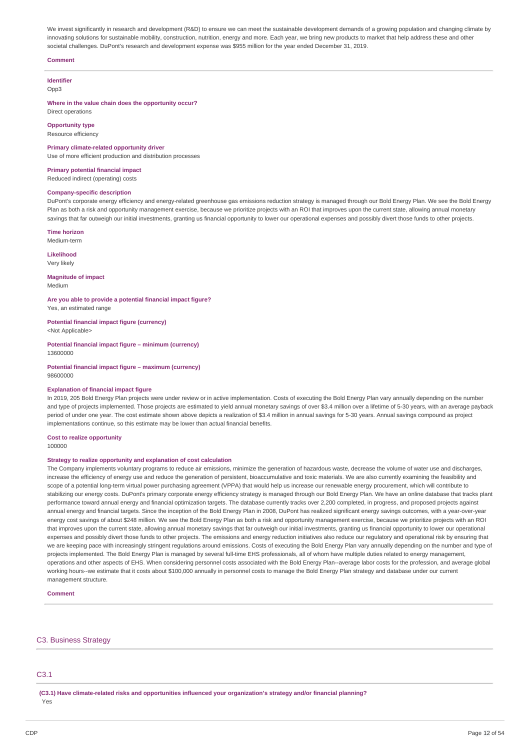We invest significantly in research and development (R&D) to ensure we can meet the sustainable development demands of a growing population and changing climate by innovating solutions for sustainable mobility, construction, nutrition, energy and more. Each year, we bring new products to market that help address these and other societal challenges. DuPont's research and development expense was $955 million for the year ended December 31, 2019.

**Comment**

**Identifier**
Opp3

**Where in the value chain does the opportunity occur?**
Direct operations

**Opportunity type**
Resource efficiency

**Primary climate-related opportunity driver**
Use of more efficient production and distribution processes

**Primary potential financial impact**
Reduced indirect (operating) costs

**Company-specific description**
DuPont's corporate energy efficiency and energy-related greenhouse gas emissions reduction strategy is managed through our Bold Energy Plan. We see the Bold Energy Plan as both a risk and opportunity management exercise, because we prioritize projects with an ROI that improves upon the current state, allowing annual monetary savings that far outweigh our initial investments, granting us financial opportunity to lower our operational expenses and possibly divert those funds to other projects.

**Time horizon**
Medium-term

**Likelihood**
Very likely

**Magnitude of impact**
Medium

**Are you able to provide a potential financial impact figure?**
Yes, an estimated range

**Potential financial impact figure (currency)**
<Not Applicable>

**Potential financial impact figure – minimum (currency)**
13600000

**Potential financial impact figure – maximum (currency)**
98600000

**Explanation of financial impact figure**
In 2019, 205 Bold Energy Plan projects were under review or in active implementation. Costs of executing the Bold Energy Plan vary annually depending on the number and type of projects implemented. Those projects are estimated to yield annual monetary savings of over $3.4 million over a lifetime of 5-30 years, with an average payback period of under one year. The cost estimate shown above depicts a realization of $3.4 million in annual savings for 5-30 years. Annual savings compound as project implementations continue, so this estimate may be lower than actual financial benefits.

**Cost to realize opportunity**
100000

**Strategy to realize opportunity and explanation of cost calculation**
The Company implements voluntary programs to reduce air emissions, minimize the generation of hazardous waste, decrease the volume of water use and discharges, increase the efficiency of energy use and reduce the generation of persistent, bioaccumulative and toxic materials. We are also currently examining the feasibility and scope of a potential long-term virtual power purchasing agreement (VPPA) that would help us increase our renewable energy procurement, which will contribute to stabilizing our energy costs. DuPont's primary corporate energy efficiency strategy is managed through our Bold Energy Plan. We have an online database that tracks plant performance toward annual energy and financial optimization targets. The database currently tracks over 2,200 completed, in progress, and proposed projects against annual energy and financial targets. Since the inception of the Bold Energy Plan in 2008, DuPont has realized significant energy savings outcomes, with a year-over-year energy cost savings of about $248 million. We see the Bold Energy Plan as both a risk and opportunity management exercise, because we prioritize projects with an ROI that improves upon the current state, allowing annual monetary savings that far outweigh our initial investments, granting us financial opportunity to lower our operational expenses and possibly divert those funds to other projects. The emissions and energy reduction initiatives also reduce our regulatory and operational risk by ensuring that we are keeping pace with increasingly stringent regulations around emissions. Costs of executing the Bold Energy Plan vary annually depending on the number and type of projects implemented. The Bold Energy Plan is managed by several full-time EHS professionals, all of whom have multiple duties related to energy management, operations and other aspects of EHS. When considering personnel costs associated with the Bold Energy Plan--average labor costs for the profession, and average global working hours--we estimate that it costs about $100,000 annually in personnel costs to manage the Bold Energy Plan strategy and database under our current management structure.

**Comment**

## C3. Business Strategy

### C3.1

**(C3.1) Have climate-related risks and opportunities influenced your organization's strategy and/or financial planning?**
Yes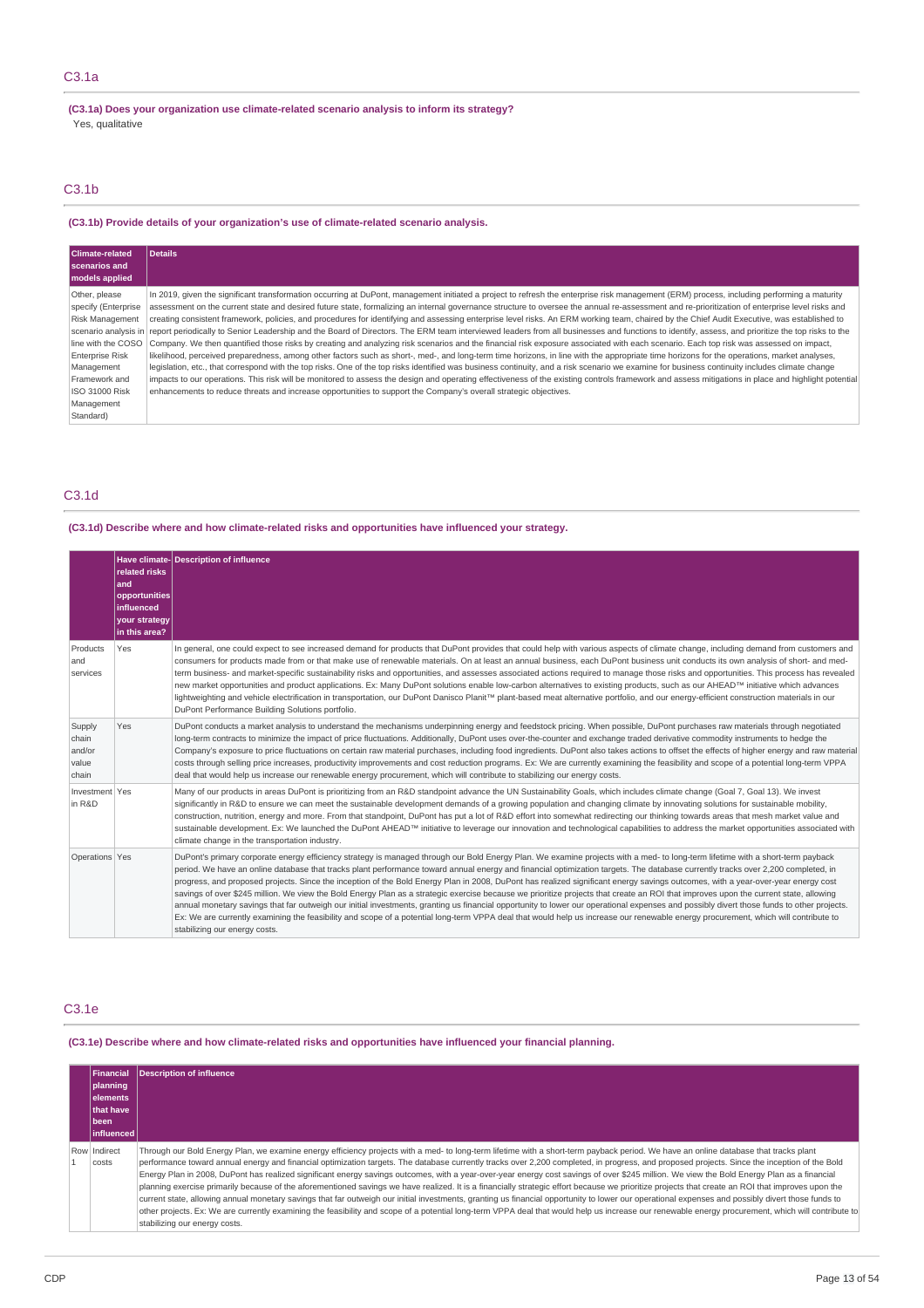## C3.1a

**(C3.1a) Does your organization use climate-related scenario analysis to inform its strategy?**

Yes, qualitative

## C3.1b

**(C3.1b) Provide details of your organization's use of climate-related scenario analysis.**

| Climate-related scenarios and models applied | Details |
|---|---|
| Other, please specify (Enterprise Risk Management scenario analysis in line with the COSO Enterprise Risk Management Framework and ISO 31000 Risk Management Standard) | In 2019, given the significant transformation occurring at DuPont, management initiated a project to refresh the enterprise risk management (ERM) process, including performing a maturity assessment on the current state and desired future state, formalizing an internal governance structure to oversee the annual re-assessment and re-prioritization of enterprise level risks and creating consistent framework, policies, and procedures for identifying and assessing enterprise level risks. An ERM working team, chaired by the Chief Audit Executive, was established to report periodically to Senior Leadership and the Board of Directors. The ERM team interviewed leaders from all businesses and functions to identify, assess, and prioritize the top risks to the Company. We then quantified those risks by creating and analyzing risk scenarios and the financial risk exposure associated with each scenario. Each top risk was assessed on impact, likelihood, perceived preparedness, among other factors such as short-, med-, and long-term time horizons, in line with the appropriate time horizons for the operations, market analyses, legislation, etc., that correspond with the top risks. One of the top risks identified was business continuity, and a risk scenario we examine for business continuity includes climate change impacts to our operations. This risk will be monitored to assess the design and operating effectiveness of the existing controls framework and assess mitigations in place and highlight potential enhancements to reduce threats and increase opportunities to support the Company's overall strategic objectives. |

## C3.1d

**(C3.1d) Describe where and how climate-related risks and opportunities have influenced your strategy.**

| | Have climate-related risks and opportunities influenced your strategy in this area? | Description of influence |
|---|---|---|
| Products and services | Yes | In general, one could expect to see increased demand for products that DuPont provides that could help with various aspects of climate change, including demand from customers and consumers for products made from or that make use of renewable materials. On at least an annual business, each DuPont business unit conducts its own analysis of short- and med-term business- and market-specific sustainability risks and opportunities, and assesses associated actions required to manage those risks and opportunities. This process has revealed new market opportunities and product applications. Ex: Many DuPont solutions enable low-carbon alternatives to existing products, such as our AHEAD™ initiative which advances lightweighting and vehicle electrification in transportation, our DuPont Danisco Planit™ plant-based meat alternative portfolio, and our energy-efficient construction materials in our DuPont Performance Building Solutions portfolio. |
| Supply chain and/or value chain | Yes | DuPont conducts a market analysis to understand the mechanisms underpinning energy and feedstock pricing. When possible, DuPont purchases raw materials through negotiated long-term contracts to minimize the impact of price fluctuations. Additionally, DuPont uses over-the-counter and exchange traded derivative commodity instruments to hedge the Company's exposure to price fluctuations on certain raw material purchases, including food ingredients. DuPont also takes actions to offset the effects of higher energy and raw material costs through selling price increases, productivity improvements and cost reduction programs. Ex: We are currently examining the feasibility and scope of a potential long-term VPPA deal that would help us increase our renewable energy procurement, which will contribute to stabilizing our energy costs. |
| Investment in R&D | Yes | Many of our products in areas DuPont is prioritizing from an R&D standpoint advance the UN Sustainability Goals, which includes climate change (Goal 7, Goal 13). We invest significantly in R&D to ensure we can meet the sustainable development demands of a growing population and changing climate by innovating solutions for sustainable mobility, construction, nutrition, energy and more. From that standpoint, DuPont has put a lot of R&D effort into somewhat redirecting our thinking towards areas that mesh market value and sustainable development. Ex: We launched the DuPont AHEAD™ initiative to leverage our innovation and technological capabilities to address the market opportunities associated with climate change in the transportation industry. |
| Operations | Yes | DuPont's primary corporate energy efficiency strategy is managed through our Bold Energy Plan. We examine projects with a med- to long-term lifetime with a short-term payback period. We have an online database that tracks plant performance toward annual energy and financial optimization targets. The database currently tracks over 2,200 completed, in progress, and proposed projects. Since the inception of the Bold Energy Plan in 2008, DuPont has realized significant energy savings outcomes, with a year-over-year energy cost savings of over $245 million. We view the Bold Energy Plan as a strategic exercise because we prioritize projects that create an ROI that improves upon the current state, allowing annual monetary savings that far outweigh our initial investments, granting us financial opportunity to lower our operational expenses and possibly divert those funds to other projects. Ex: We are currently examining the feasibility and scope of a potential long-term VPPA deal that would help us increase our renewable energy procurement, which will contribute to stabilizing our energy costs. |

## C3.1e

**(C3.1e) Describe where and how climate-related risks and opportunities have influenced your financial planning.**

| | Financial planning elements that have been influenced | Description of influence |
|---|---|---|
| Row 1 | Indirect costs | Through our Bold Energy Plan, we examine energy efficiency projects with a med- to long-term lifetime with a short-term payback period. We have an online database that tracks plant performance toward annual energy and financial optimization targets. The database currently tracks over 2,200 completed, in progress, and proposed projects. Since the inception of the Bold Energy Plan in 2008, DuPont has realized significant energy savings outcomes, with a year-over-year energy cost savings of over $245 million. We view the Bold Energy Plan as a financial planning exercise primarily because of the aforementioned savings we have realized. It is a financially strategic effort because we prioritize projects that create an ROI that improves upon the current state, allowing annual monetary savings that far outweigh our initial investments, granting us financial opportunity to lower our operational expenses and possibly divert those funds to other projects. Ex: We are currently examining the feasibility and scope of a potential long-term VPPA deal that would help us increase our renewable energy procurement, which will contribute to stabilizing our energy costs. |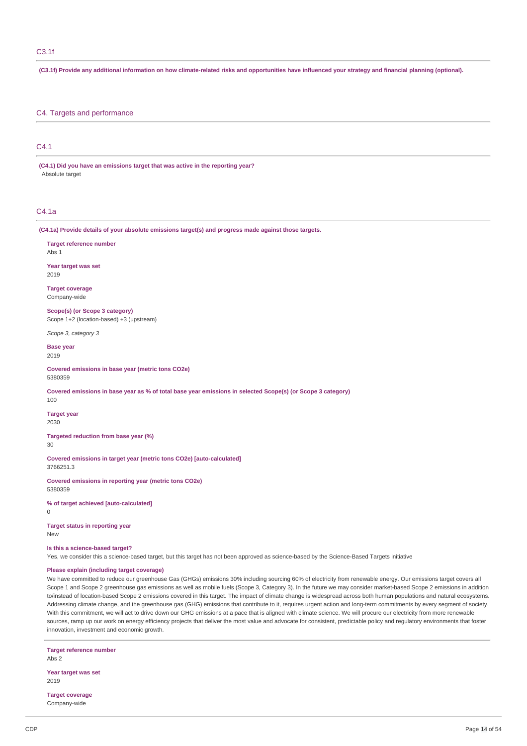## C3.1f

**(C3.1f) Provide any additional information on how climate-related risks and opportunities have influenced your strategy and financial planning (optional).**

# C4. Targets and performance

## C4.1

**(C4.1) Did you have an emissions target that was active in the reporting year?**

Absolute target

## C4.1a

**(C4.1a) Provide details of your absolute emissions target(s) and progress made against those targets.**

**Target reference number**
Abs 1

**Year target was set**
2019

**Target coverage**
Company-wide

**Scope(s) (or Scope 3 category)**
Scope 1+2 (location-based) +3 (upstream)

*Scope 3, category 3*

**Base year**
2019

**Covered emissions in base year (metric tons CO2e)**
5380359

**Covered emissions in base year as % of total base year emissions in selected Scope(s) (or Scope 3 category)**
100

**Target year**
2030

**Targeted reduction from base year (%)**
30

**Covered emissions in target year (metric tons CO2e) [auto-calculated]**
3766251.3

**Covered emissions in reporting year (metric tons CO2e)**
5380359

**% of target achieved [auto-calculated]**
0

**Target status in reporting year**
New

**Is this a science-based target?**
Yes, we consider this a science-based target, but this target has not been approved as science-based by the Science-Based Targets initiative

**Please explain (including target coverage)**
We have committed to reduce our greenhouse Gas (GHGs) emissions 30% including sourcing 60% of electricity from renewable energy. Our emissions target covers all Scope 1 and Scope 2 greenhouse gas emissions as well as mobile fuels (Scope 3, Category 3). In the future we may consider market-based Scope 2 emissions in addition to/instead of location-based Scope 2 emissions covered in this target. The impact of climate change is widespread across both human populations and natural ecosystems. Addressing climate change, and the greenhouse gas (GHG) emissions that contribute to it, requires urgent action and long-term commitments by every segment of society. With this commitment, we will act to drive down our GHG emissions at a pace that is aligned with climate science. We will procure our electricity from more renewable sources, ramp up our work on energy efficiency projects that deliver the most value and advocate for consistent, predictable policy and regulatory environments that foster innovation, investment and economic growth.

---

**Target reference number**
Abs 2

**Year target was set**
2019

**Target coverage**
Company-wide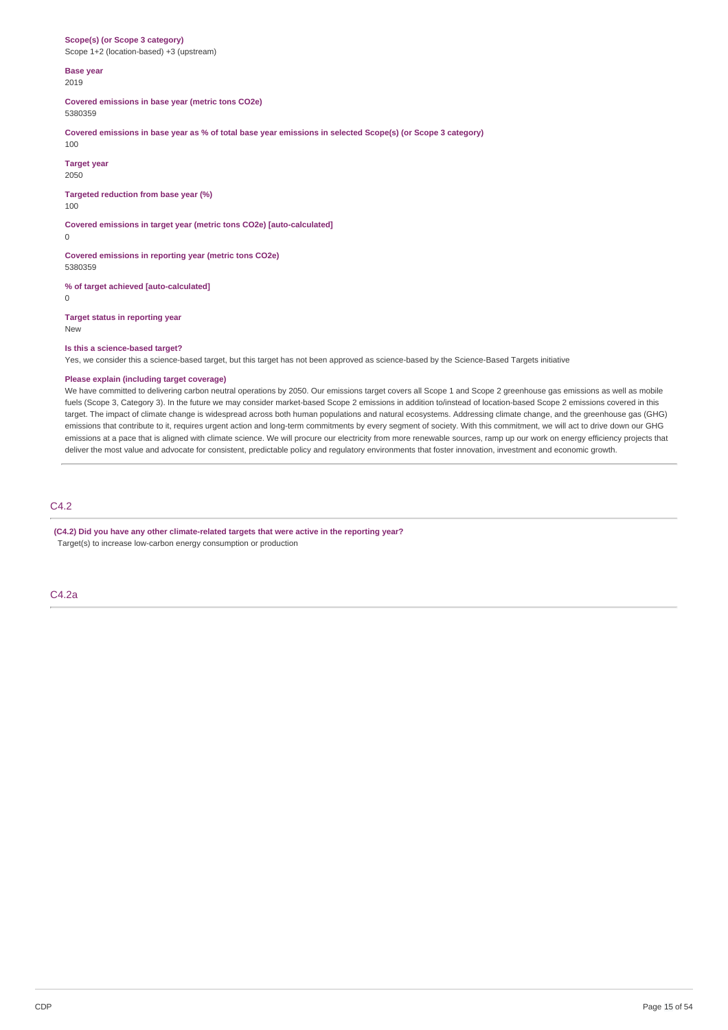**Scope(s) (or Scope 3 category)**
Scope 1+2 (location-based) +3 (upstream)

**Base year**
2019

**Covered emissions in base year (metric tons CO2e)**
5380359

**Covered emissions in base year as % of total base year emissions in selected Scope(s) (or Scope 3 category)**
100

**Target year**
2050

**Targeted reduction from base year (%)**
100

**Covered emissions in target year (metric tons CO2e) [auto-calculated]**
0

**Covered emissions in reporting year (metric tons CO2e)**
5380359

**% of target achieved [auto-calculated]**
0

**Target status in reporting year**
New

**Is this a science-based target?**
Yes, we consider this a science-based target, but this target has not been approved as science-based by the Science-Based Targets initiative

**Please explain (including target coverage)**
We have committed to delivering carbon neutral operations by 2050. Our emissions target covers all Scope 1 and Scope 2 greenhouse gas emissions as well as mobile fuels (Scope 3, Category 3). In the future we may consider market-based Scope 2 emissions in addition to/instead of location-based Scope 2 emissions covered in this target. The impact of climate change is widespread across both human populations and natural ecosystems. Addressing climate change, and the greenhouse gas (GHG) emissions that contribute to it, requires urgent action and long-term commitments by every segment of society. With this commitment, we will act to drive down our GHG emissions at a pace that is aligned with climate science. We will procure our electricity from more renewable sources, ramp up our work on energy efficiency projects that deliver the most value and advocate for consistent, predictable policy and regulatory environments that foster innovation, investment and economic growth.

## C4.2

**(C4.2) Did you have any other climate-related targets that were active in the reporting year?**
Target(s) to increase low-carbon energy consumption or production

## C4.2a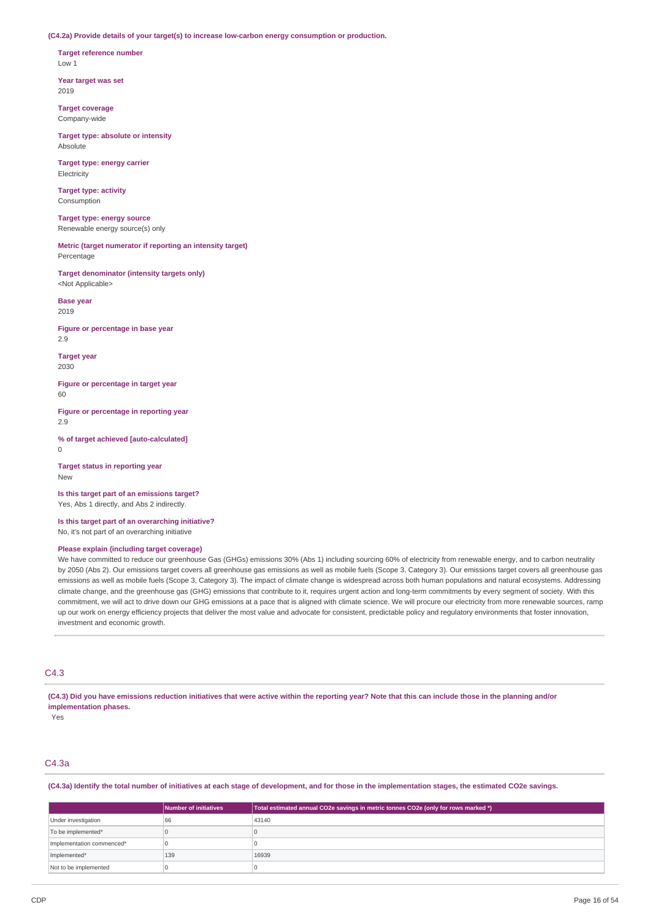**(C4.2a) Provide details of your target(s) to increase low-carbon energy consumption or production.**

**Target reference number**
Low 1

**Year target was set**
2019

**Target coverage**
Company-wide

**Target type: absolute or intensity**
Absolute

**Target type: energy carrier**
Electricity

**Target type: activity**
Consumption

**Target type: energy source**
Renewable energy source(s) only

**Metric (target numerator if reporting an intensity target)**
Percentage

**Target denominator (intensity targets only)**
<Not Applicable>

**Base year**
2019

**Figure or percentage in base year**
2.9

**Target year**
2030

**Figure or percentage in target year**
60

**Figure or percentage in reporting year**
2.9

**% of target achieved [auto-calculated]**
0

**Target status in reporting year**
New

**Is this target part of an emissions target?**
Yes, Abs 1 directly, and Abs 2 indirectly.

**Is this target part of an overarching initiative?**
No, it's not part of an overarching initiative

**Please explain (including target coverage)**
We have committed to reduce our greenhouse Gas (GHGs) emissions 30% (Abs 1) including sourcing 60% of electricity from renewable energy, and to carbon neutrality by 2050 (Abs 2). Our emissions target covers all greenhouse gas emissions as well as mobile fuels (Scope 3, Category 3). Our emissions target covers all greenhouse gas emissions as well as mobile fuels (Scope 3, Category 3). The impact of climate change is widespread across both human populations and natural ecosystems. Addressing climate change, and the greenhouse gas (GHG) emissions that contribute to it, requires urgent action and long-term commitments by every segment of society. With this commitment, we will act to drive down our GHG emissions at a pace that is aligned with climate science. We will procure our electricity from more renewable sources, ramp up our work on energy efficiency projects that deliver the most value and advocate for consistent, predictable policy and regulatory environments that foster innovation, investment and economic growth.

## C4.3

**(C4.3) Did you have emissions reduction initiatives that were active within the reporting year? Note that this can include those in the planning and/or implementation phases.**

Yes

## C4.3a

**(C4.3a) Identify the total number of initiatives at each stage of development, and for those in the implementation stages, the estimated CO2e savings.**

| | Number of initiatives | Total estimated annual CO2e savings in metric tonnes CO2e (only for rows marked *) |
|---|---|---|
| Under investigation | 66 | 43140 |
| To be implemented* | 0 | 0 |
| Implementation commenced* | 0 | 0 |
| Implemented* | 139 | 16939 |
| Not to be implemented | 0 | 0 |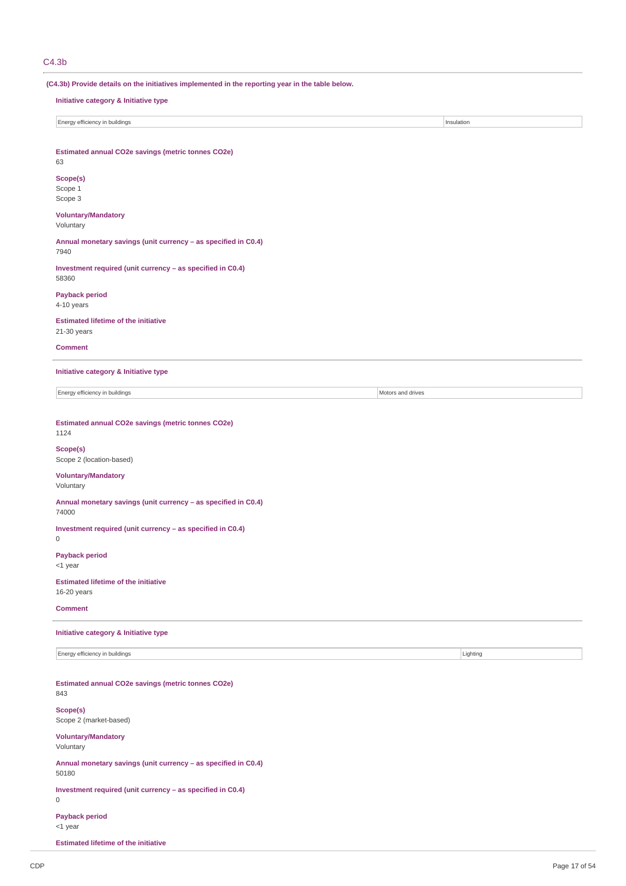## C4.3b

**(C4.3b) Provide details on the initiatives implemented in the reporting year in the table below.**

**Initiative category & Initiative type**

| Energy efficiency in buildings | Insulation |
|---|---|

**Estimated annual CO2e savings (metric tonnes CO2e)**
63

**Scope(s)**
Scope 1
Scope 3

**Voluntary/Mandatory**
Voluntary

**Annual monetary savings (unit currency – as specified in C0.4)**
7940

**Investment required (unit currency – as specified in C0.4)**
58360

**Payback period**
4-10 years

**Estimated lifetime of the initiative**
21-30 years

**Comment**

---

**Initiative category & Initiative type**

| Energy efficiency in buildings | Motors and drives |
|---|---|

**Estimated annual CO2e savings (metric tonnes CO2e)**
1124

**Scope(s)**
Scope 2 (location-based)

**Voluntary/Mandatory**
Voluntary

**Annual monetary savings (unit currency – as specified in C0.4)**
74000

**Investment required (unit currency – as specified in C0.4)**
0

**Payback period**
<1 year

**Estimated lifetime of the initiative**
16-20 years

**Comment**

---

**Initiative category & Initiative type**

| Energy efficiency in buildings | Lighting |
|---|---|

**Estimated annual CO2e savings (metric tonnes CO2e)**
843

**Scope(s)**
Scope 2 (market-based)

**Voluntary/Mandatory**
Voluntary

**Annual monetary savings (unit currency – as specified in C0.4)**
50180

**Investment required (unit currency – as specified in C0.4)**
0

**Payback period**
<1 year

**Estimated lifetime of the initiative**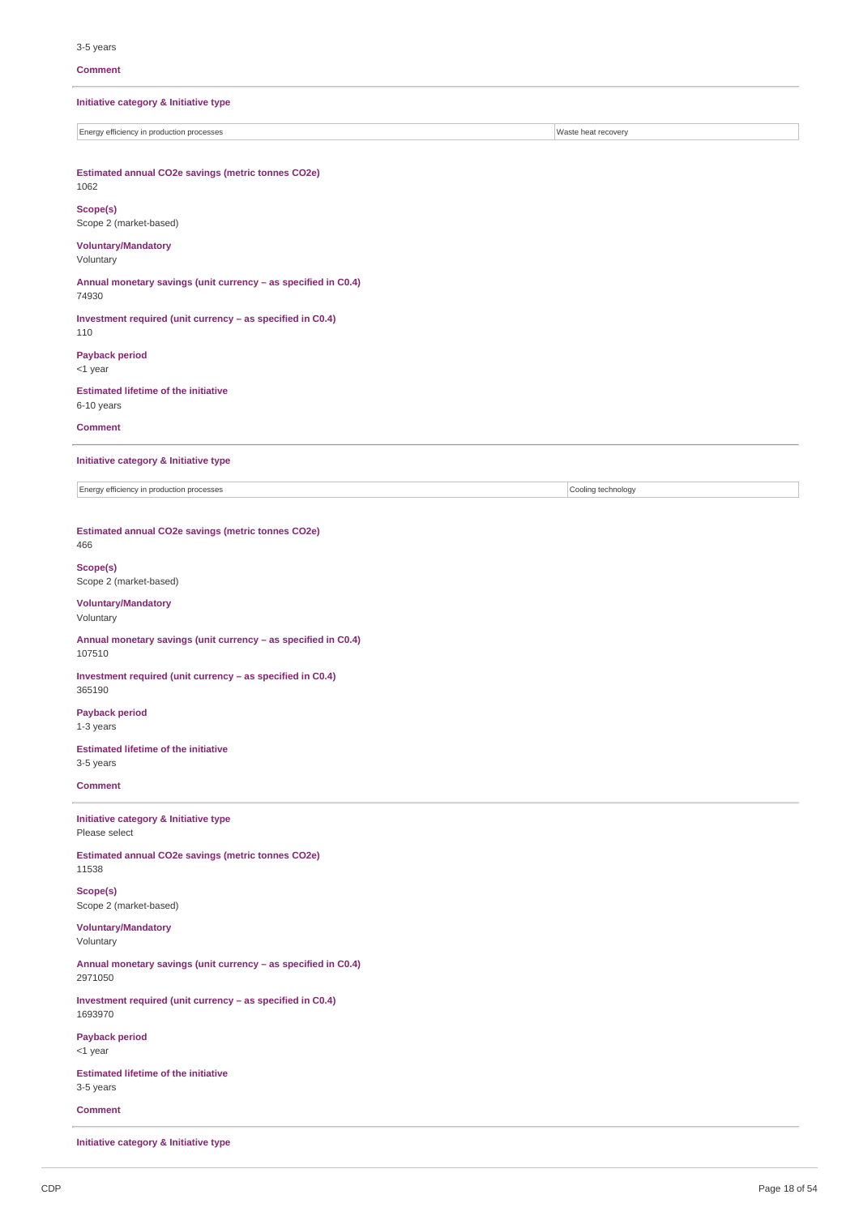3-5 years

**Comment**

**Initiative category & Initiative type**

| Energy efficiency in production processes | Waste heat recovery |
|---|---|

**Estimated annual CO2e savings (metric tonnes CO2e)**
1062

**Scope(s)**
Scope 2 (market-based)

**Voluntary/Mandatory**
Voluntary

**Annual monetary savings (unit currency – as specified in C0.4)**
74930

**Investment required (unit currency – as specified in C0.4)**
110

**Payback period**
<1 year

**Estimated lifetime of the initiative**
6-10 years

**Comment**

**Initiative category & Initiative type**

| Energy efficiency in production processes | Cooling technology |
|---|---|

**Estimated annual CO2e savings (metric tonnes CO2e)**
466

**Scope(s)**
Scope 2 (market-based)

**Voluntary/Mandatory**
Voluntary

**Annual monetary savings (unit currency – as specified in C0.4)**
107510

**Investment required (unit currency – as specified in C0.4)**
365190

**Payback period**
1-3 years

**Estimated lifetime of the initiative**
3-5 years

**Comment**

**Initiative category & Initiative type**
Please select

**Estimated annual CO2e savings (metric tonnes CO2e)**
11538

**Scope(s)**
Scope 2 (market-based)

**Voluntary/Mandatory**
Voluntary

**Annual monetary savings (unit currency – as specified in C0.4)**
2971050

**Investment required (unit currency – as specified in C0.4)**
1693970

**Payback period**
<1 year

**Estimated lifetime of the initiative**
3-5 years

**Comment**

**Initiative category & Initiative type**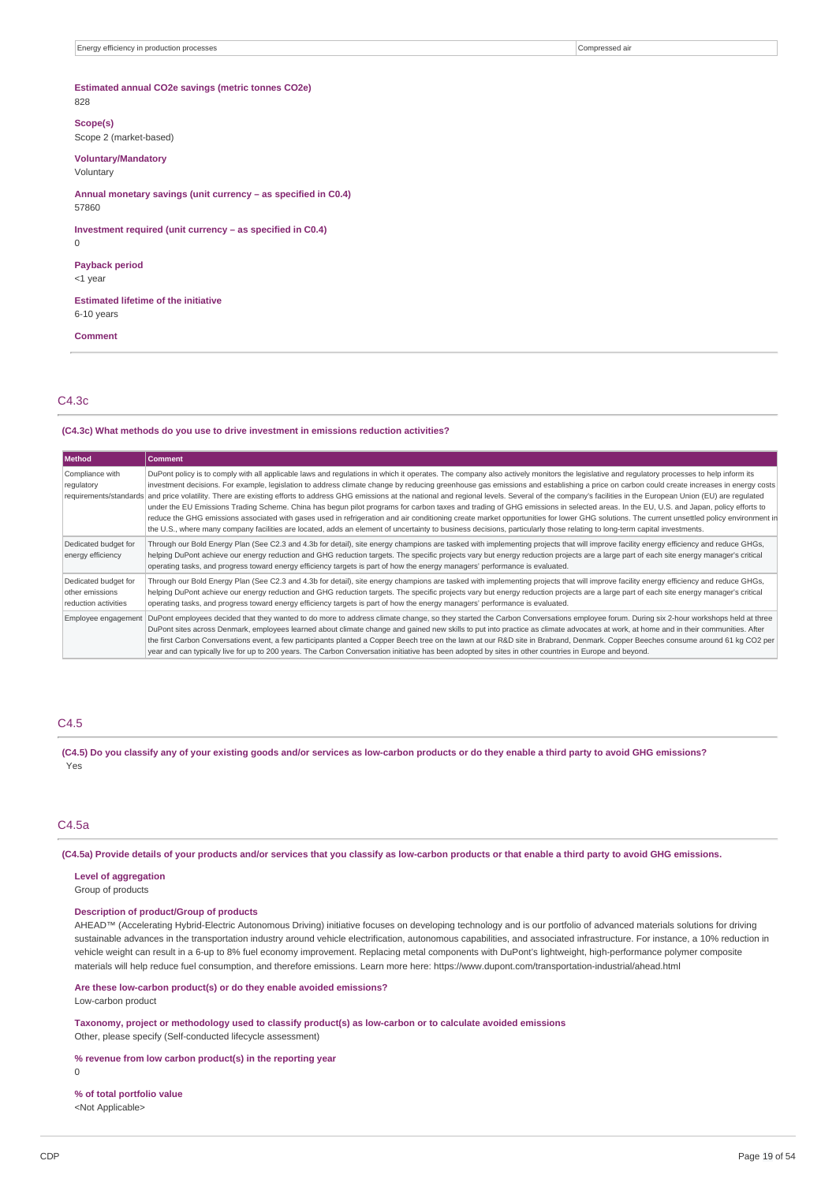| Energy efficiency in production processes | Compressed air |
|---|---|

**Estimated annual CO2e savings (metric tonnes CO2e)**
828

**Scope(s)**
Scope 2 (market-based)

**Voluntary/Mandatory**
Voluntary

**Annual monetary savings (unit currency – as specified in C0.4)**
57860

**Investment required (unit currency – as specified in C0.4)**
0

**Payback period**
<1 year

**Estimated lifetime of the initiative**
6-10 years

**Comment**

## C4.3c

**(C4.3c) What methods do you use to drive investment in emissions reduction activities?**

| Method | Comment |
|---|---|
| Compliance with regulatory requirements/standards | DuPont policy is to comply with all applicable laws and regulations in which it operates. The company also actively monitors the legislative and regulatory processes to help inform its investment decisions. For example, legislation to address climate change by reducing greenhouse gas emissions and establishing a price on carbon could create increases in energy costs and price volatility. There are existing efforts to address GHG emissions at the national and regional levels. Several of the company's facilities in the European Union (EU) are regulated under the EU Emissions Trading Scheme. China has begun pilot programs for carbon taxes and trading of GHG emissions in selected areas. In the EU, U.S. and Japan, policy efforts to reduce the GHG emissions associated with gases used in refrigeration and air conditioning create market opportunities for lower GHG solutions. The current unsettled policy environment in the U.S., where many company facilities are located, adds an element of uncertainty to business decisions, particularly those relating to long-term capital investments. |
| Dedicated budget for energy efficiency | Through our Bold Energy Plan (See C2.3 and 4.3b for detail), site energy champions are tasked with implementing projects that will improve facility energy efficiency and reduce GHGs, helping DuPont achieve our energy reduction and GHG reduction targets. The specific projects vary but energy reduction projects are a large part of each site energy manager's critical operating tasks, and progress toward energy efficiency targets is part of how the energy managers' performance is evaluated. |
| Dedicated budget for other emissions reduction activities | Through our Bold Energy Plan (See C2.3 and 4.3b for detail), site energy champions are tasked with implementing projects that will improve facility energy efficiency and reduce GHGs, helping DuPont achieve our energy reduction and GHG reduction targets. The specific projects vary but energy reduction projects are a large part of each site energy manager's critical operating tasks, and progress toward energy efficiency targets is part of how the energy managers' performance is evaluated. |
| Employee engagement | DuPont employees decided that they wanted to do more to address climate change, so they started the Carbon Conversations employee forum. During six 2-hour workshops held at three DuPont sites across Denmark, employees learned about climate change and gained new skills to put into practice as climate advocates at work, at home and in their communities. After the first Carbon Conversations event, a few participants planted a Copper Beech tree on the lawn at our R&D site in Brabrand, Denmark. Copper Beeches consume around 61 kg CO2 per year and can typically live for up to 200 years. The Carbon Conversation initiative has been adopted by sites in other countries in Europe and beyond. |

## C4.5

**(C4.5) Do you classify any of your existing goods and/or services as low-carbon products or do they enable a third party to avoid GHG emissions?**
Yes

## C4.5a

**(C4.5a) Provide details of your products and/or services that you classify as low-carbon products or that enable a third party to avoid GHG emissions.**

**Level of aggregation**
Group of products

**Description of product/Group of products**
AHEAD™ (Accelerating Hybrid-Electric Autonomous Driving) initiative focuses on developing technology and is our portfolio of advanced materials solutions for driving sustainable advances in the transportation industry around vehicle electrification, autonomous capabilities, and associated infrastructure. For instance, a 10% reduction in vehicle weight can result in a 6-up to 8% fuel economy improvement. Replacing metal components with DuPont's lightweight, high-performance polymer composite materials will help reduce fuel consumption, and therefore emissions. Learn more here: https://www.dupont.com/transportation-industrial/ahead.html

**Are these low-carbon product(s) or do they enable avoided emissions?**
Low-carbon product

**Taxonomy, project or methodology used to classify product(s) as low-carbon or to calculate avoided emissions**
Other, please specify (Self-conducted lifecycle assessment)

**% revenue from low carbon product(s) in the reporting year**
0

**% of total portfolio value**
<Not Applicable>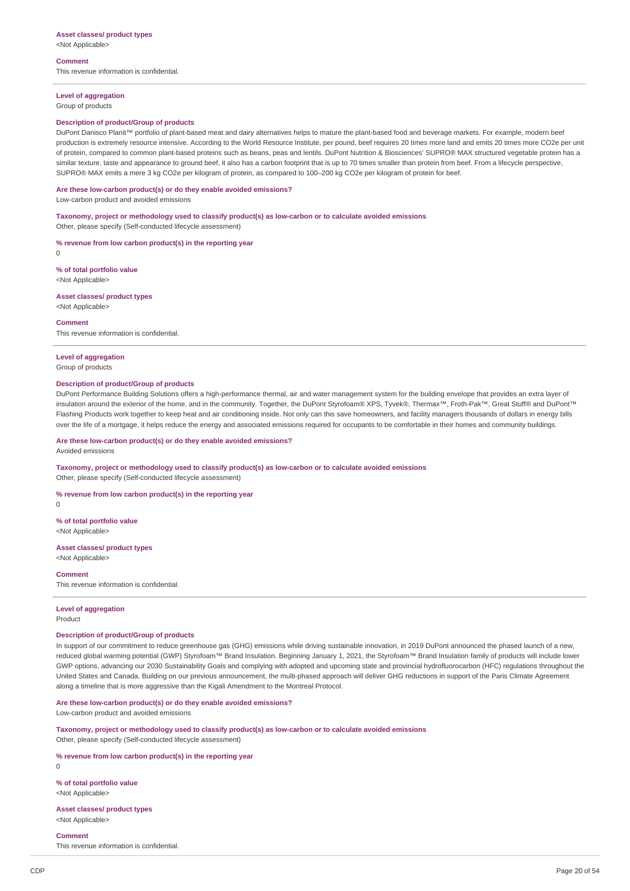**Asset classes/ product types**
<Not Applicable>

**Comment**
This revenue information is confidential.

---

**Level of aggregation**
Group of products

**Description of product/Group of products**
DuPont Danisco Planit™ portfolio of plant-based meat and dairy alternatives helps to mature the plant-based food and beverage markets. For example, modern beef production is extremely resource intensive. According to the World Resource Institute, per pound, beef requires 20 times more land and emits 20 times more CO2e per unit of protein, compared to common plant-based proteins such as beans, peas and lentils. DuPont Nutrition & Biosciences' SUPRO® MAX structured vegetable protein has a similar texture, taste and appearance to ground beef, it also has a carbon footprint that is up to 70 times smaller than protein from beef. From a lifecycle perspective, SUPRO® MAX emits a mere 3 kg CO2e per kilogram of protein, as compared to 100–200 kg CO2e per kilogram of protein for beef.

**Are these low-carbon product(s) or do they enable avoided emissions?**
Low-carbon product and avoided emissions

**Taxonomy, project or methodology used to classify product(s) as low-carbon or to calculate avoided emissions**
Other, please specify (Self-conducted lifecycle assessment)

**% revenue from low carbon product(s) in the reporting year**
0

**% of total portfolio value**
<Not Applicable>

**Asset classes/ product types**
<Not Applicable>

**Comment**
This revenue information is confidential.

---

**Level of aggregation**
Group of products

**Description of product/Group of products**
DuPont Performance Building Solutions offers a high-performance thermal, air and water management system for the building envelope that provides an extra layer of insulation around the exterior of the home, and in the community. Together, the DuPont Styrofoam® XPS, Tyvek®, Thermax™, Froth-Pak™, Great Stuff® and DuPont™ Flashing Products work together to keep heat and air conditioning inside. Not only can this save homeowners, and facility managers thousands of dollars in energy bills over the life of a mortgage, it helps reduce the energy and associated emissions required for occupants to be comfortable in their homes and community buildings.

**Are these low-carbon product(s) or do they enable avoided emissions?**
Avoided emissions

**Taxonomy, project or methodology used to classify product(s) as low-carbon or to calculate avoided emissions**
Other, please specify (Self-conducted lifecycle assessment)

**% revenue from low carbon product(s) in the reporting year**
0

**% of total portfolio value**
<Not Applicable>

**Asset classes/ product types**
<Not Applicable>

**Comment**
This revenue information is confidential.

---

**Level of aggregation**
Product

**Description of product/Group of products**
In support of our commitment to reduce greenhouse gas (GHG) emissions while driving sustainable innovation, in 2019 DuPont announced the phased launch of a new, reduced global warming potential (GWP) Styrofoam™ Brand Insulation. Beginning January 1, 2021, the Styrofoam™ Brand Insulation family of products will include lower GWP options, advancing our 2030 Sustainability Goals and complying with adopted and upcoming state and provincial hydrofluorocarbon (HFC) regulations throughout the United States and Canada. Building on our previous announcement, the multi-phased approach will deliver GHG reductions in support of the Paris Climate Agreement along a timeline that is more aggressive than the Kigali Amendment to the Montreal Protocol.

**Are these low-carbon product(s) or do they enable avoided emissions?**
Low-carbon product and avoided emissions

**Taxonomy, project or methodology used to classify product(s) as low-carbon or to calculate avoided emissions**
Other, please specify (Self-conducted lifecycle assessment)

**% revenue from low carbon product(s) in the reporting year**
0

**% of total portfolio value**
<Not Applicable>

**Asset classes/ product types**
<Not Applicable>

**Comment**
This revenue information is confidential.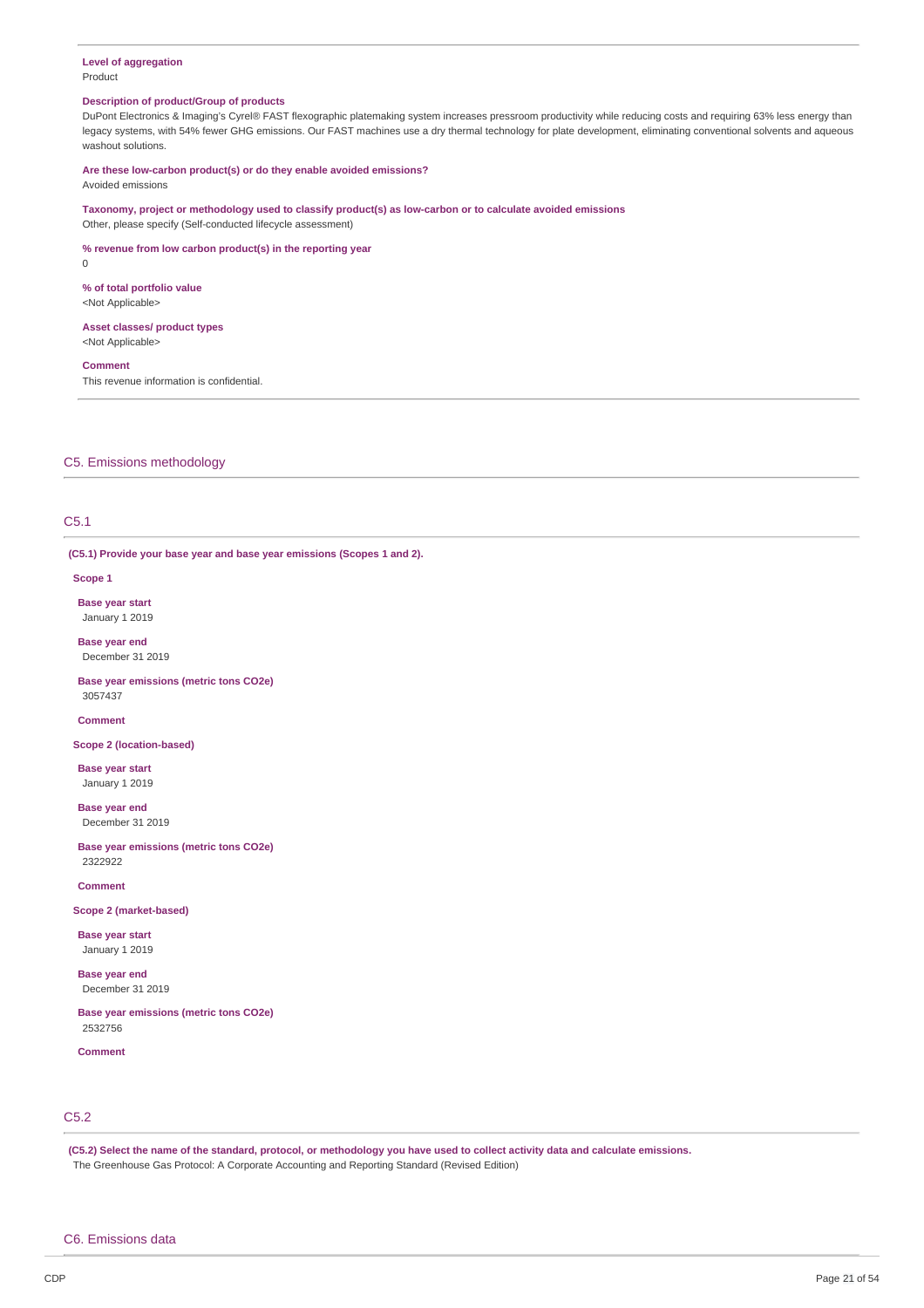**Level of aggregation**
Product

**Description of product/Group of products**
DuPont Electronics & Imaging's Cyrel® FAST flexographic platemaking system increases pressroom productivity while reducing costs and requiring 63% less energy than legacy systems, with 54% fewer GHG emissions. Our FAST machines use a dry thermal technology for plate development, eliminating conventional solvents and aqueous washout solutions.

**Are these low-carbon product(s) or do they enable avoided emissions?**
Avoided emissions

**Taxonomy, project or methodology used to classify product(s) as low-carbon or to calculate avoided emissions**
Other, please specify (Self-conducted lifecycle assessment)

**% revenue from low carbon product(s) in the reporting year**
0

**% of total portfolio value**
<Not Applicable>

**Asset classes/ product types**
<Not Applicable>

**Comment**
This revenue information is confidential.

## C5. Emissions methodology

### C5.1

**(C5.1) Provide your base year and base year emissions (Scopes 1 and 2).**

**Scope 1**

**Base year start**
January 1 2019

**Base year end**
December 31 2019

**Base year emissions (metric tons CO2e)**
3057437

**Comment**

**Scope 2 (location-based)**

**Base year start**
January 1 2019

**Base year end**
December 31 2019

**Base year emissions (metric tons CO2e)**
2322922

**Comment**

**Scope 2 (market-based)**

**Base year start**
January 1 2019

**Base year end**
December 31 2019

**Base year emissions (metric tons CO2e)**
2532756

**Comment**

### C5.2

**(C5.2) Select the name of the standard, protocol, or methodology you have used to collect activity data and calculate emissions.**
The Greenhouse Gas Protocol: A Corporate Accounting and Reporting Standard (Revised Edition)

## C6. Emissions data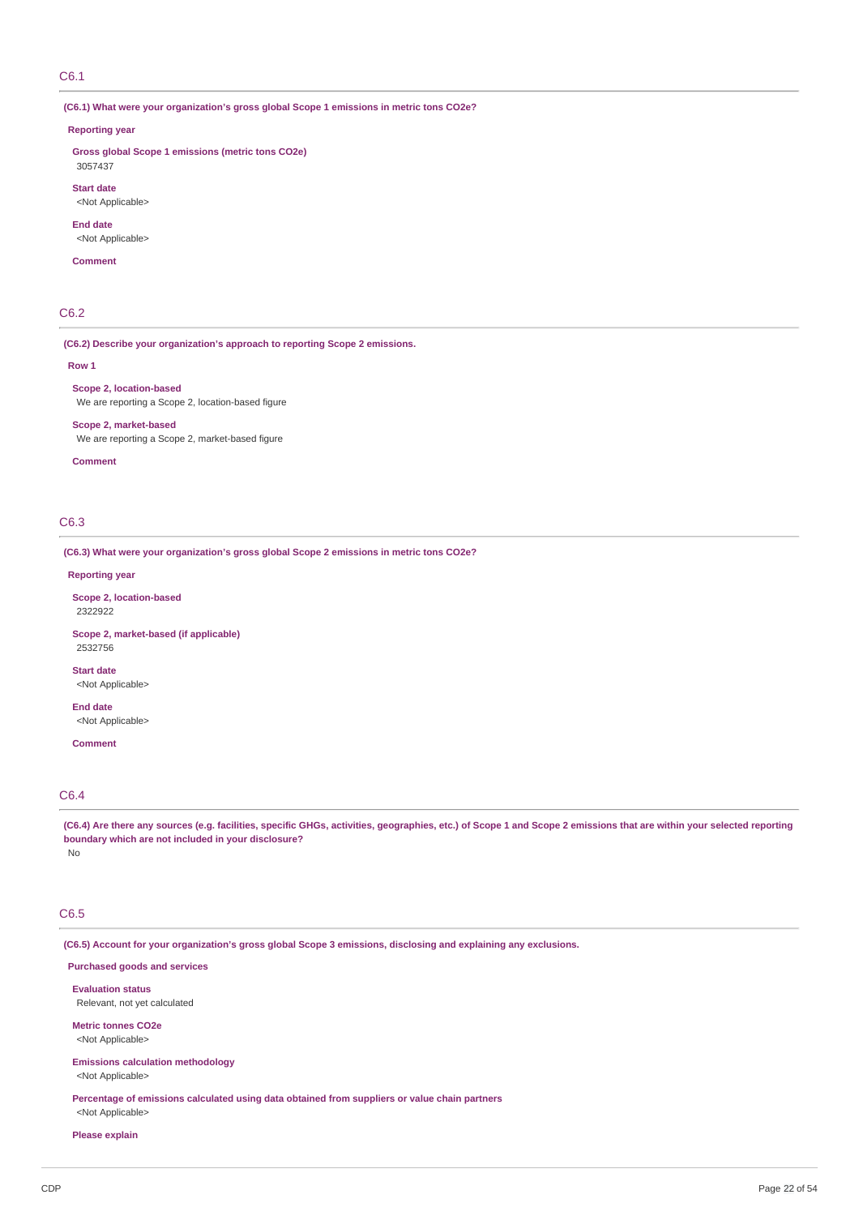## C6.1

**(C6.1) What were your organization's gross global Scope 1 emissions in metric tons CO2e?**

**Reporting year**

**Gross global Scope 1 emissions (metric tons CO2e)**
3057437

**Start date**
<Not Applicable>

**End date**
<Not Applicable>

**Comment**

## C6.2

**(C6.2) Describe your organization's approach to reporting Scope 2 emissions.**

**Row 1**

**Scope 2, location-based**
We are reporting a Scope 2, location-based figure

**Scope 2, market-based**
We are reporting a Scope 2, market-based figure

**Comment**

## C6.3

**(C6.3) What were your organization's gross global Scope 2 emissions in metric tons CO2e?**

**Reporting year**

**Scope 2, location-based**
2322922

**Scope 2, market-based (if applicable)**
2532756

**Start date**
<Not Applicable>

**End date**
<Not Applicable>

**Comment**

## C6.4

**(C6.4) Are there any sources (e.g. facilities, specific GHGs, activities, geographies, etc.) of Scope 1 and Scope 2 emissions that are within your selected reporting boundary which are not included in your disclosure?**
No

## C6.5

**(C6.5) Account for your organization's gross global Scope 3 emissions, disclosing and explaining any exclusions.**

**Purchased goods and services**

**Evaluation status**
Relevant, not yet calculated

**Metric tonnes CO2e**
<Not Applicable>

**Emissions calculation methodology**
<Not Applicable>

**Percentage of emissions calculated using data obtained from suppliers or value chain partners**
<Not Applicable>

**Please explain**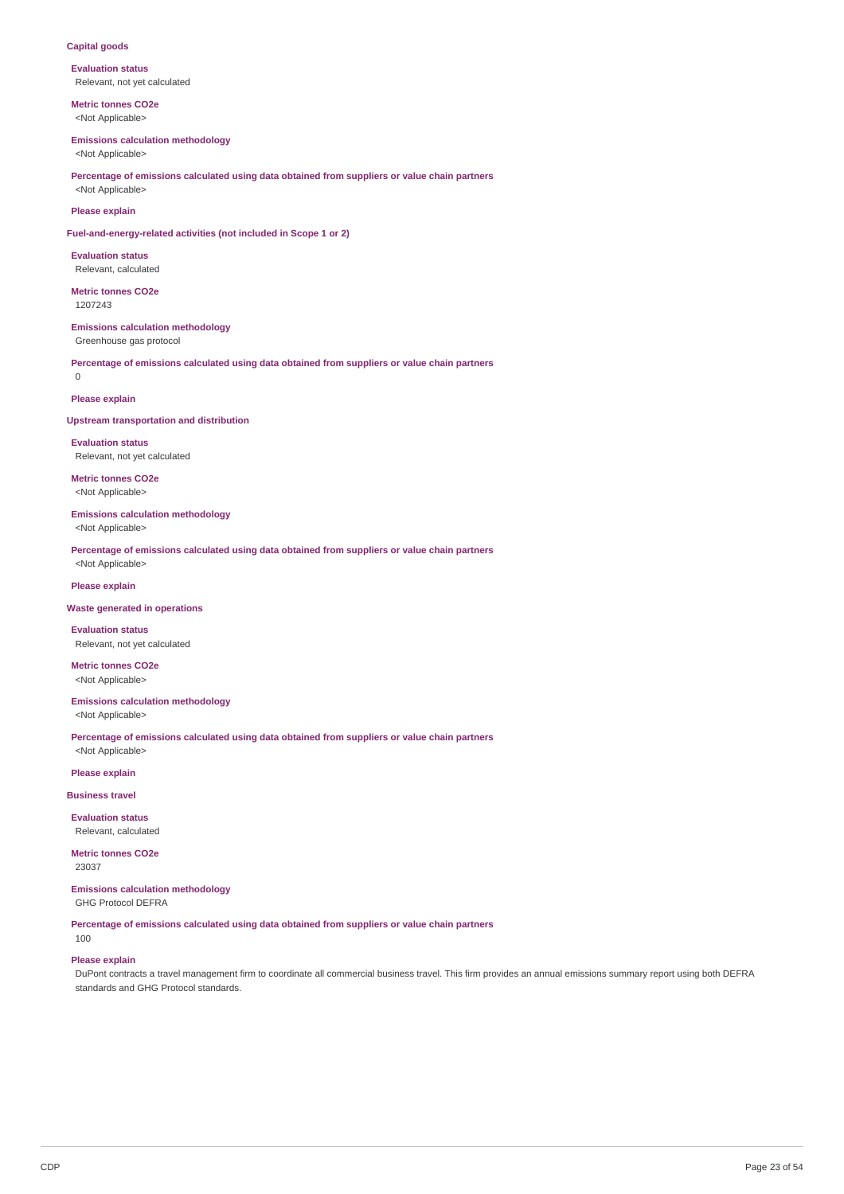**Capital goods**

**Evaluation status**
Relevant, not yet calculated

**Metric tonnes CO2e**
<Not Applicable>

**Emissions calculation methodology**
<Not Applicable>

**Percentage of emissions calculated using data obtained from suppliers or value chain partners**
<Not Applicable>

**Please explain**

**Fuel-and-energy-related activities (not included in Scope 1 or 2)**

**Evaluation status**
Relevant, calculated

**Metric tonnes CO2e**
1207243

**Emissions calculation methodology**
Greenhouse gas protocol

**Percentage of emissions calculated using data obtained from suppliers or value chain partners**
0

**Please explain**

**Upstream transportation and distribution**

**Evaluation status**
Relevant, not yet calculated

**Metric tonnes CO2e**
<Not Applicable>

**Emissions calculation methodology**
<Not Applicable>

**Percentage of emissions calculated using data obtained from suppliers or value chain partners**
<Not Applicable>

**Please explain**

**Waste generated in operations**

**Evaluation status**
Relevant, not yet calculated

**Metric tonnes CO2e**
<Not Applicable>

**Emissions calculation methodology**
<Not Applicable>

**Percentage of emissions calculated using data obtained from suppliers or value chain partners**
<Not Applicable>

**Please explain**

**Business travel**

**Evaluation status**
Relevant, calculated

**Metric tonnes CO2e**
23037

**Emissions calculation methodology**
GHG Protocol DEFRA

**Percentage of emissions calculated using data obtained from suppliers or value chain partners**
100

**Please explain**
DuPont contracts a travel management firm to coordinate all commercial business travel. This firm provides an annual emissions summary report using both DEFRA standards and GHG Protocol standards.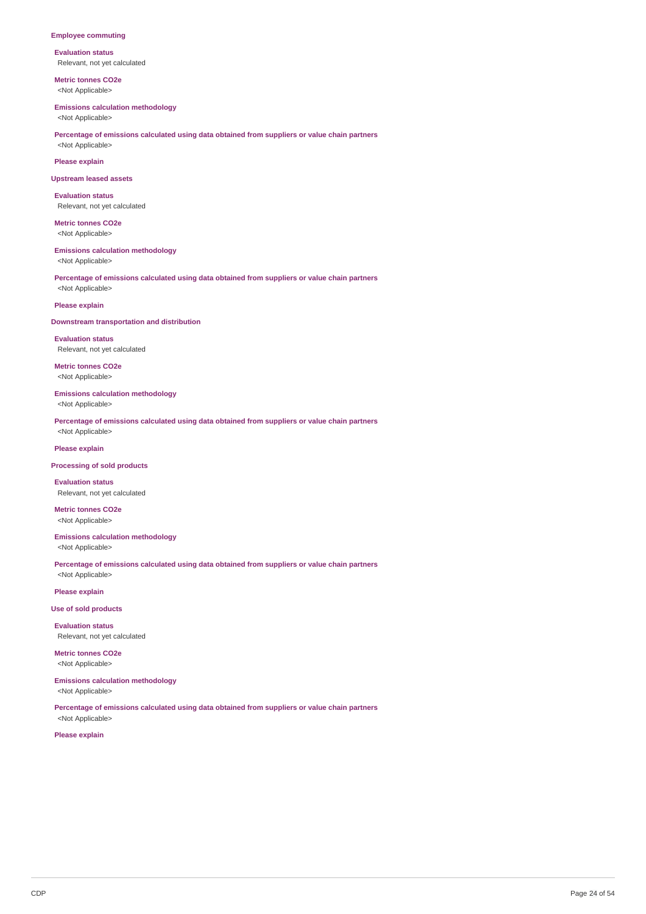**Employee commuting**

**Evaluation status**
Relevant, not yet calculated

**Metric tonnes CO2e**
<Not Applicable>

**Emissions calculation methodology**
<Not Applicable>

**Percentage of emissions calculated using data obtained from suppliers or value chain partners**
<Not Applicable>

**Please explain**

**Upstream leased assets**

**Evaluation status**
Relevant, not yet calculated

**Metric tonnes CO2e**
<Not Applicable>

**Emissions calculation methodology**
<Not Applicable>

**Percentage of emissions calculated using data obtained from suppliers or value chain partners**
<Not Applicable>

**Please explain**

**Downstream transportation and distribution**

**Evaluation status**
Relevant, not yet calculated

**Metric tonnes CO2e**
<Not Applicable>

**Emissions calculation methodology**
<Not Applicable>

**Percentage of emissions calculated using data obtained from suppliers or value chain partners**
<Not Applicable>

**Please explain**

**Processing of sold products**

**Evaluation status**
Relevant, not yet calculated

**Metric tonnes CO2e**
<Not Applicable>

**Emissions calculation methodology**
<Not Applicable>

**Percentage of emissions calculated using data obtained from suppliers or value chain partners**
<Not Applicable>

**Please explain**

**Use of sold products**

**Evaluation status**
Relevant, not yet calculated

**Metric tonnes CO2e**
<Not Applicable>

**Emissions calculation methodology**
<Not Applicable>

**Percentage of emissions calculated using data obtained from suppliers or value chain partners**
<Not Applicable>

**Please explain**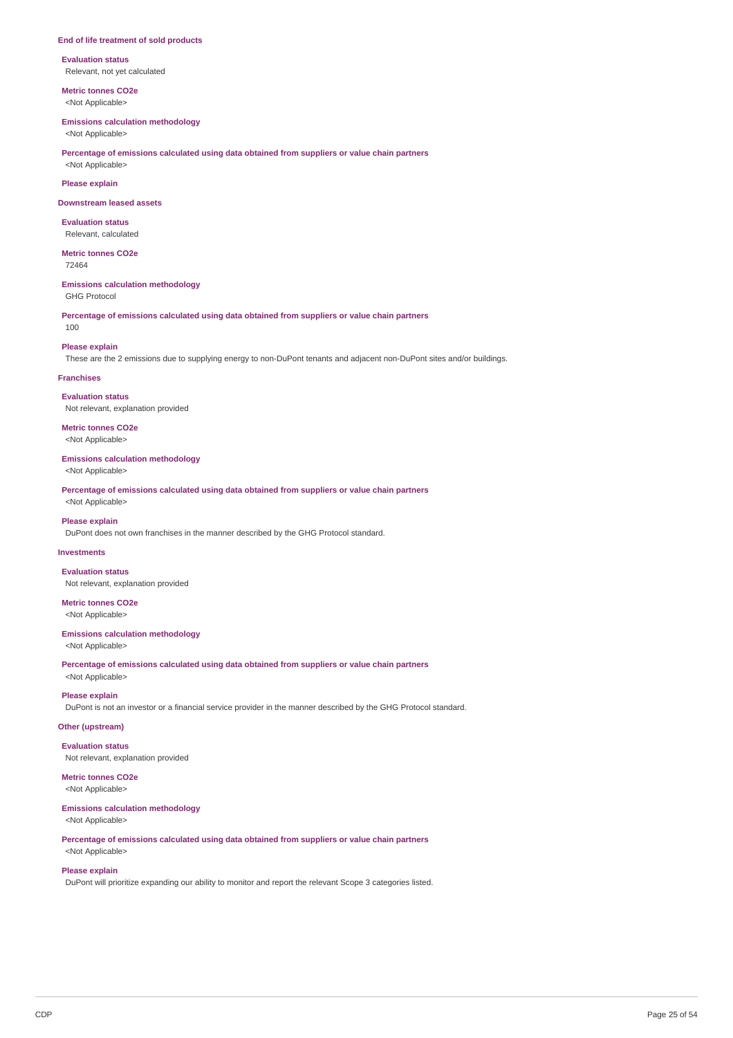### End of life treatment of sold products

**Evaluation status**
Relevant, not yet calculated

**Metric tonnes CO2e**
<Not Applicable>

**Emissions calculation methodology**
<Not Applicable>

**Percentage of emissions calculated using data obtained from suppliers or value chain partners**
<Not Applicable>

**Please explain**

### Downstream leased assets

**Evaluation status**
Relevant, calculated

**Metric tonnes CO2e**
72464

**Emissions calculation methodology**
GHG Protocol

**Percentage of emissions calculated using data obtained from suppliers or value chain partners**
100

**Please explain**
These are the 2 emissions due to supplying energy to non-DuPont tenants and adjacent non-DuPont sites and/or buildings.

### Franchises

**Evaluation status**
Not relevant, explanation provided

**Metric tonnes CO2e**
<Not Applicable>

**Emissions calculation methodology**
<Not Applicable>

**Percentage of emissions calculated using data obtained from suppliers or value chain partners**
<Not Applicable>

**Please explain**
DuPont does not own franchises in the manner described by the GHG Protocol standard.

### Investments

**Evaluation status**
Not relevant, explanation provided

**Metric tonnes CO2e**
<Not Applicable>

**Emissions calculation methodology**
<Not Applicable>

**Percentage of emissions calculated using data obtained from suppliers or value chain partners**
<Not Applicable>

**Please explain**
DuPont is not an investor or a financial service provider in the manner described by the GHG Protocol standard.

### Other (upstream)

**Evaluation status**
Not relevant, explanation provided

**Metric tonnes CO2e**
<Not Applicable>

**Emissions calculation methodology**
<Not Applicable>

**Percentage of emissions calculated using data obtained from suppliers or value chain partners**
<Not Applicable>

**Please explain**
DuPont will prioritize expanding our ability to monitor and report the relevant Scope 3 categories listed.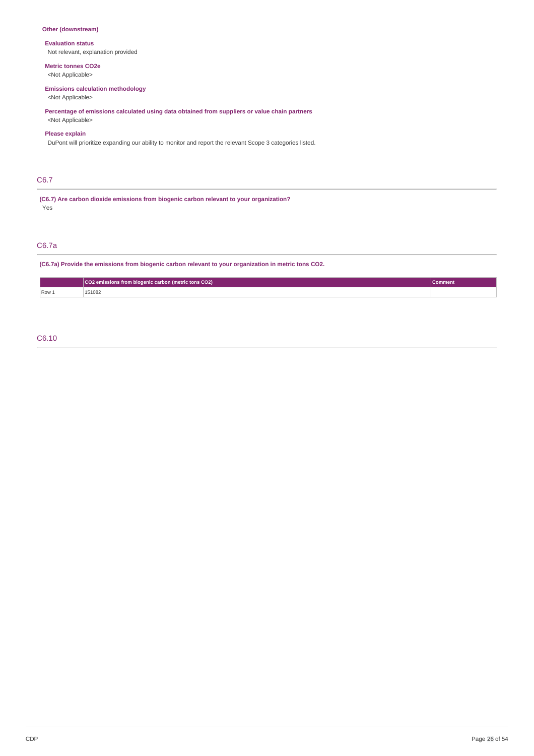**Other (downstream)**

**Evaluation status**

Not relevant, explanation provided

**Metric tonnes CO2e**

<Not Applicable>

**Emissions calculation methodology**

<Not Applicable>

**Percentage of emissions calculated using data obtained from suppliers or value chain partners**

<Not Applicable>

**Please explain**

DuPont will prioritize expanding our ability to monitor and report the relevant Scope 3 categories listed.

## C6.7

**(C6.7) Are carbon dioxide emissions from biogenic carbon relevant to your organization?**

Yes

## C6.7a

**(C6.7a) Provide the emissions from biogenic carbon relevant to your organization in metric tons CO2.**

| | CO2 emissions from biogenic carbon (metric tons CO2) | Comment |
|---|---|---|
| Row 1 | 151082 | |

## C6.10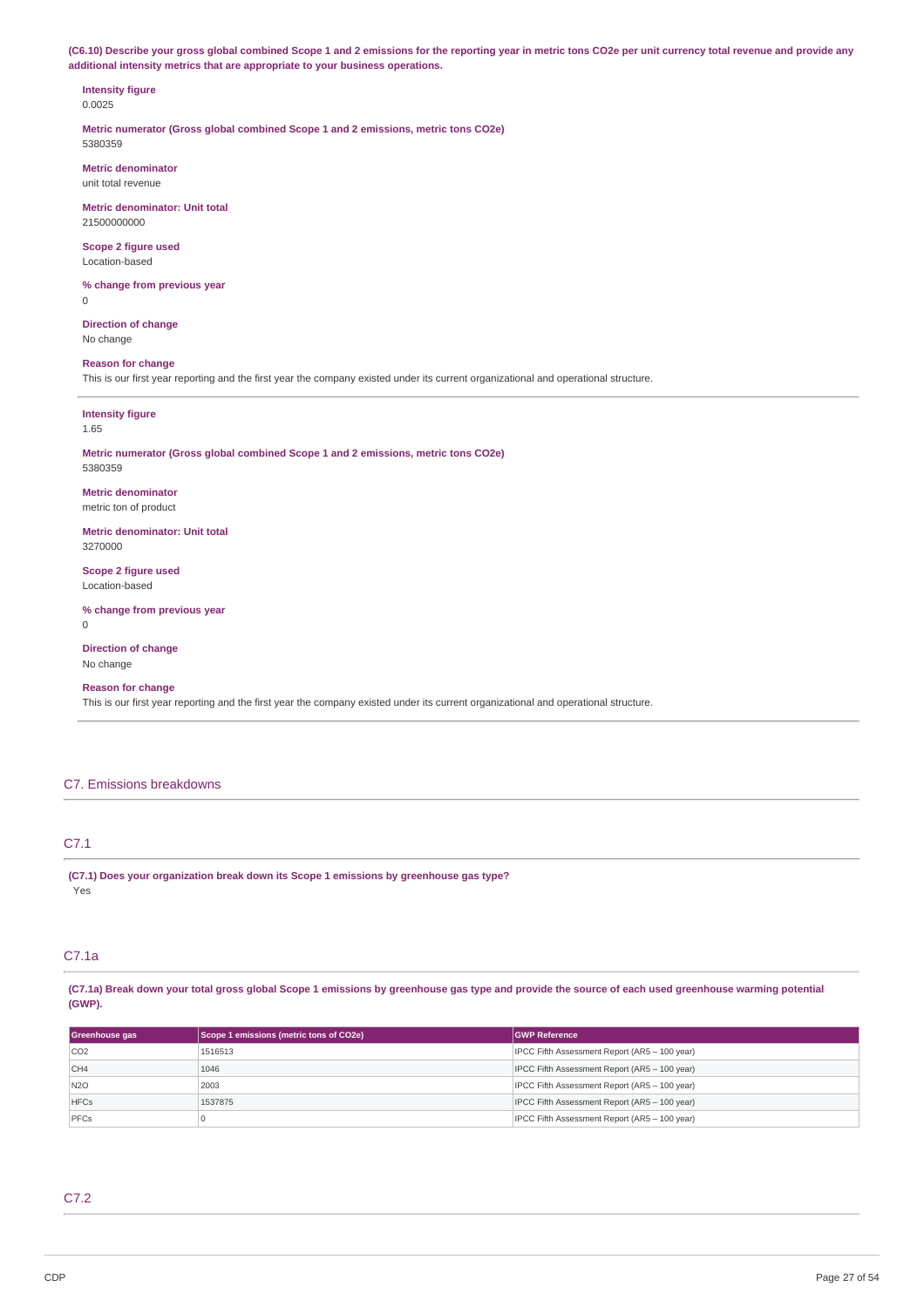**(C6.10) Describe your gross global combined Scope 1 and 2 emissions for the reporting year in metric tons CO2e per unit currency total revenue and provide any additional intensity metrics that are appropriate to your business operations.**

**Intensity figure**
0.0025

**Metric numerator (Gross global combined Scope 1 and 2 emissions, metric tons CO2e)**
5380359

**Metric denominator**
unit total revenue

**Metric denominator: Unit total**
21500000000

**Scope 2 figure used**
Location-based

**% change from previous year**
0

**Direction of change**
No change

**Reason for change**
This is our first year reporting and the first year the company existed under its current organizational and operational structure.

---

**Intensity figure**
1.65

**Metric numerator (Gross global combined Scope 1 and 2 emissions, metric tons CO2e)**
5380359

**Metric denominator**
metric ton of product

**Metric denominator: Unit total**
3270000

**Scope 2 figure used**
Location-based

**% change from previous year**
0

**Direction of change**
No change

**Reason for change**
This is our first year reporting and the first year the company existed under its current organizational and operational structure.

## C7. Emissions breakdowns

### C7.1

**(C7.1) Does your organization break down its Scope 1 emissions by greenhouse gas type?**
Yes

### C7.1a

**(C7.1a) Break down your total gross global Scope 1 emissions by greenhouse gas type and provide the source of each used greenhouse warming potential (GWP).**

| Greenhouse gas | Scope 1 emissions (metric tons of CO2e) | GWP Reference |
|---|---|---|
| CO2 | 1516513 | IPCC Fifth Assessment Report (AR5 – 100 year) |
| CH4 | 1046 | IPCC Fifth Assessment Report (AR5 – 100 year) |
| N2O | 2003 | IPCC Fifth Assessment Report (AR5 – 100 year) |
| HFCs | 1537875 | IPCC Fifth Assessment Report (AR5 – 100 year) |
| PFCs | 0 | IPCC Fifth Assessment Report (AR5 – 100 year) |

### C7.2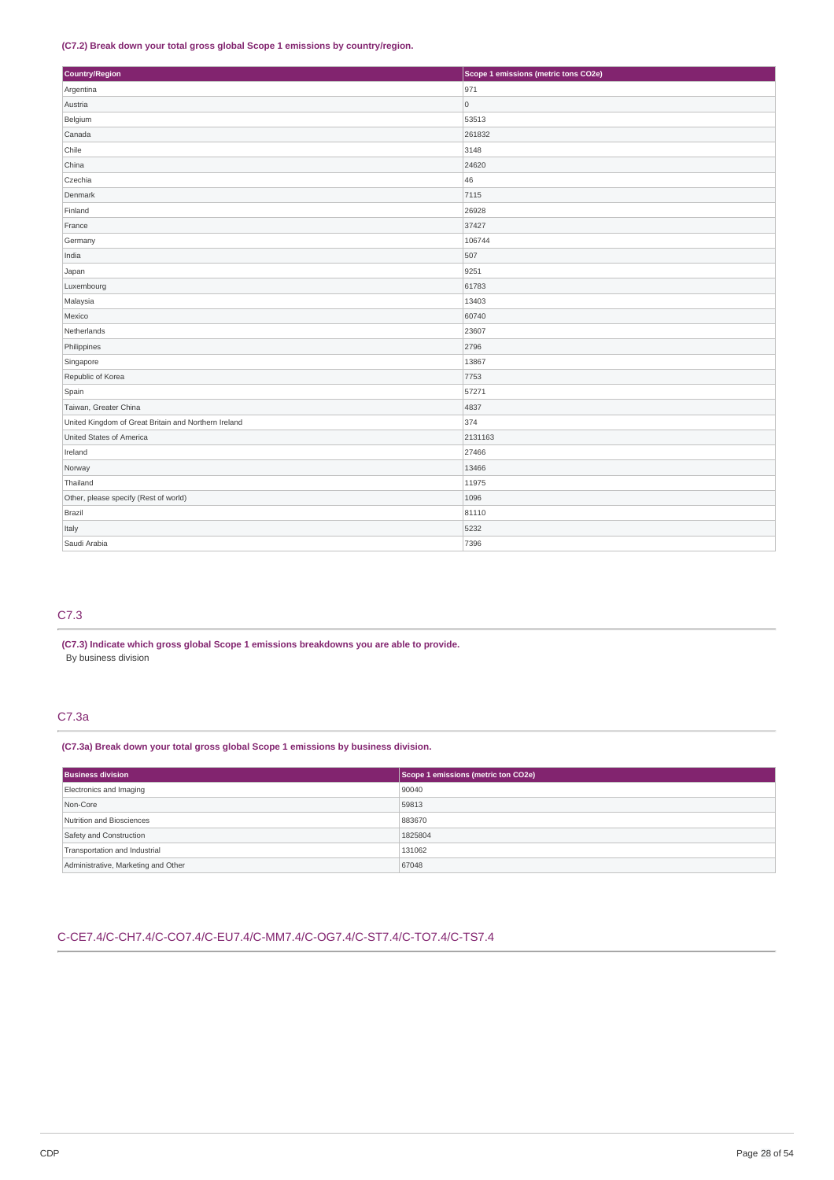**(C7.2) Break down your total gross global Scope 1 emissions by country/region.**

| Country/Region | Scope 1 emissions (metric tons CO2e) |
|---|---|
| Argentina | 971 |
| Austria | 0 |
| Belgium | 53513 |
| Canada | 261832 |
| Chile | 3148 |
| China | 24620 |
| Czechia | 46 |
| Denmark | 7115 |
| Finland | 26928 |
| France | 37427 |
| Germany | 106744 |
| India | 507 |
| Japan | 9251 |
| Luxembourg | 61783 |
| Malaysia | 13403 |
| Mexico | 60740 |
| Netherlands | 23607 |
| Philippines | 2796 |
| Singapore | 13867 |
| Republic of Korea | 7753 |
| Spain | 57271 |
| Taiwan, Greater China | 4837 |
| United Kingdom of Great Britain and Northern Ireland | 374 |
| United States of America | 2131163 |
| Ireland | 27466 |
| Norway | 13466 |
| Thailand | 11975 |
| Other, please specify (Rest of world) | 1096 |
| Brazil | 81110 |
| Italy | 5232 |
| Saudi Arabia | 7396 |

## C7.3

**(C7.3) Indicate which gross global Scope 1 emissions breakdowns you are able to provide.**

By business division

## C7.3a

**(C7.3a) Break down your total gross global Scope 1 emissions by business division.**

| Business division | Scope 1 emissions (metric ton CO2e) |
|---|---|
| Electronics and Imaging | 90040 |
| Non-Core | 59813 |
| Nutrition and Biosciences | 883670 |
| Safety and Construction | 1825804 |
| Transportation and Industrial | 131062 |
| Administrative, Marketing and Other | 67048 |

## C-CE7.4/C-CH7.4/C-CO7.4/C-EU7.4/C-MM7.4/C-OG7.4/C-ST7.4/C-TO7.4/C-TS7.4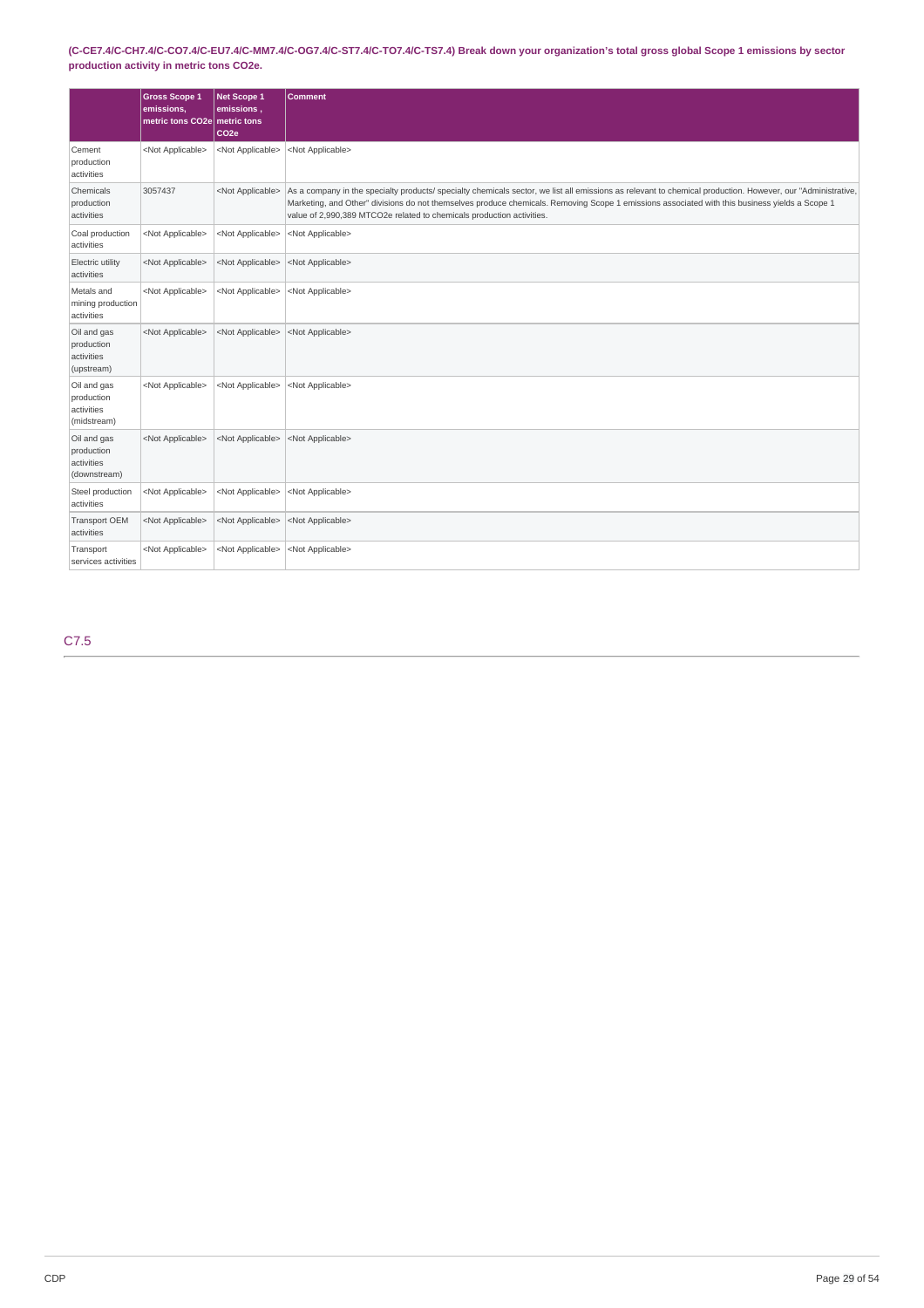**(C-CE7.4/C-CH7.4/C-CO7.4/C-EU7.4/C-MM7.4/C-OG7.4/C-ST7.4/C-TO7.4/C-TS7.4) Break down your organization's total gross global Scope 1 emissions by sector production activity in metric tons CO2e.**

| | Gross Scope 1 emissions, metric tons CO2e | Net Scope 1 emissions , metric tons CO2e | Comment |
|---|---|---|---|
| Cement production activities | <Not Applicable> | <Not Applicable> | <Not Applicable> |
| Chemicals production activities | 3057437 | <Not Applicable> | As a company in the specialty products/ specialty chemicals sector, we list all emissions as relevant to chemical production. However, our "Administrative, Marketing, and Other" divisions do not themselves produce chemicals. Removing Scope 1 emissions associated with this business yields a Scope 1 value of 2,990,389 MTCO2e related to chemicals production activities. |
| Coal production activities | <Not Applicable> | <Not Applicable> | <Not Applicable> |
| Electric utility activities | <Not Applicable> | <Not Applicable> | <Not Applicable> |
| Metals and mining production activities | <Not Applicable> | <Not Applicable> | <Not Applicable> |
| Oil and gas production activities (upstream) | <Not Applicable> | <Not Applicable> | <Not Applicable> |
| Oil and gas production activities (midstream) | <Not Applicable> | <Not Applicable> | <Not Applicable> |
| Oil and gas production activities (downstream) | <Not Applicable> | <Not Applicable> | <Not Applicable> |
| Steel production activities | <Not Applicable> | <Not Applicable> | <Not Applicable> |
| Transport OEM activities | <Not Applicable> | <Not Applicable> | <Not Applicable> |
| Transport services activities | <Not Applicable> | <Not Applicable> | <Not Applicable> |

## C7.5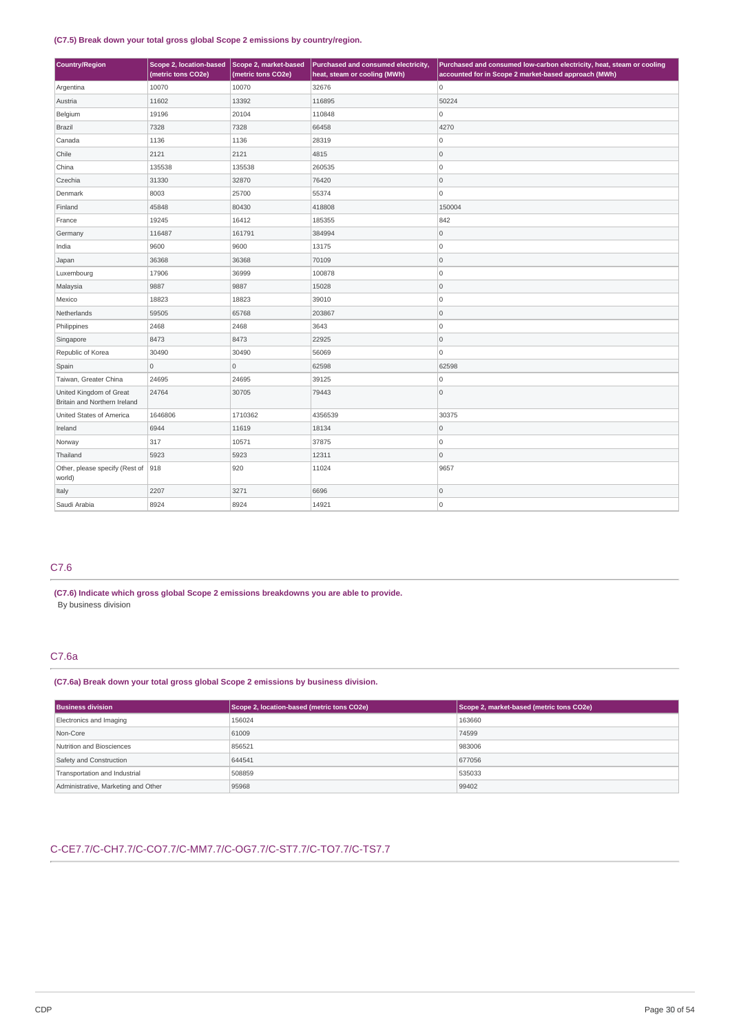**(C7.5) Break down your total gross global Scope 2 emissions by country/region.**

| Country/Region | Scope 2, location-based (metric tons CO2e) | Scope 2, market-based (metric tons CO2e) | Purchased and consumed electricity, heat, steam or cooling (MWh) | Purchased and consumed low-carbon electricity, heat, steam or cooling accounted for in Scope 2 market-based approach (MWh) |
|---|---|---|---|---|
| Argentina | 10070 | 10070 | 32676 | 0 |
| Austria | 11602 | 13392 | 116895 | 50224 |
| Belgium | 19196 | 20104 | 110848 | 0 |
| Brazil | 7328 | 7328 | 66458 | 4270 |
| Canada | 1136 | 1136 | 28319 | 0 |
| Chile | 2121 | 2121 | 4815 | 0 |
| China | 135538 | 135538 | 260535 | 0 |
| Czechia | 31330 | 32870 | 76420 | 0 |
| Denmark | 8003 | 25700 | 55374 | 0 |
| Finland | 45848 | 80430 | 418808 | 150004 |
| France | 19245 | 16412 | 185355 | 842 |
| Germany | 116487 | 161791 | 384994 | 0 |
| India | 9600 | 9600 | 13175 | 0 |
| Japan | 36368 | 36368 | 70109 | 0 |
| Luxembourg | 17906 | 36999 | 100878 | 0 |
| Malaysia | 9887 | 9887 | 15028 | 0 |
| Mexico | 18823 | 18823 | 39010 | 0 |
| Netherlands | 59505 | 65768 | 203867 | 0 |
| Philippines | 2468 | 2468 | 3643 | 0 |
| Singapore | 8473 | 8473 | 22925 | 0 |
| Republic of Korea | 30490 | 30490 | 56069 | 0 |
| Spain | 0 | 0 | 62598 | 62598 |
| Taiwan, Greater China | 24695 | 24695 | 39125 | 0 |
| United Kingdom of Great Britain and Northern Ireland | 24764 | 30705 | 79443 | 0 |
| United States of America | 1646806 | 1710362 | 4356539 | 30375 |
| Ireland | 6944 | 11619 | 18134 | 0 |
| Norway | 317 | 10571 | 37875 | 0 |
| Thailand | 5923 | 5923 | 12311 | 0 |
| Other, please specify (Rest of world) | 918 | 920 | 11024 | 9657 |
| Italy | 2207 | 3271 | 6696 | 0 |
| Saudi Arabia | 8924 | 8924 | 14921 | 0 |

## C7.6

**(C7.6) Indicate which gross global Scope 2 emissions breakdowns you are able to provide.**

By business division

## C7.6a

**(C7.6a) Break down your total gross global Scope 2 emissions by business division.**

| Business division | Scope 2, location-based (metric tons CO2e) | Scope 2, market-based (metric tons CO2e) |
|---|---|---|
| Electronics and Imaging | 156024 | 163660 |
| Non-Core | 61009 | 74599 |
| Nutrition and Biosciences | 856521 | 983006 |
| Safety and Construction | 644541 | 677056 |
| Transportation and Industrial | 508859 | 535033 |
| Administrative, Marketing and Other | 95968 | 99402 |

## C-CE7.7/C-CH7.7/C-CO7.7/C-MM7.7/C-OG7.7/C-ST7.7/C-TO7.7/C-TS7.7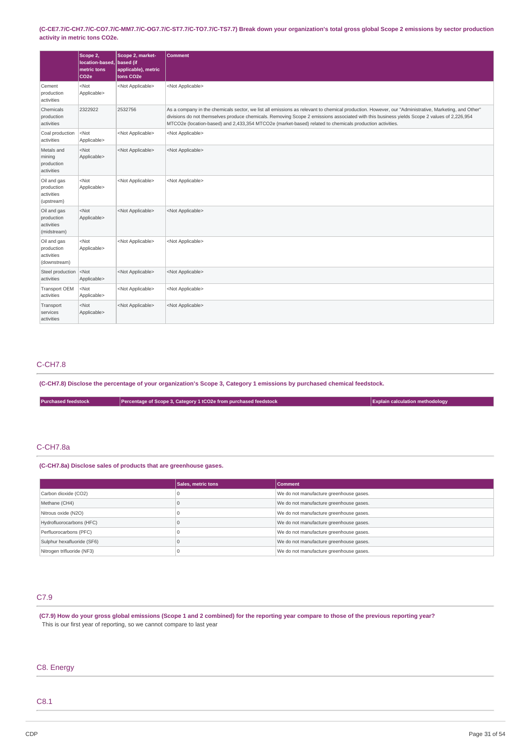**(C-CE7.7/C-CH7.7/C-CO7.7/C-MM7.7/C-OG7.7/C-ST7.7/C-TO7.7/C-TS7.7) Break down your organization's total gross global Scope 2 emissions by sector production activity in metric tons CO2e.**

| | Scope 2, location-based, metric tons CO2e | Scope 2, market-based (if applicable), metric tons CO2e | Comment |
|---|---|---|---|
| Cement production activities | <Not Applicable> | <Not Applicable> | <Not Applicable> |
| Chemicals production activities | 2322922 | 2532756 | As a company in the chemicals sector, we list all emissions as relevant to chemical production. However, our "Administrative, Marketing, and Other" divisions do not themselves produce chemicals. Removing Scope 2 emissions associated with this business yields Scope 2 values of 2,226,954 MTCO2e (location-based) and 2,433,354 MTCO2e (market-based) related to chemicals production activities. |
| Coal production activities | <Not Applicable> | <Not Applicable> | <Not Applicable> |
| Metals and mining production activities | <Not Applicable> | <Not Applicable> | <Not Applicable> |
| Oil and gas production activities (upstream) | <Not Applicable> | <Not Applicable> | <Not Applicable> |
| Oil and gas production activities (midstream) | <Not Applicable> | <Not Applicable> | <Not Applicable> |
| Oil and gas production activities (downstream) | <Not Applicable> | <Not Applicable> | <Not Applicable> |
| Steel production activities | <Not Applicable> | <Not Applicable> | <Not Applicable> |
| Transport OEM activities | <Not Applicable> | <Not Applicable> | <Not Applicable> |
| Transport services activities | <Not Applicable> | <Not Applicable> | <Not Applicable> |

## C-CH7.8

**(C-CH7.8) Disclose the percentage of your organization's Scope 3, Category 1 emissions by purchased chemical feedstock.**

| Purchased feedstock | Percentage of Scope 3, Category 1 tCO2e from purchased feedstock | Explain calculation methodology |
|---|---|---|

## C-CH7.8a

**(C-CH7.8a) Disclose sales of products that are greenhouse gases.**

| | Sales, metric tons | Comment |
|---|---|---|
| Carbon dioxide (CO2) | 0 | We do not manufacture greenhouse gases. |
| Methane (CH4) | 0 | We do not manufacture greenhouse gases. |
| Nitrous oxide (N2O) | 0 | We do not manufacture greenhouse gases. |
| Hydrofluorocarbons (HFC) | 0 | We do not manufacture greenhouse gases. |
| Perfluorocarbons (PFC) | 0 | We do not manufacture greenhouse gases. |
| Sulphur hexafluoride (SF6) | 0 | We do not manufacture greenhouse gases. |
| Nitrogen trifluoride (NF3) | 0 | We do not manufacture greenhouse gases. |

## C7.9

**(C7.9) How do your gross global emissions (Scope 1 and 2 combined) for the reporting year compare to those of the previous reporting year?**

This is our first year of reporting, so we cannot compare to last year

# C8. Energy

## C8.1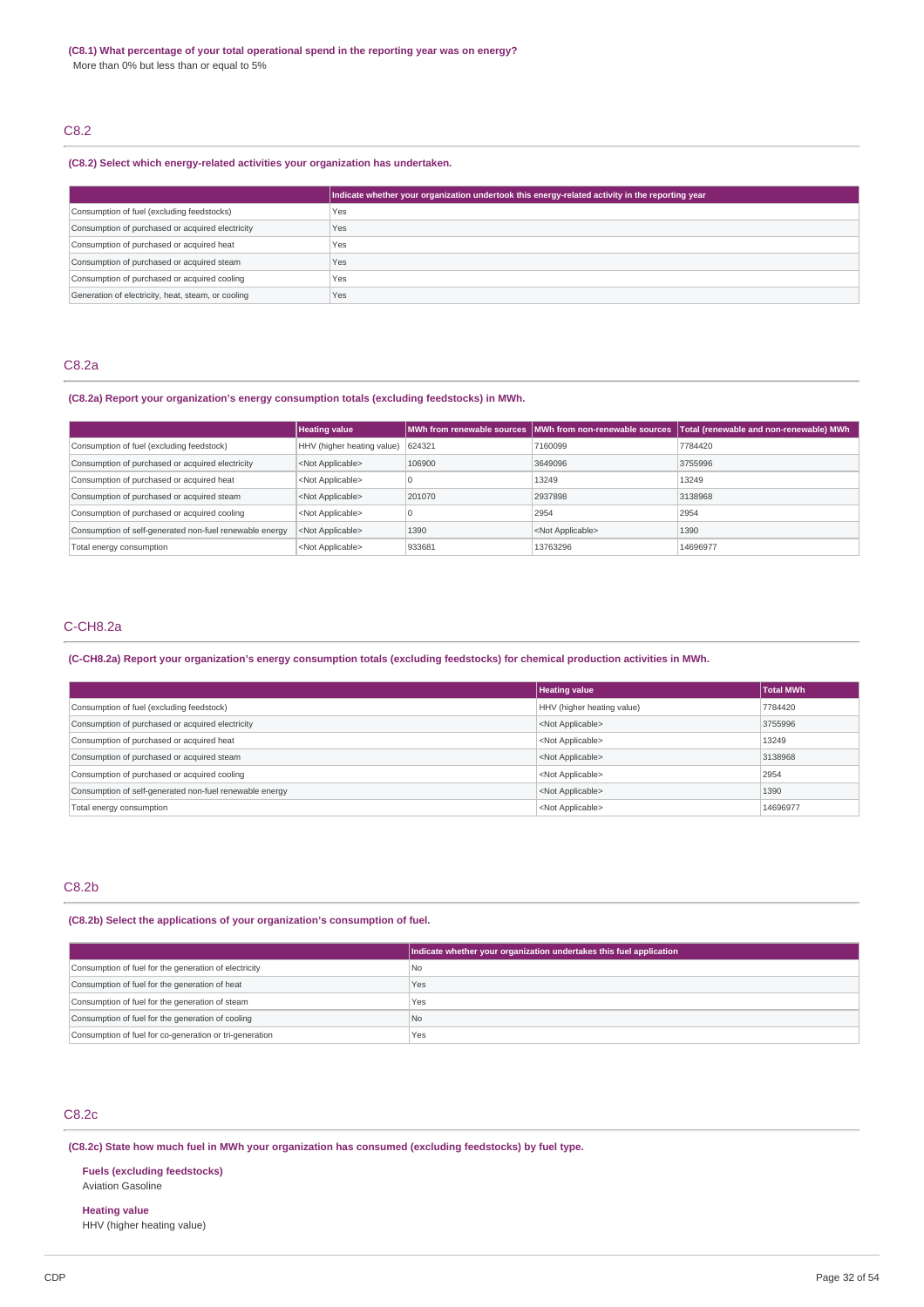**(C8.1) What percentage of your total operational spend in the reporting year was on energy?**

More than 0% but less than or equal to 5%

## C8.2

**(C8.2) Select which energy-related activities your organization has undertaken.**

| | Indicate whether your organization undertook this energy-related activity in the reporting year |
|---|---|
| Consumption of fuel (excluding feedstocks) | Yes |
| Consumption of purchased or acquired electricity | Yes |
| Consumption of purchased or acquired heat | Yes |
| Consumption of purchased or acquired steam | Yes |
| Consumption of purchased or acquired cooling | Yes |
| Generation of electricity, heat, steam, or cooling | Yes |

## C8.2a

**(C8.2a) Report your organization's energy consumption totals (excluding feedstocks) in MWh.**

| | Heating value | MWh from renewable sources | MWh from non-renewable sources | Total (renewable and non-renewable) MWh |
|---|---|---|---|---|
| Consumption of fuel (excluding feedstock) | HHV (higher heating value) | 624321 | 7160099 | 7784420 |
| Consumption of purchased or acquired electricity | <Not Applicable> | 106900 | 3649096 | 3755996 |
| Consumption of purchased or acquired heat | <Not Applicable> | 0 | 13249 | 13249 |
| Consumption of purchased or acquired steam | <Not Applicable> | 201070 | 2937898 | 3138968 |
| Consumption of purchased or acquired cooling | <Not Applicable> | 0 | 2954 | 2954 |
| Consumption of self-generated non-fuel renewable energy | <Not Applicable> | 1390 | <Not Applicable> | 1390 |
| Total energy consumption | <Not Applicable> | 933681 | 13763296 | 14696977 |

## C-CH8.2a

**(C-CH8.2a) Report your organization's energy consumption totals (excluding feedstocks) for chemical production activities in MWh.**

| | Heating value | Total MWh |
|---|---|---|
| Consumption of fuel (excluding feedstock) | HHV (higher heating value) | 7784420 |
| Consumption of purchased or acquired electricity | <Not Applicable> | 3755996 |
| Consumption of purchased or acquired heat | <Not Applicable> | 13249 |
| Consumption of purchased or acquired steam | <Not Applicable> | 3138968 |
| Consumption of purchased or acquired cooling | <Not Applicable> | 2954 |
| Consumption of self-generated non-fuel renewable energy | <Not Applicable> | 1390 |
| Total energy consumption | <Not Applicable> | 14696977 |

## C8.2b

**(C8.2b) Select the applications of your organization's consumption of fuel.**

| | Indicate whether your organization undertakes this fuel application |
|---|---|
| Consumption of fuel for the generation of electricity | No |
| Consumption of fuel for the generation of heat | Yes |
| Consumption of fuel for the generation of steam | Yes |
| Consumption of fuel for the generation of cooling | No |
| Consumption of fuel for co-generation or tri-generation | Yes |

## C8.2c

**(C8.2c) State how much fuel in MWh your organization has consumed (excluding feedstocks) by fuel type.**

**Fuels (excluding feedstocks)**
Aviation Gasoline

**Heating value**
HHV (higher heating value)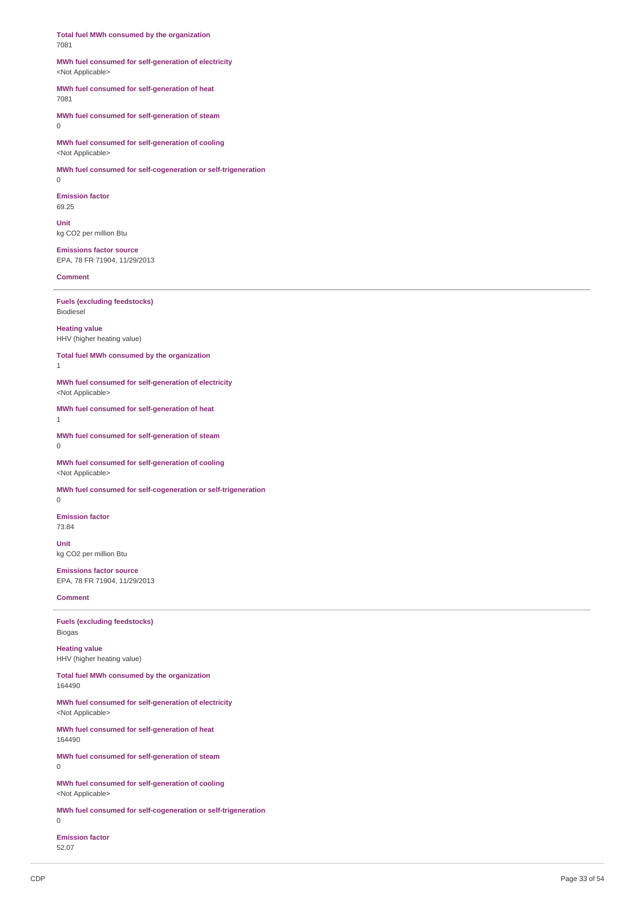**Total fuel MWh consumed by the organization**
7081

**MWh fuel consumed for self-generation of electricity**
<Not Applicable>

**MWh fuel consumed for self-generation of heat**
7081

**MWh fuel consumed for self-generation of steam**
0

**MWh fuel consumed for self-generation of cooling**
<Not Applicable>

**MWh fuel consumed for self-cogeneration or self-trigeneration**
0

**Emission factor**
69.25

**Unit**
kg CO2 per million Btu

**Emissions factor source**
EPA, 78 FR 71904, 11/29/2013

**Comment**

---

**Fuels (excluding feedstocks)**
Biodiesel

**Heating value**
HHV (higher heating value)

**Total fuel MWh consumed by the organization**
1

**MWh fuel consumed for self-generation of electricity**
<Not Applicable>

**MWh fuel consumed for self-generation of heat**
1

**MWh fuel consumed for self-generation of steam**
0

**MWh fuel consumed for self-generation of cooling**
<Not Applicable>

**MWh fuel consumed for self-cogeneration or self-trigeneration**
0

**Emission factor**
73.84

**Unit**
kg CO2 per million Btu

**Emissions factor source**
EPA, 78 FR 71904, 11/29/2013

**Comment**

---

**Fuels (excluding feedstocks)**
Biogas

**Heating value**
HHV (higher heating value)

**Total fuel MWh consumed by the organization**
164490

**MWh fuel consumed for self-generation of electricity**
<Not Applicable>

**MWh fuel consumed for self-generation of heat**
164490

**MWh fuel consumed for self-generation of steam**
0

**MWh fuel consumed for self-generation of cooling**
<Not Applicable>

**MWh fuel consumed for self-cogeneration or self-trigeneration**
0

**Emission factor**
52.07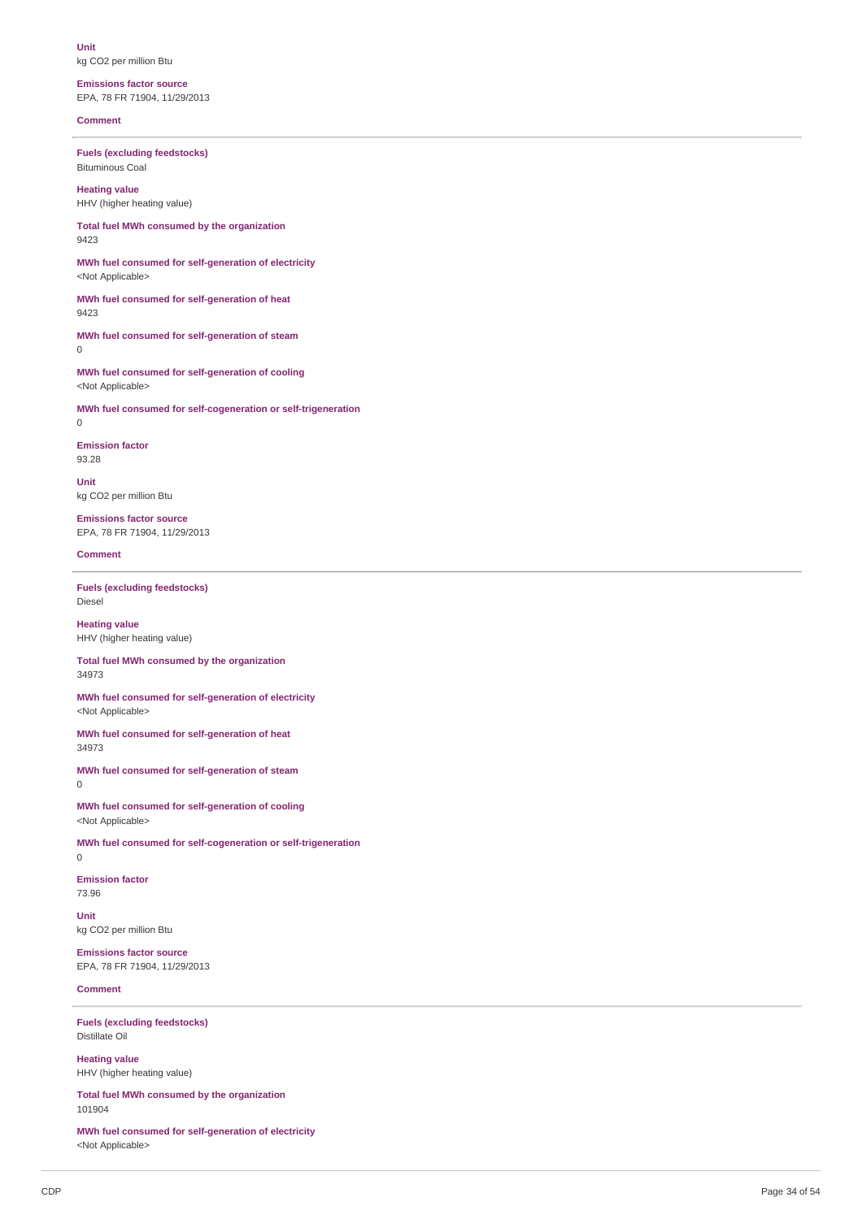**Unit**
kg CO2 per million Btu

**Emissions factor source**
EPA, 78 FR 71904, 11/29/2013

**Comment**

---

**Fuels (excluding feedstocks)**
Bituminous Coal

**Heating value**
HHV (higher heating value)

**Total fuel MWh consumed by the organization**
9423

**MWh fuel consumed for self-generation of electricity**
<Not Applicable>

**MWh fuel consumed for self-generation of heat**
9423

**MWh fuel consumed for self-generation of steam**
0

**MWh fuel consumed for self-generation of cooling**
<Not Applicable>

**MWh fuel consumed for self-cogeneration or self-trigeneration**
0

**Emission factor**
93.28

**Unit**
kg CO2 per million Btu

**Emissions factor source**
EPA, 78 FR 71904, 11/29/2013

**Comment**

---

**Fuels (excluding feedstocks)**
Diesel

**Heating value**
HHV (higher heating value)

**Total fuel MWh consumed by the organization**
34973

**MWh fuel consumed for self-generation of electricity**
<Not Applicable>

**MWh fuel consumed for self-generation of heat**
34973

**MWh fuel consumed for self-generation of steam**
0

**MWh fuel consumed for self-generation of cooling**
<Not Applicable>

**MWh fuel consumed for self-cogeneration or self-trigeneration**
0

**Emission factor**
73.96

**Unit**
kg CO2 per million Btu

**Emissions factor source**
EPA, 78 FR 71904, 11/29/2013

**Comment**

---

**Fuels (excluding feedstocks)**
Distillate Oil

**Heating value**
HHV (higher heating value)

**Total fuel MWh consumed by the organization**
101904

**MWh fuel consumed for self-generation of electricity**
<Not Applicable>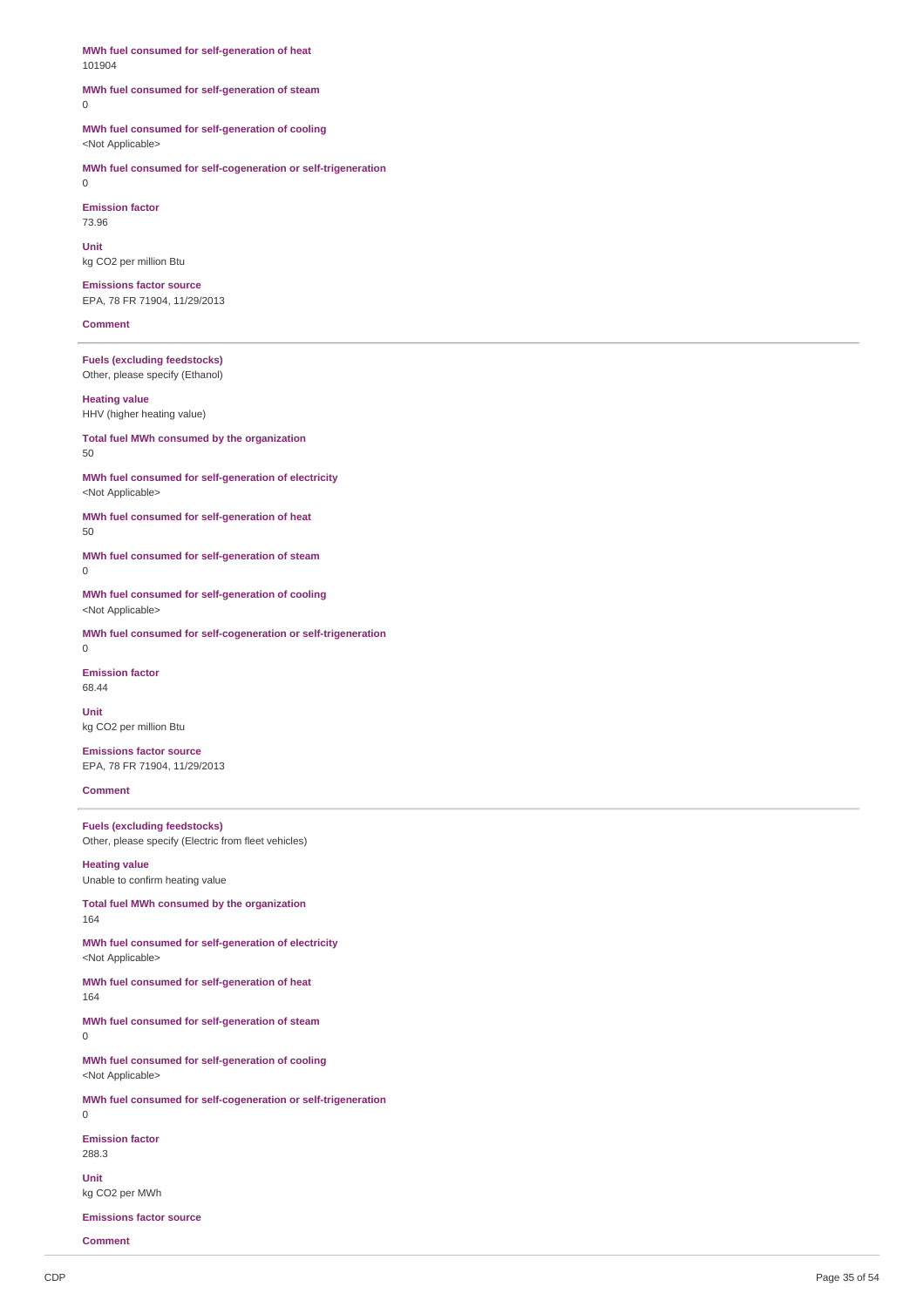**MWh fuel consumed for self-generation of heat**
101904

**MWh fuel consumed for self-generation of steam**
0

**MWh fuel consumed for self-generation of cooling**
<Not Applicable>

**MWh fuel consumed for self-cogeneration or self-trigeneration**
0

**Emission factor**
73.96

**Unit**
kg CO2 per million Btu

**Emissions factor source**
EPA, 78 FR 71904, 11/29/2013

**Comment**

---

**Fuels (excluding feedstocks)**
Other, please specify (Ethanol)

**Heating value**
HHV (higher heating value)

**Total fuel MWh consumed by the organization**
50

**MWh fuel consumed for self-generation of electricity**
<Not Applicable>

**MWh fuel consumed for self-generation of heat**
50

**MWh fuel consumed for self-generation of steam**
0

**MWh fuel consumed for self-generation of cooling**
<Not Applicable>

**MWh fuel consumed for self-cogeneration or self-trigeneration**
0

**Emission factor**
68.44

**Unit**
kg CO2 per million Btu

**Emissions factor source**
EPA, 78 FR 71904, 11/29/2013

**Comment**

---

**Fuels (excluding feedstocks)**
Other, please specify (Electric from fleet vehicles)

**Heating value**
Unable to confirm heating value

**Total fuel MWh consumed by the organization**
164

**MWh fuel consumed for self-generation of electricity**
<Not Applicable>

**MWh fuel consumed for self-generation of heat**
164

**MWh fuel consumed for self-generation of steam**
0

**MWh fuel consumed for self-generation of cooling**
<Not Applicable>

**MWh fuel consumed for self-cogeneration or self-trigeneration**
0

**Emission factor**
288.3

**Unit**
kg CO2 per MWh

**Emissions factor source**

**Comment**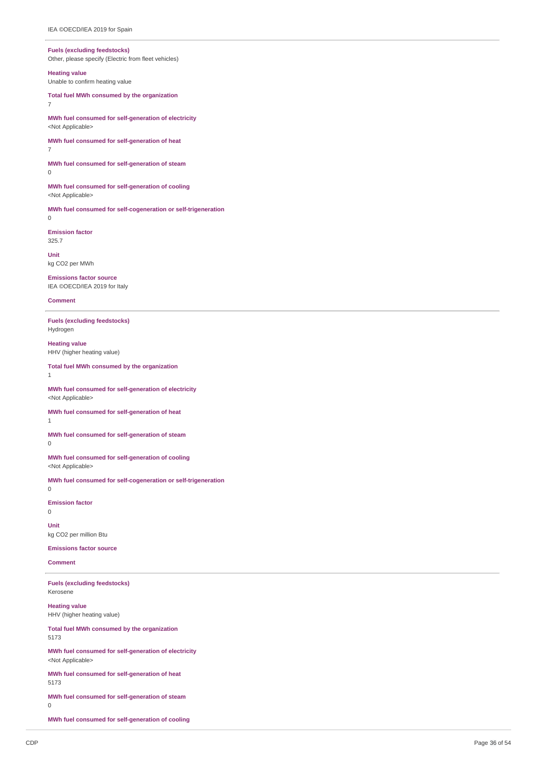IEA ©OECD/IEA 2019 for Spain

**Fuels (excluding feedstocks)**
Other, please specify (Electric from fleet vehicles)

**Heating value**
Unable to confirm heating value

**Total fuel MWh consumed by the organization**
7

**MWh fuel consumed for self-generation of electricity**
<Not Applicable>

**MWh fuel consumed for self-generation of heat**
7

**MWh fuel consumed for self-generation of steam**
0

**MWh fuel consumed for self-generation of cooling**
<Not Applicable>

**MWh fuel consumed for self-cogeneration or self-trigeneration**
0

**Emission factor**
325.7

**Unit**
kg CO2 per MWh

**Emissions factor source**
IEA ©OECD/IEA 2019 for Italy

**Comment**

---

**Fuels (excluding feedstocks)**
Hydrogen

**Heating value**
HHV (higher heating value)

**Total fuel MWh consumed by the organization**
1

**MWh fuel consumed for self-generation of electricity**
<Not Applicable>

**MWh fuel consumed for self-generation of heat**
1

**MWh fuel consumed for self-generation of steam**
0

**MWh fuel consumed for self-generation of cooling**
<Not Applicable>

**MWh fuel consumed for self-cogeneration or self-trigeneration**
0

**Emission factor**
0

**Unit**
kg CO2 per million Btu

**Emissions factor source**

**Comment**

---

**Fuels (excluding feedstocks)**
Kerosene

**Heating value**
HHV (higher heating value)

**Total fuel MWh consumed by the organization**
5173

**MWh fuel consumed for self-generation of electricity**
<Not Applicable>

**MWh fuel consumed for self-generation of heat**
5173

**MWh fuel consumed for self-generation of steam**
0

**MWh fuel consumed for self-generation of cooling**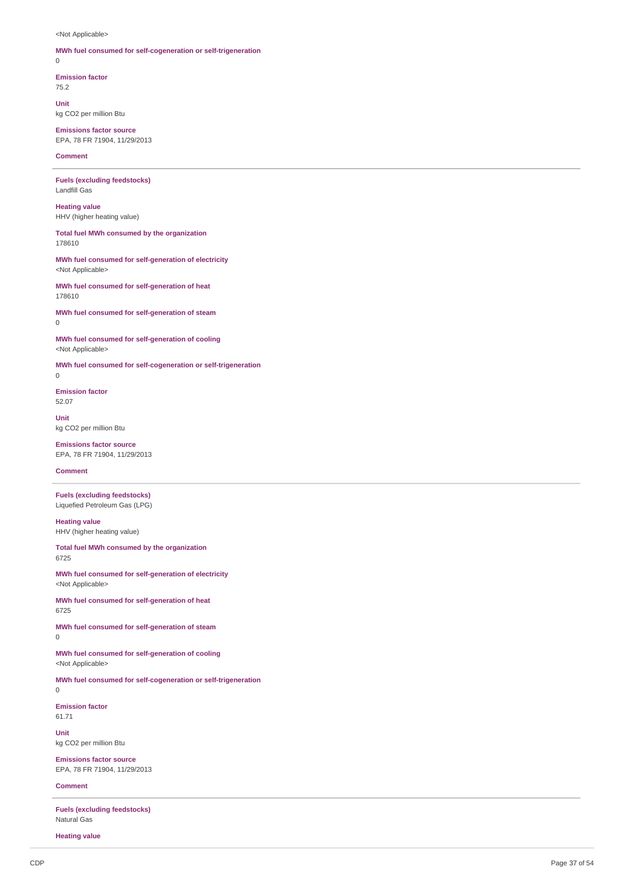<Not Applicable>

**MWh fuel consumed for self-cogeneration or self-trigeneration**
0

**Emission factor**
75.2

**Unit**
kg CO2 per million Btu

**Emissions factor source**
EPA, 78 FR 71904, 11/29/2013

**Comment**

---

**Fuels (excluding feedstocks)**
Landfill Gas

**Heating value**
HHV (higher heating value)

**Total fuel MWh consumed by the organization**
178610

**MWh fuel consumed for self-generation of electricity**
<Not Applicable>

**MWh fuel consumed for self-generation of heat**
178610

**MWh fuel consumed for self-generation of steam**
0

**MWh fuel consumed for self-generation of cooling**
<Not Applicable>

**MWh fuel consumed for self-cogeneration or self-trigeneration**
0

**Emission factor**
52.07

**Unit**
kg CO2 per million Btu

**Emissions factor source**
EPA, 78 FR 71904, 11/29/2013

**Comment**

---

**Fuels (excluding feedstocks)**
Liquefied Petroleum Gas (LPG)

**Heating value**
HHV (higher heating value)

**Total fuel MWh consumed by the organization**
6725

**MWh fuel consumed for self-generation of electricity**
<Not Applicable>

**MWh fuel consumed for self-generation of heat**
6725

**MWh fuel consumed for self-generation of steam**
0

**MWh fuel consumed for self-generation of cooling**
<Not Applicable>

**MWh fuel consumed for self-cogeneration or self-trigeneration**
0

**Emission factor**
61.71

**Unit**
kg CO2 per million Btu

**Emissions factor source**
EPA, 78 FR 71904, 11/29/2013

**Comment**

---

**Fuels (excluding feedstocks)**
Natural Gas

**Heating value**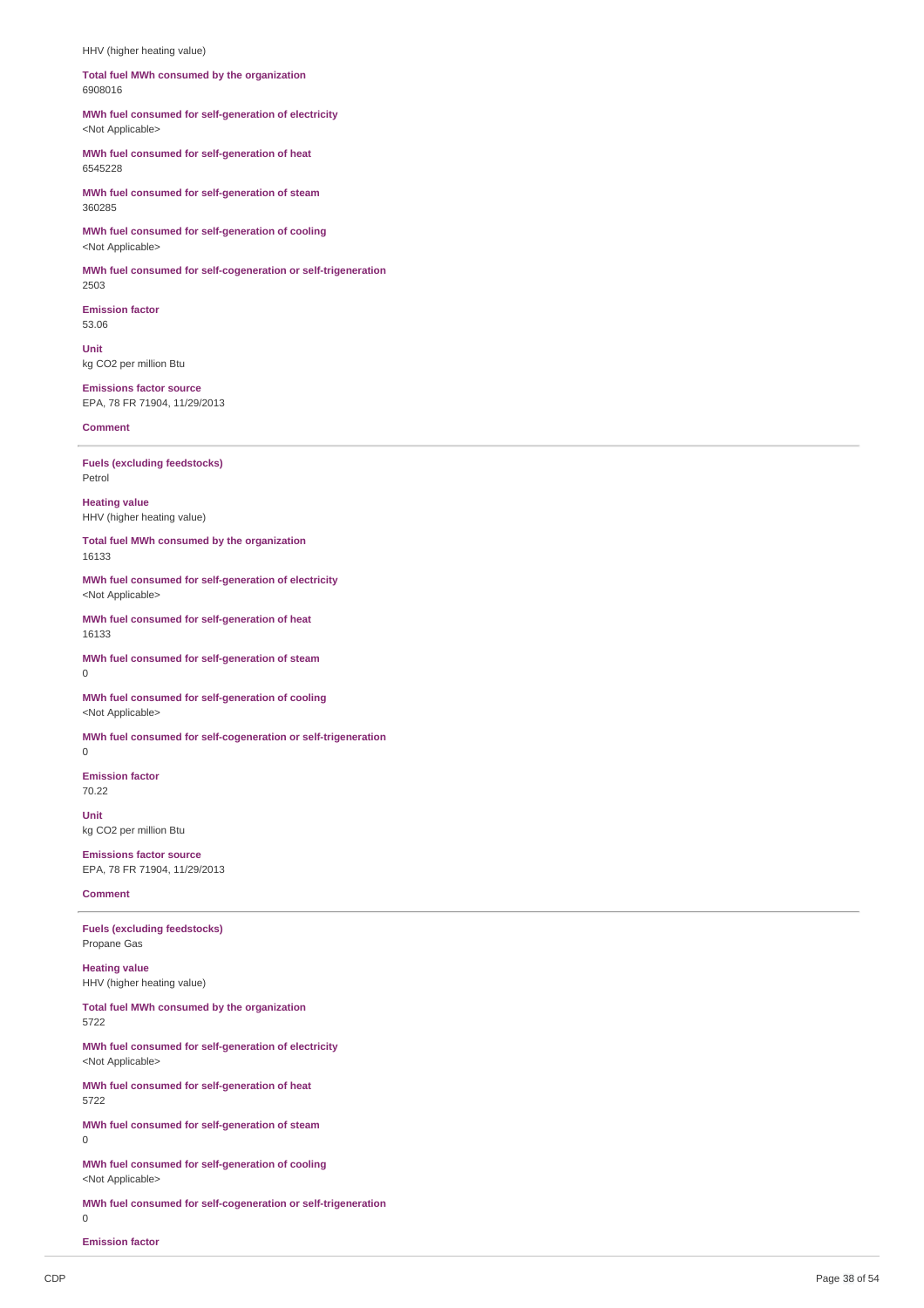HHV (higher heating value)

**Total fuel MWh consumed by the organization**
6908016

**MWh fuel consumed for self-generation of electricity**
<Not Applicable>

**MWh fuel consumed for self-generation of heat**
6545228

**MWh fuel consumed for self-generation of steam**
360285

**MWh fuel consumed for self-generation of cooling**
<Not Applicable>

**MWh fuel consumed for self-cogeneration or self-trigeneration**
2503

**Emission factor**
53.06

**Unit**
kg CO2 per million Btu

**Emissions factor source**
EPA, 78 FR 71904, 11/29/2013

**Comment**

---

**Fuels (excluding feedstocks)**
Petrol

**Heating value**
HHV (higher heating value)

**Total fuel MWh consumed by the organization**
16133

**MWh fuel consumed for self-generation of electricity**
<Not Applicable>

**MWh fuel consumed for self-generation of heat**
16133

**MWh fuel consumed for self-generation of steam**
0

**MWh fuel consumed for self-generation of cooling**
<Not Applicable>

**MWh fuel consumed for self-cogeneration or self-trigeneration**
0

**Emission factor**
70.22

**Unit**
kg CO2 per million Btu

**Emissions factor source**
EPA, 78 FR 71904, 11/29/2013

**Comment**

---

**Fuels (excluding feedstocks)**
Propane Gas

**Heating value**
HHV (higher heating value)

**Total fuel MWh consumed by the organization**
5722

**MWh fuel consumed for self-generation of electricity**
<Not Applicable>

**MWh fuel consumed for self-generation of heat**
5722

**MWh fuel consumed for self-generation of steam**
0

**MWh fuel consumed for self-generation of cooling**
<Not Applicable>

**MWh fuel consumed for self-cogeneration or self-trigeneration**
0

**Emission factor**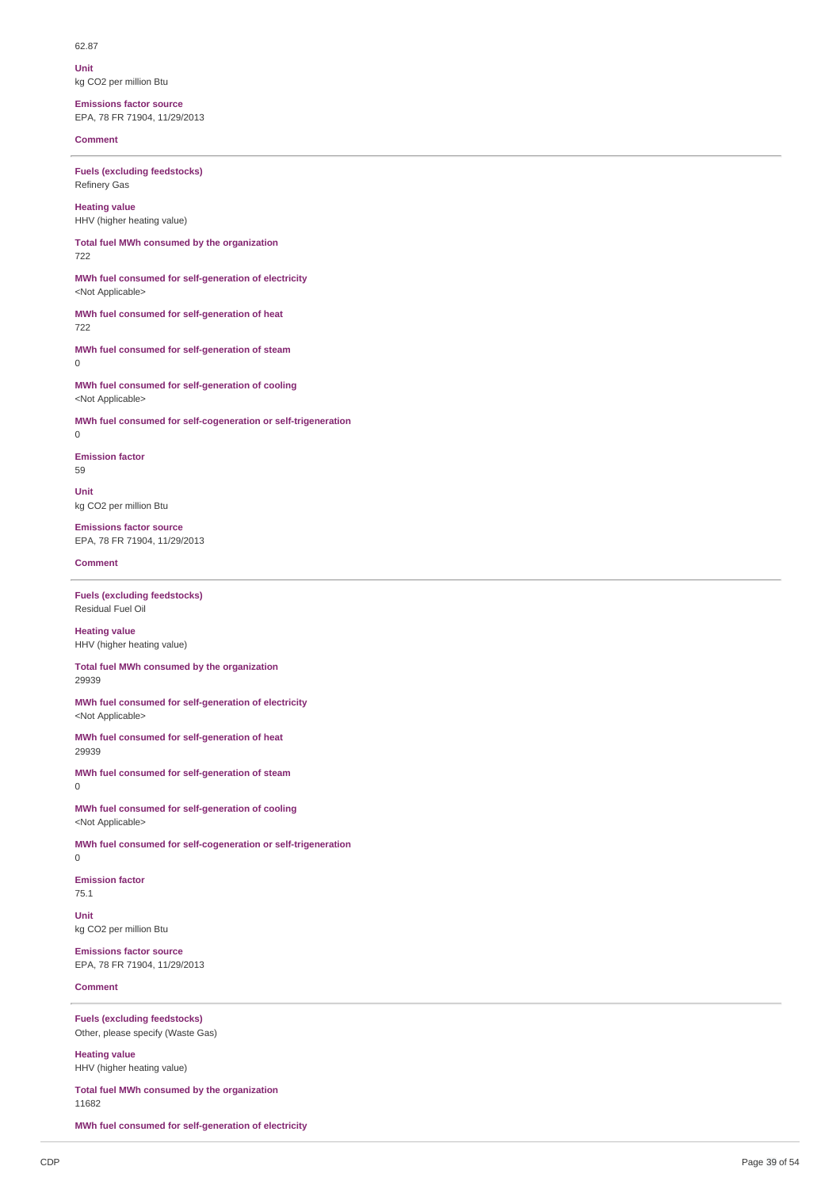62.87

**Unit**
kg CO2 per million Btu

**Emissions factor source**
EPA, 78 FR 71904, 11/29/2013

**Comment**

---

**Fuels (excluding feedstocks)**
Refinery Gas

**Heating value**
HHV (higher heating value)

**Total fuel MWh consumed by the organization**
722

**MWh fuel consumed for self-generation of electricity**
<Not Applicable>

**MWh fuel consumed for self-generation of heat**
722

**MWh fuel consumed for self-generation of steam**
0

**MWh fuel consumed for self-generation of cooling**
<Not Applicable>

**MWh fuel consumed for self-cogeneration or self-trigeneration**
0

**Emission factor**
59

**Unit**
kg CO2 per million Btu

**Emissions factor source**
EPA, 78 FR 71904, 11/29/2013

**Comment**

---

**Fuels (excluding feedstocks)**
Residual Fuel Oil

**Heating value**
HHV (higher heating value)

**Total fuel MWh consumed by the organization**
29939

**MWh fuel consumed for self-generation of electricity**
<Not Applicable>

**MWh fuel consumed for self-generation of heat**
29939

**MWh fuel consumed for self-generation of steam**
0

**MWh fuel consumed for self-generation of cooling**
<Not Applicable>

**MWh fuel consumed for self-cogeneration or self-trigeneration**
0

**Emission factor**
75.1

**Unit**
kg CO2 per million Btu

**Emissions factor source**
EPA, 78 FR 71904, 11/29/2013

**Comment**

---

**Fuels (excluding feedstocks)**
Other, please specify (Waste Gas)

**Heating value**
HHV (higher heating value)

**Total fuel MWh consumed by the organization**
11682

**MWh fuel consumed for self-generation of electricity**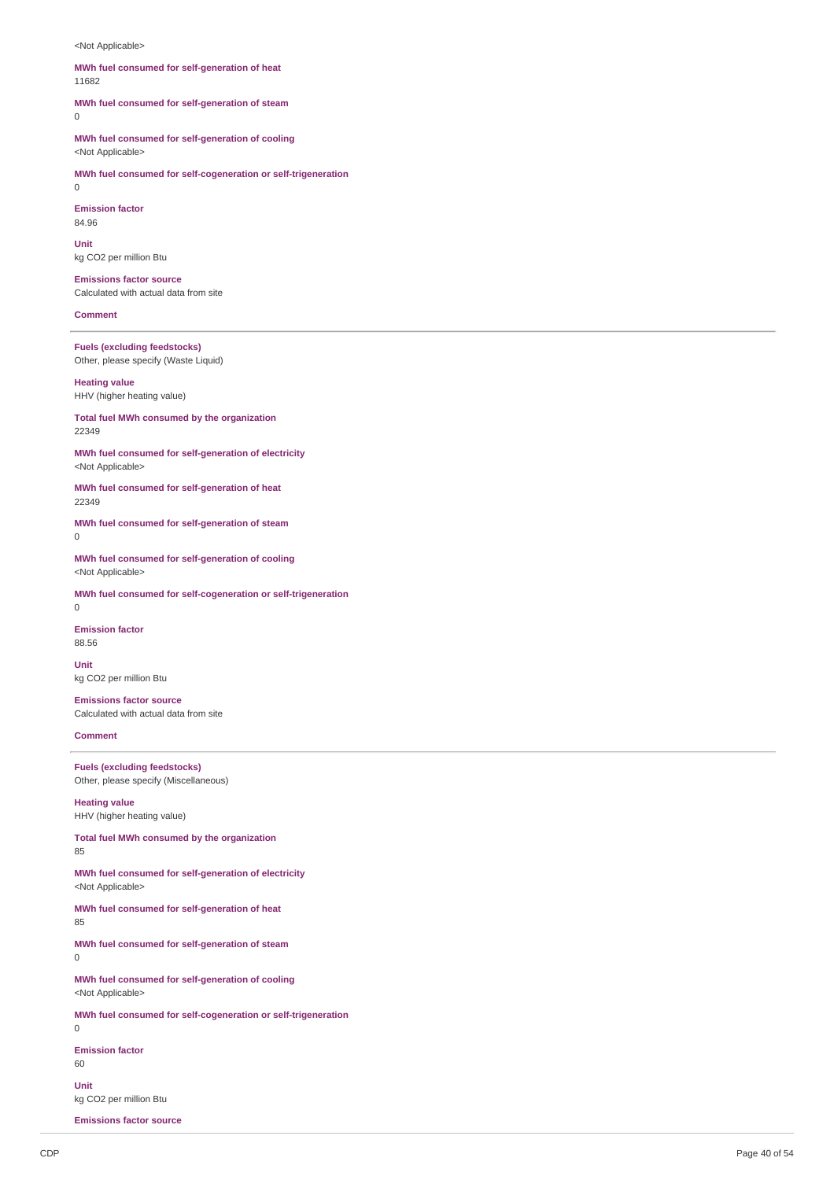<Not Applicable>

**MWh fuel consumed for self-generation of heat**
11682

**MWh fuel consumed for self-generation of steam**
0

**MWh fuel consumed for self-generation of cooling**
<Not Applicable>

**MWh fuel consumed for self-cogeneration or self-trigeneration**
0

**Emission factor**
84.96

**Unit**
kg CO2 per million Btu

**Emissions factor source**
Calculated with actual data from site

**Comment**

---

**Fuels (excluding feedstocks)**
Other, please specify (Waste Liquid)

**Heating value**
HHV (higher heating value)

**Total fuel MWh consumed by the organization**
22349

**MWh fuel consumed for self-generation of electricity**
<Not Applicable>

**MWh fuel consumed for self-generation of heat**
22349

**MWh fuel consumed for self-generation of steam**
0

**MWh fuel consumed for self-generation of cooling**
<Not Applicable>

**MWh fuel consumed for self-cogeneration or self-trigeneration**
0

**Emission factor**
88.56

**Unit**
kg CO2 per million Btu

**Emissions factor source**
Calculated with actual data from site

**Comment**

---

**Fuels (excluding feedstocks)**
Other, please specify (Miscellaneous)

**Heating value**
HHV (higher heating value)

**Total fuel MWh consumed by the organization**
85

**MWh fuel consumed for self-generation of electricity**
<Not Applicable>

**MWh fuel consumed for self-generation of heat**
85

**MWh fuel consumed for self-generation of steam**
0

**MWh fuel consumed for self-generation of cooling**
<Not Applicable>

**MWh fuel consumed for self-cogeneration or self-trigeneration**
0

**Emission factor**
60

**Unit**
kg CO2 per million Btu

**Emissions factor source**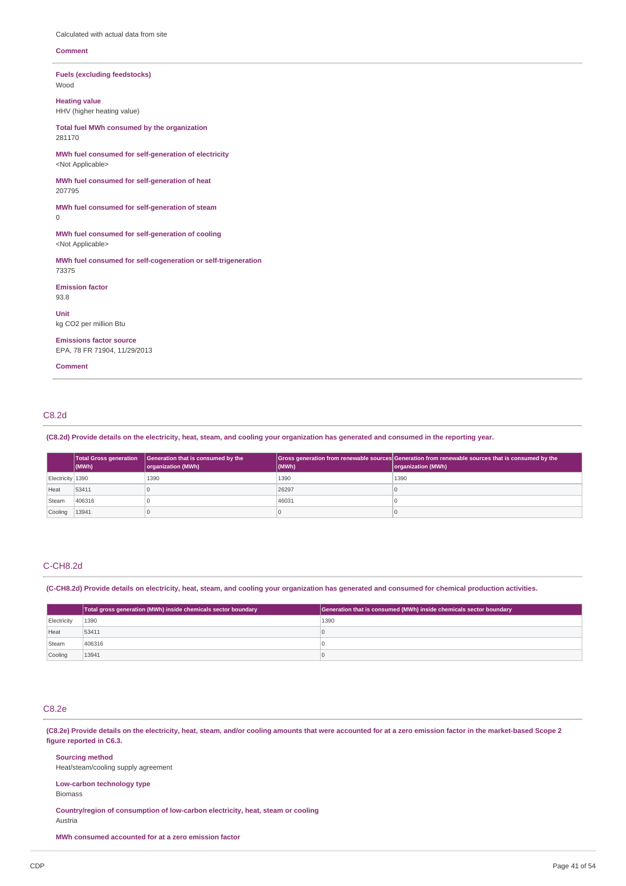Calculated with actual data from site

**Comment**

---

**Fuels (excluding feedstocks)**
Wood

**Heating value**
HHV (higher heating value)

**Total fuel MWh consumed by the organization**
281170

**MWh fuel consumed for self-generation of electricity**
<Not Applicable>

**MWh fuel consumed for self-generation of heat**
207795

**MWh fuel consumed for self-generation of steam**
0

**MWh fuel consumed for self-generation of cooling**
<Not Applicable>

**MWh fuel consumed for self-cogeneration or self-trigeneration**
73375

**Emission factor**
93.8

**Unit**
kg CO2 per million Btu

**Emissions factor source**
EPA, 78 FR 71904, 11/29/2013

**Comment**

---

## C8.2d

**(C8.2d) Provide details on the electricity, heat, steam, and cooling your organization has generated and consumed in the reporting year.**

| | Total Gross generation (MWh) | Generation that is consumed by the organization (MWh) | Gross generation from renewable sources (MWh) | Generation from renewable sources that is consumed by the organization (MWh) |
|---|---|---|---|---|
| Electricity | 1390 | 1390 | 1390 | 1390 |
| Heat | 53411 | 0 | 26297 | 0 |
| Steam | 406316 | 0 | 46031 | 0 |
| Cooling | 13941 | 0 | 0 | 0 |

## C-CH8.2d

**(C-CH8.2d) Provide details on electricity, heat, steam, and cooling your organization has generated and consumed for chemical production activities.**

| | Total gross generation (MWh) inside chemicals sector boundary | Generation that is consumed (MWh) inside chemicals sector boundary |
|---|---|---|
| Electricity | 1390 | 1390 |
| Heat | 53411 | 0 |
| Steam | 406316 | 0 |
| Cooling | 13941 | 0 |

## C8.2e

**(C8.2e) Provide details on the electricity, heat, steam, and/or cooling amounts that were accounted for at a zero emission factor in the market-based Scope 2 figure reported in C6.3.**

**Sourcing method**
Heat/steam/cooling supply agreement

**Low-carbon technology type**
Biomass

**Country/region of consumption of low-carbon electricity, heat, steam or cooling**
Austria

**MWh consumed accounted for at a zero emission factor**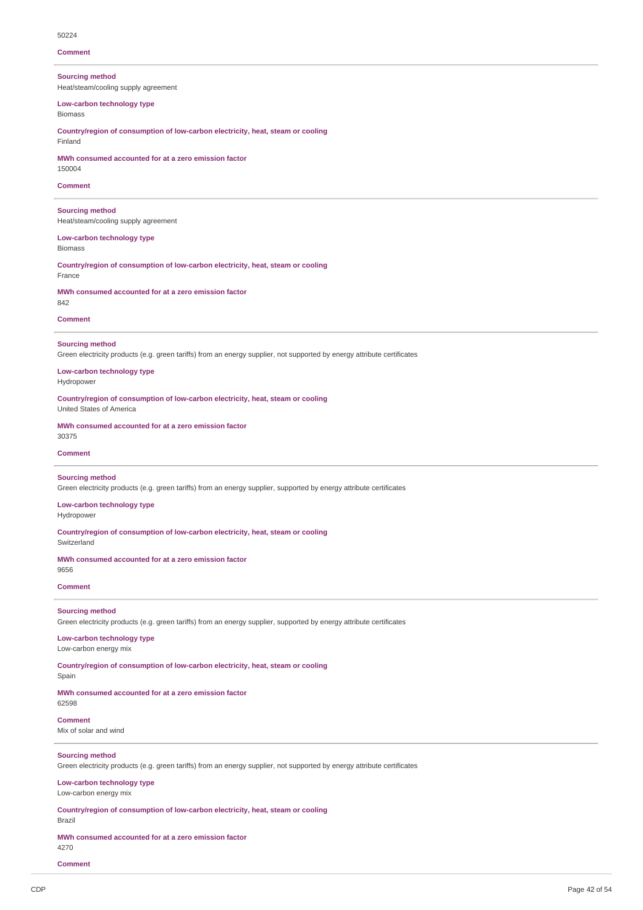50224

**Comment**

---

**Sourcing method**
Heat/steam/cooling supply agreement

**Low-carbon technology type**
Biomass

**Country/region of consumption of low-carbon electricity, heat, steam or cooling**
Finland

**MWh consumed accounted for at a zero emission factor**
150004

**Comment**

---

**Sourcing method**
Heat/steam/cooling supply agreement

**Low-carbon technology type**
Biomass

**Country/region of consumption of low-carbon electricity, heat, steam or cooling**
France

**MWh consumed accounted for at a zero emission factor**
842

**Comment**

---

**Sourcing method**
Green electricity products (e.g. green tariffs) from an energy supplier, not supported by energy attribute certificates

**Low-carbon technology type**
Hydropower

**Country/region of consumption of low-carbon electricity, heat, steam or cooling**
United States of America

**MWh consumed accounted for at a zero emission factor**
30375

**Comment**

---

**Sourcing method**
Green electricity products (e.g. green tariffs) from an energy supplier, supported by energy attribute certificates

**Low-carbon technology type**
Hydropower

**Country/region of consumption of low-carbon electricity, heat, steam or cooling**
Switzerland

**MWh consumed accounted for at a zero emission factor**
9656

**Comment**

---

**Sourcing method**
Green electricity products (e.g. green tariffs) from an energy supplier, supported by energy attribute certificates

**Low-carbon technology type**
Low-carbon energy mix

**Country/region of consumption of low-carbon electricity, heat, steam or cooling**
Spain

**MWh consumed accounted for at a zero emission factor**
62598

**Comment**
Mix of solar and wind

---

**Sourcing method**
Green electricity products (e.g. green tariffs) from an energy supplier, not supported by energy attribute certificates

**Low-carbon technology type**
Low-carbon energy mix

**Country/region of consumption of low-carbon electricity, heat, steam or cooling**
Brazil

**MWh consumed accounted for at a zero emission factor**
4270

**Comment**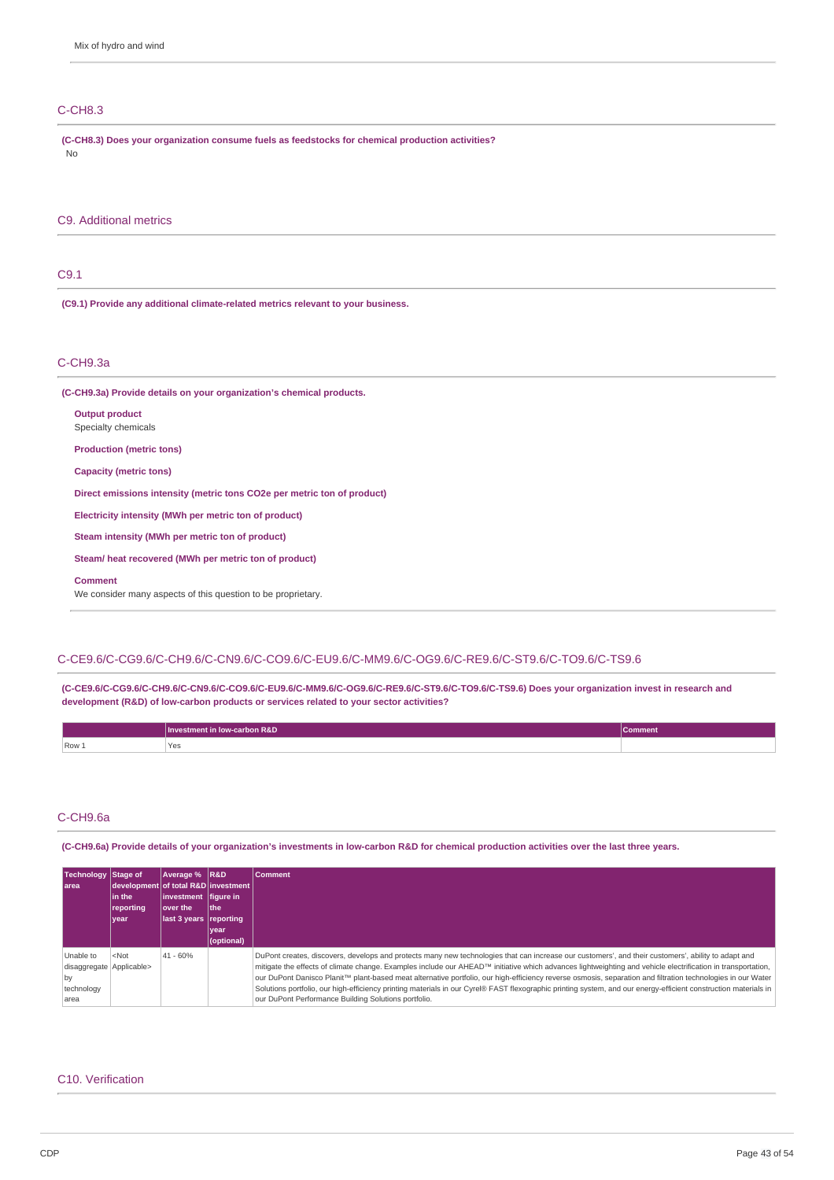Mix of hydro and wind

## C-CH8.3

**(C-CH8.3) Does your organization consume fuels as feedstocks for chemical production activities?**

No

# C9. Additional metrics

## C9.1

**(C9.1) Provide any additional climate-related metrics relevant to your business.**

## C-CH9.3a

**(C-CH9.3a) Provide details on your organization's chemical products.**

**Output product**

Specialty chemicals

**Production (metric tons)**

**Capacity (metric tons)**

**Direct emissions intensity (metric tons CO2e per metric ton of product)**

**Electricity intensity (MWh per metric ton of product)**

**Steam intensity (MWh per metric ton of product)**

**Steam/ heat recovered (MWh per metric ton of product)**

**Comment**

We consider many aspects of this question to be proprietary.

## C-CE9.6/C-CG9.6/C-CH9.6/C-CN9.6/C-CO9.6/C-EU9.6/C-MM9.6/C-OG9.6/C-RE9.6/C-ST9.6/C-TO9.6/C-TS9.6

**(C-CE9.6/C-CG9.6/C-CH9.6/C-CN9.6/C-CO9.6/C-EU9.6/C-MM9.6/C-OG9.6/C-RE9.6/C-ST9.6/C-TO9.6/C-TS9.6) Does your organization invest in research and development (R&D) of low-carbon products or services related to your sector activities?**

| | Investment in low-carbon R&D | Comment |
|---|---|---|
| Row 1 | Yes | |

## C-CH9.6a

**(C-CH9.6a) Provide details of your organization's investments in low-carbon R&D for chemical production activities over the last three years.**

| Technology area | Stage of development in the reporting year | Average % of total R&D investment over the last 3 years | R&D investment figure in the reporting year (optional) | Comment |
|---|---|---|---|---|
| Unable to disaggregate by technology area | <Not Applicable> | 41 - 60% | | DuPont creates, discovers, develops and protects many new technologies that can increase our customers', and their customers', ability to adapt and mitigate the effects of climate change. Examples include our AHEAD™ initiative which advances lightweighting and vehicle electrification in transportation, our DuPont Danisco Planit™ plant-based meat alternative portfolio, our high-efficiency reverse osmosis, separation and filtration technologies in our Water Solutions portfolio, our high-efficiency printing materials in our Cyrel® FAST flexographic printing system, and our energy-efficient construction materials in our DuPont Performance Building Solutions portfolio. |

# C10. Verification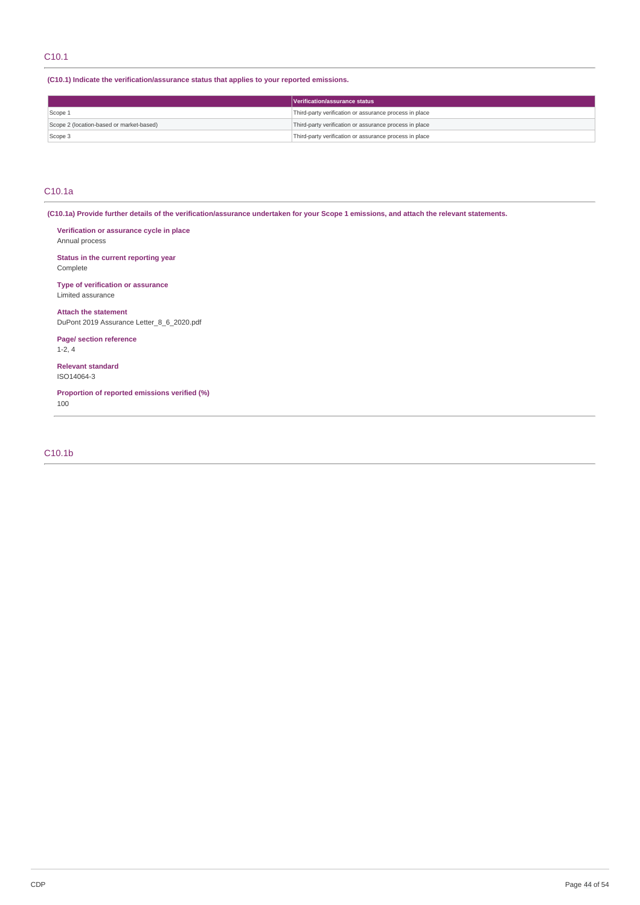## C10.1

**(C10.1) Indicate the verification/assurance status that applies to your reported emissions.**

| | Verification/assurance status |
|---|---|
| Scope 1 | Third-party verification or assurance process in place |
| Scope 2 (location-based or market-based) | Third-party verification or assurance process in place |
| Scope 3 | Third-party verification or assurance process in place |

## C10.1a

**(C10.1a) Provide further details of the verification/assurance undertaken for your Scope 1 emissions, and attach the relevant statements.**

**Verification or assurance cycle in place**
Annual process

**Status in the current reporting year**
Complete

**Type of verification or assurance**
Limited assurance

**Attach the statement**
DuPont 2019 Assurance Letter_8_6_2020.pdf

**Page/ section reference**
1-2, 4

**Relevant standard**
ISO14064-3

**Proportion of reported emissions verified (%)**
100

## C10.1b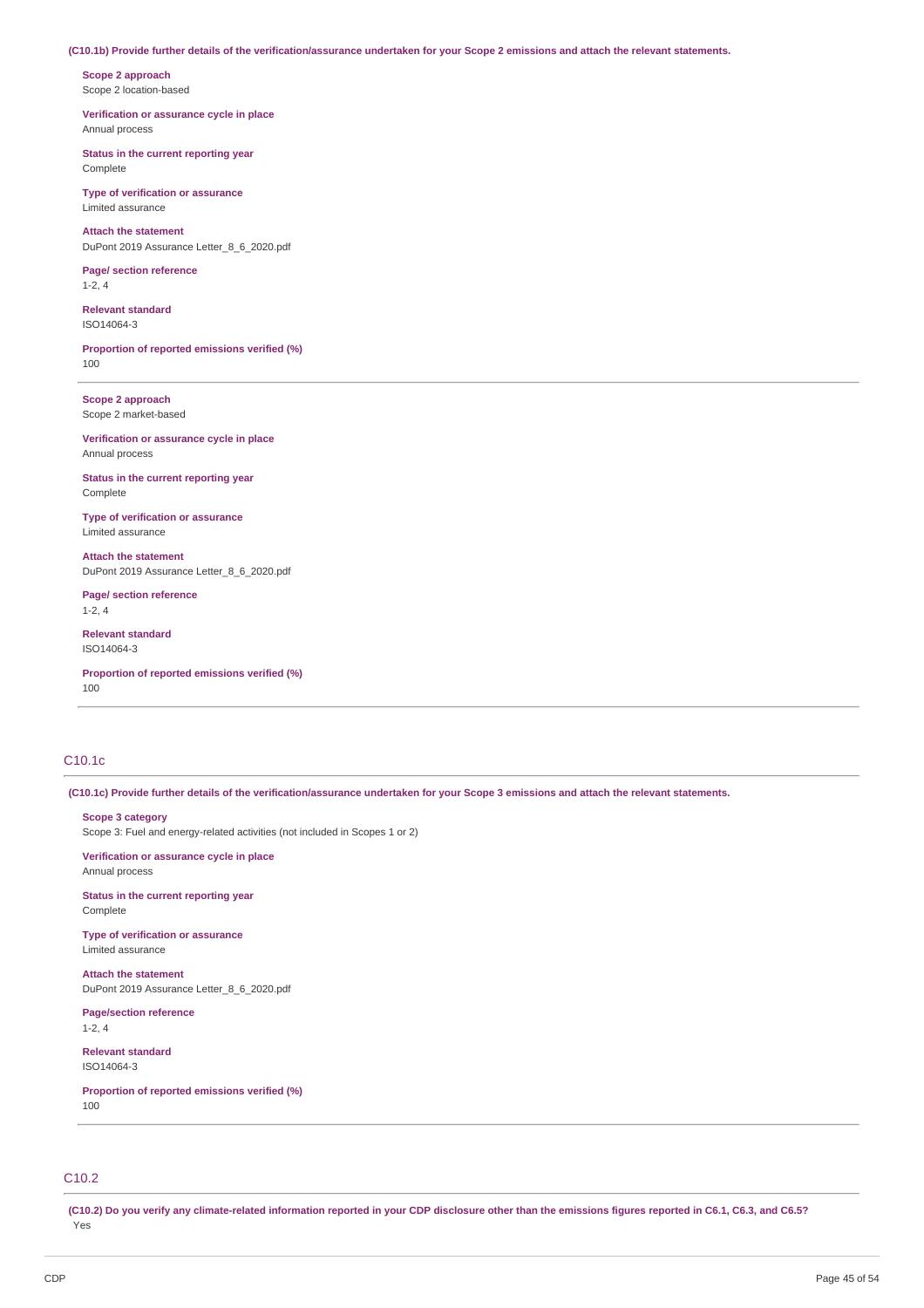**(C10.1b) Provide further details of the verification/assurance undertaken for your Scope 2 emissions and attach the relevant statements.**

**Scope 2 approach**
Scope 2 location-based

**Verification or assurance cycle in place**
Annual process

**Status in the current reporting year**
Complete

**Type of verification or assurance**
Limited assurance

**Attach the statement**
DuPont 2019 Assurance Letter_8_6_2020.pdf

**Page/ section reference**
1-2, 4

**Relevant standard**
ISO14064-3

**Proportion of reported emissions verified (%)**
100

---

**Scope 2 approach**
Scope 2 market-based

**Verification or assurance cycle in place**
Annual process

**Status in the current reporting year**
Complete

**Type of verification or assurance**
Limited assurance

**Attach the statement**
DuPont 2019 Assurance Letter_8_6_2020.pdf

**Page/ section reference**
1-2, 4

**Relevant standard**
ISO14064-3

**Proportion of reported emissions verified (%)**
100

---

## C10.1c

**(C10.1c) Provide further details of the verification/assurance undertaken for your Scope 3 emissions and attach the relevant statements.**

**Scope 3 category**
Scope 3: Fuel and energy-related activities (not included in Scopes 1 or 2)

**Verification or assurance cycle in place**
Annual process

**Status in the current reporting year**
Complete

**Type of verification or assurance**
Limited assurance

**Attach the statement**
DuPont 2019 Assurance Letter_8_6_2020.pdf

**Page/section reference**
1-2, 4

**Relevant standard**
ISO14064-3

**Proportion of reported emissions verified (%)**
100

---

## C10.2

**(C10.2) Do you verify any climate-related information reported in your CDP disclosure other than the emissions figures reported in C6.1, C6.3, and C6.5?**
Yes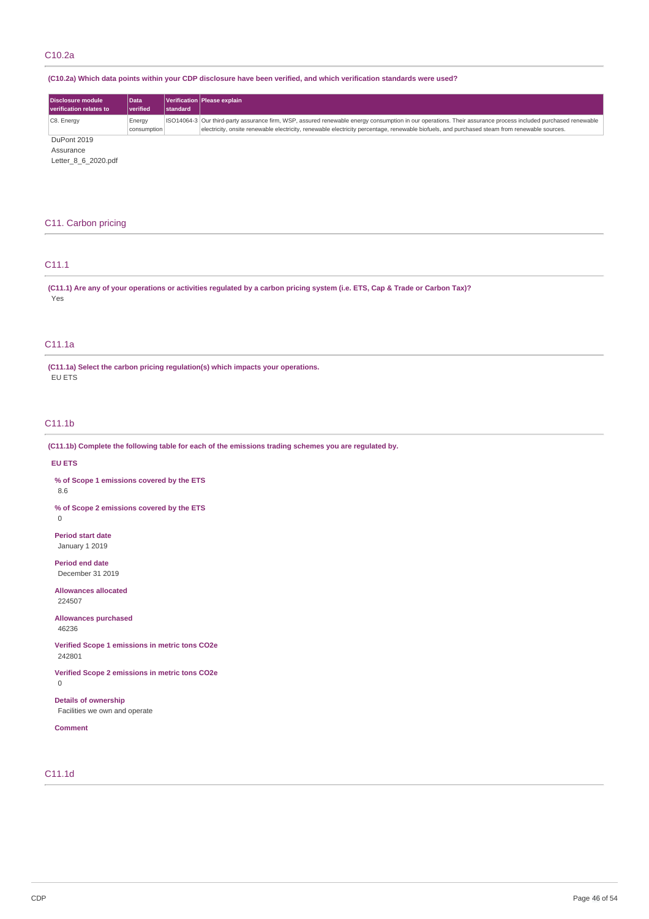## C10.2a

**(C10.2a) Which data points within your CDP disclosure have been verified, and which verification standards were used?**

| Disclosure module verification relates to | Data verified | Verification standard | Please explain |
|---|---|---|---|
| C8. Energy | Energy consumption | ISO14064-3 | Our third-party assurance firm, WSP, assured renewable energy consumption in our operations. Their assurance process included purchased renewable electricity, onsite renewable electricity, renewable electricity percentage, renewable biofuels, and purchased steam from renewable sources. |

DuPont 2019 Assurance Letter_8_6_2020.pdf

# C11. Carbon pricing

## C11.1

**(C11.1) Are any of your operations or activities regulated by a carbon pricing system (i.e. ETS, Cap & Trade or Carbon Tax)?**

Yes

## C11.1a

**(C11.1a) Select the carbon pricing regulation(s) which impacts your operations.**

EU ETS

## C11.1b

**(C11.1b) Complete the following table for each of the emissions trading schemes you are regulated by.**

**EU ETS**

**% of Scope 1 emissions covered by the ETS**

8.6

**% of Scope 2 emissions covered by the ETS**

0

**Period start date**

January 1 2019

**Period end date**

December 31 2019

**Allowances allocated**

224507

**Allowances purchased**

46236

**Verified Scope 1 emissions in metric tons CO2e**

242801

**Verified Scope 2 emissions in metric tons CO2e**

0

**Details of ownership**

Facilities we own and operate

**Comment**

## C11.1d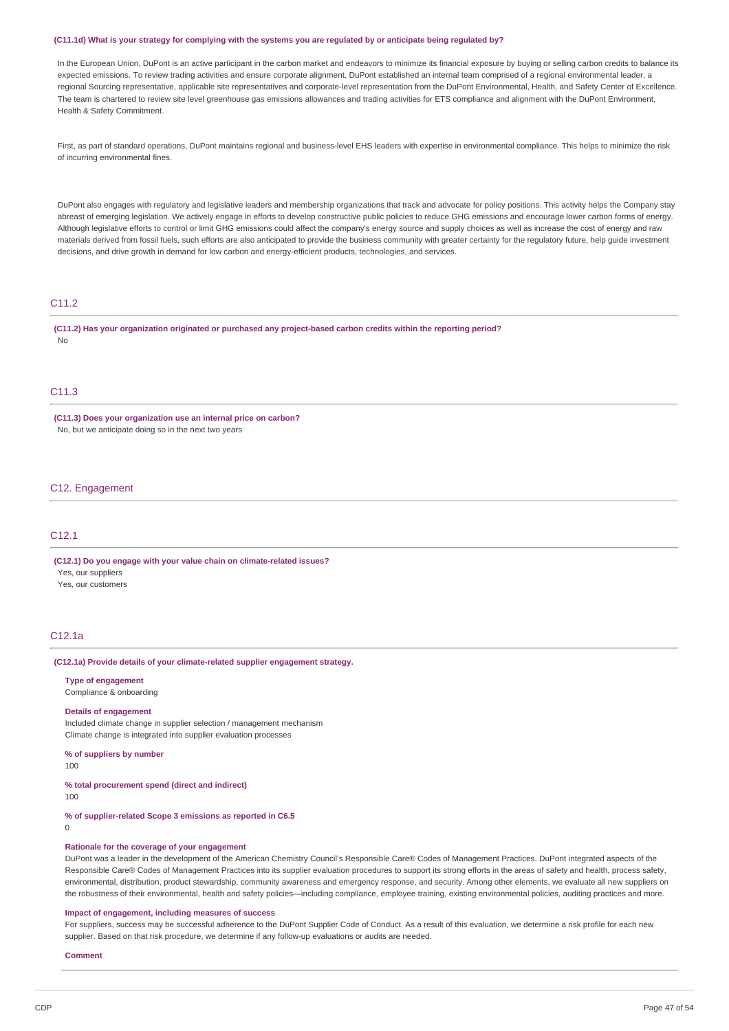**(C11.1d) What is your strategy for complying with the systems you are regulated by or anticipate being regulated by?**

In the European Union, DuPont is an active participant in the carbon market and endeavors to minimize its financial exposure by buying or selling carbon credits to balance its expected emissions. To review trading activities and ensure corporate alignment, DuPont established an internal team comprised of a regional environmental leader, a regional Sourcing representative, applicable site representatives and corporate-level representation from the DuPont Environmental, Health, and Safety Center of Excellence. The team is chartered to review site level greenhouse gas emissions allowances and trading activities for ETS compliance and alignment with the DuPont Environment, Health & Safety Commitment.

First, as part of standard operations, DuPont maintains regional and business-level EHS leaders with expertise in environmental compliance. This helps to minimize the risk of incurring environmental fines.

DuPont also engages with regulatory and legislative leaders and membership organizations that track and advocate for policy positions. This activity helps the Company stay abreast of emerging legislation. We actively engage in efforts to develop constructive public policies to reduce GHG emissions and encourage lower carbon forms of energy. Although legislative efforts to control or limit GHG emissions could affect the company's energy source and supply choices as well as increase the cost of energy and raw materials derived from fossil fuels, such efforts are also anticipated to provide the business community with greater certainty for the regulatory future, help guide investment decisions, and drive growth in demand for low carbon and energy-efficient products, technologies, and services.

## C11.2

**(C11.2) Has your organization originated or purchased any project-based carbon credits within the reporting period?**

No

## C11.3

**(C11.3) Does your organization use an internal price on carbon?**

No, but we anticipate doing so in the next two years

# C12. Engagement

## C12.1

**(C12.1) Do you engage with your value chain on climate-related issues?**

Yes, our suppliers
Yes, our customers

## C12.1a

**(C12.1a) Provide details of your climate-related supplier engagement strategy.**

**Type of engagement**
Compliance & onboarding

**Details of engagement**
Included climate change in supplier selection / management mechanism
Climate change is integrated into supplier evaluation processes

**% of suppliers by number**
100

**% total procurement spend (direct and indirect)**
100

**% of supplier-related Scope 3 emissions as reported in C6.5**
0

**Rationale for the coverage of your engagement**
DuPont was a leader in the development of the American Chemistry Council's Responsible Care® Codes of Management Practices. DuPont integrated aspects of the Responsible Care® Codes of Management Practices into its supplier evaluation procedures to support its strong efforts in the areas of safety and health, process safety, environmental, distribution, product stewardship, community awareness and emergency response, and security. Among other elements, we evaluate all new suppliers on the robustness of their environmental, health and safety policies—including compliance, employee training, existing environmental policies, auditing practices and more.

**Impact of engagement, including measures of success**
For suppliers, success may be successful adherence to the DuPont Supplier Code of Conduct. As a result of this evaluation, we determine a risk profile for each new supplier. Based on that risk procedure, we determine if any follow-up evaluations or audits are needed.

**Comment**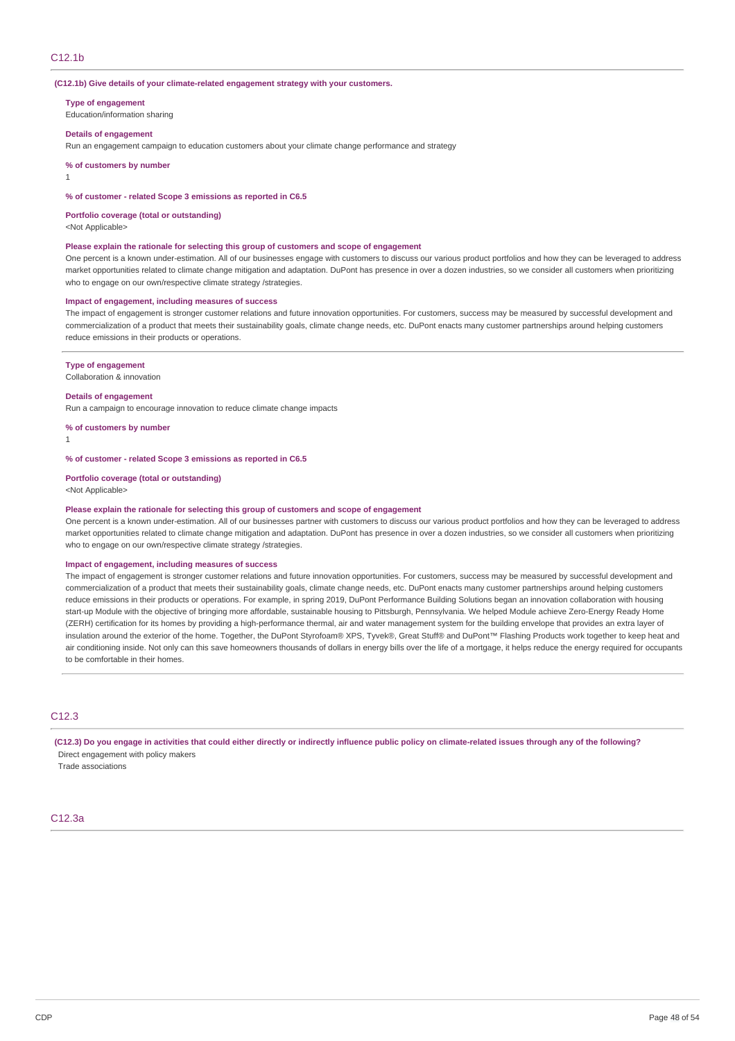## C12.1b

**(C12.1b) Give details of your climate-related engagement strategy with your customers.**

**Type of engagement**
Education/information sharing

**Details of engagement**
Run an engagement campaign to education customers about your climate change performance and strategy

**% of customers by number**
1

**% of customer - related Scope 3 emissions as reported in C6.5**

**Portfolio coverage (total or outstanding)**
<Not Applicable>

**Please explain the rationale for selecting this group of customers and scope of engagement**
One percent is a known under-estimation. All of our businesses engage with customers to discuss our various product portfolios and how they can be leveraged to address market opportunities related to climate change mitigation and adaptation. DuPont has presence in over a dozen industries, so we consider all customers when prioritizing who to engage on our own/respective climate strategy /strategies.

**Impact of engagement, including measures of success**
The impact of engagement is stronger customer relations and future innovation opportunities. For customers, success may be measured by successful development and commercialization of a product that meets their sustainability goals, climate change needs, etc. DuPont enacts many customer partnerships around helping customers reduce emissions in their products or operations.

**Type of engagement**
Collaboration & innovation

**Details of engagement**
Run a campaign to encourage innovation to reduce climate change impacts

**% of customers by number**
1

**% of customer - related Scope 3 emissions as reported in C6.5**

**Portfolio coverage (total or outstanding)**
<Not Applicable>

**Please explain the rationale for selecting this group of customers and scope of engagement**
One percent is a known under-estimation. All of our businesses partner with customers to discuss our various product portfolios and how they can be leveraged to address market opportunities related to climate change mitigation and adaptation. DuPont has presence in over a dozen industries, so we consider all customers when prioritizing who to engage on our own/respective climate strategy /strategies.

**Impact of engagement, including measures of success**
The impact of engagement is stronger customer relations and future innovation opportunities. For customers, success may be measured by successful development and commercialization of a product that meets their sustainability goals, climate change needs, etc. DuPont enacts many customer partnerships around helping customers reduce emissions in their products or operations. For example, in spring 2019, DuPont Performance Building Solutions began an innovation collaboration with housing start-up Module with the objective of bringing more affordable, sustainable housing to Pittsburgh, Pennsylvania. We helped Module achieve Zero-Energy Ready Home (ZERH) certification for its homes by providing a high-performance thermal, air and water management system for the building envelope that provides an extra layer of insulation around the exterior of the home. Together, the DuPont Styrofoam® XPS, Tyvek®, Great Stuff® and DuPont™ Flashing Products work together to keep heat and air conditioning inside. Not only can this save homeowners thousands of dollars in energy bills over the life of a mortgage, it helps reduce the energy required for occupants to be comfortable in their homes.

## C12.3

**(C12.3) Do you engage in activities that could either directly or indirectly influence public policy on climate-related issues through any of the following?**
Direct engagement with policy makers
Trade associations

## C12.3a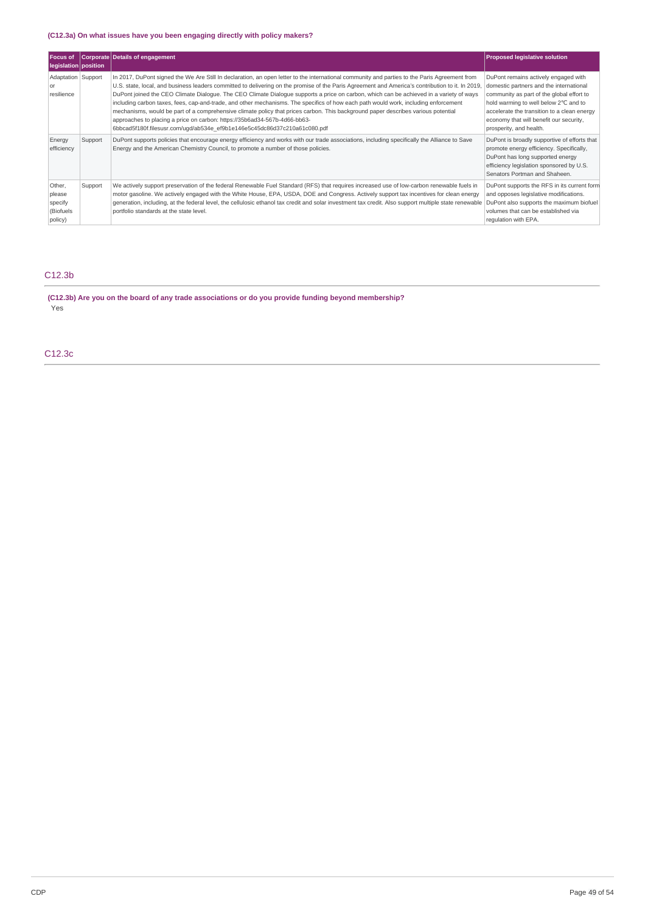**(C12.3a) On what issues have you been engaging directly with policy makers?**

| Focus of legislation | Corporate position | Details of engagement | Proposed legislative solution |
|---|---|---|---|
| Adaptation or resilience | Support | In 2017, DuPont signed the We Are Still In declaration, an open letter to the international community and parties to the Paris Agreement from U.S. state, local, and business leaders committed to delivering on the promise of the Paris Agreement and America's contribution to it. In 2019, DuPont joined the CEO Climate Dialogue. The CEO Climate Dialogue supports a price on carbon, which can be achieved in a variety of ways including carbon taxes, fees, cap-and-trade, and other mechanisms. The specifics of how each path would work, including enforcement mechanisms, would be part of a comprehensive climate policy that prices carbon. This background paper describes various potential approaches to placing a price on carbon: https://35b6ad34-567b-4d66-bb63-6bbcad5f180f.filesusr.com/ugd/ab534e_ef9b1e146e5c45dc86d37c210a61c080.pdf | DuPont remains actively engaged with domestic partners and the international community as part of the global effort to hold warming to well below 2℃ and to accelerate the transition to a clean energy economy that will benefit our security, prosperity, and health. |
| Energy efficiency | Support | DuPont supports policies that encourage energy efficiency and works with our trade associations, including specifically the Alliance to Save Energy and the American Chemistry Council, to promote a number of those policies. | DuPont is broadly supportive of efforts that promote energy efficiency. Specifically, DuPont has long supported energy efficiency legislation sponsored by U.S. Senators Portman and Shaheen. |
| Other, please specify (Biofuels policy) | Support | We actively support preservation of the federal Renewable Fuel Standard (RFS) that requires increased use of low-carbon renewable fuels in motor gasoline. We actively engaged with the White House, EPA, USDA, DOE and Congress. Actively support tax incentives for clean energy generation, including, at the federal level, the cellulosic ethanol tax credit and solar investment tax credit. Also support multiple state renewable portfolio standards at the state level. | DuPont supports the RFS in its current form and opposes legislative modifications. DuPont also supports the maximum biofuel volumes that can be established via regulation with EPA. |

## C12.3b

**(C12.3b) Are you on the board of any trade associations or do you provide funding beyond membership?**

Yes

## C12.3c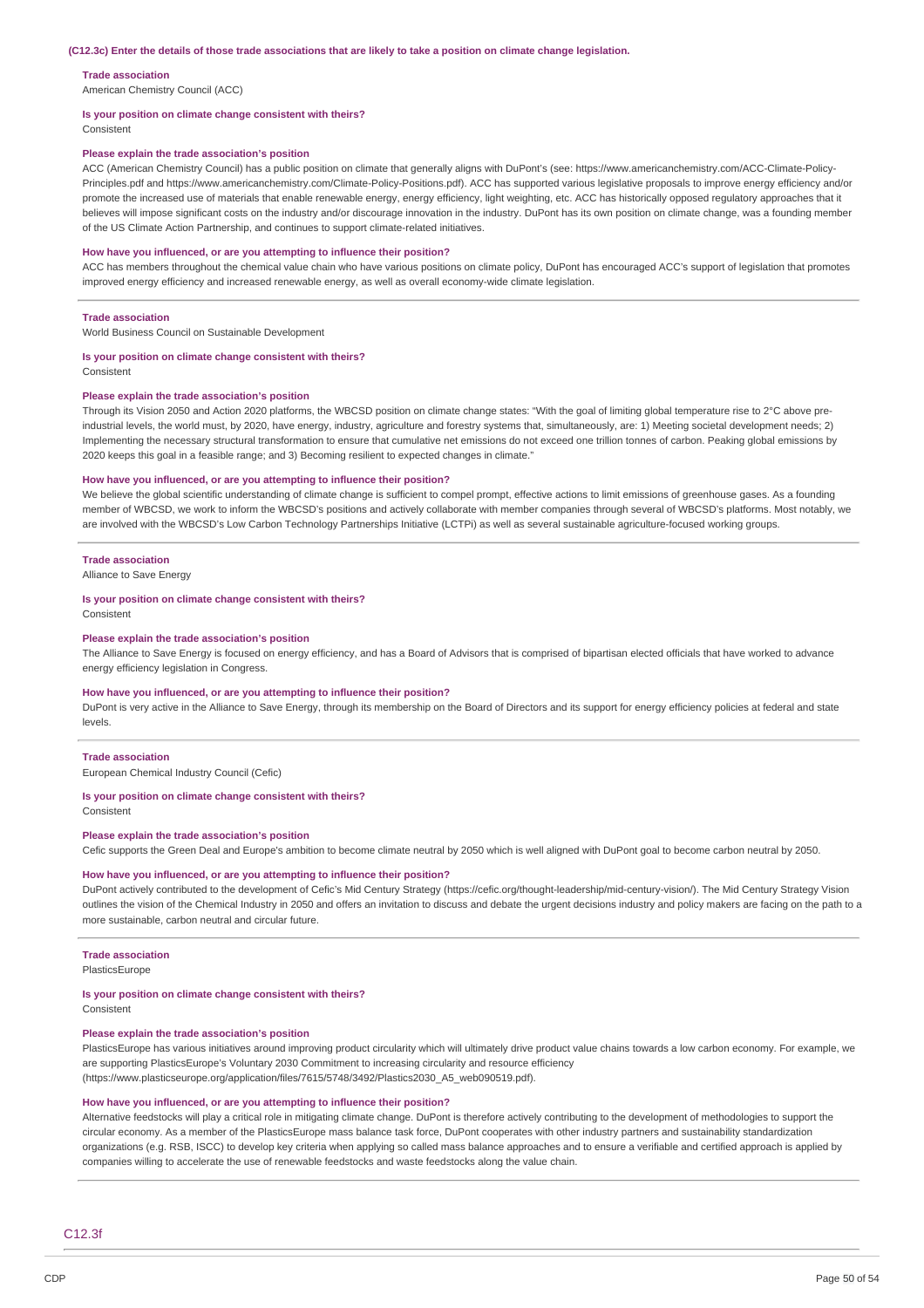**(C12.3c) Enter the details of those trade associations that are likely to take a position on climate change legislation.**

**Trade association**

American Chemistry Council (ACC)

**Is your position on climate change consistent with theirs?**

Consistent

**Please explain the trade association's position**

ACC (American Chemistry Council) has a public position on climate that generally aligns with DuPont's (see: https://www.americanchemistry.com/ACC-Climate-Policy-Principles.pdf and https://www.americanchemistry.com/Climate-Policy-Positions.pdf). ACC has supported various legislative proposals to improve energy efficiency and/or promote the increased use of materials that enable renewable energy, energy efficiency, light weighting, etc. ACC has historically opposed regulatory approaches that it believes will impose significant costs on the industry and/or discourage innovation in the industry. DuPont has its own position on climate change, was a founding member of the US Climate Action Partnership, and continues to support climate-related initiatives.

**How have you influenced, or are you attempting to influence their position?**

ACC has members throughout the chemical value chain who have various positions on climate policy, DuPont has encouraged ACC's support of legislation that promotes improved energy efficiency and increased renewable energy, as well as overall economy-wide climate legislation.

---

**Trade association**

World Business Council on Sustainable Development

**Is your position on climate change consistent with theirs?**

Consistent

**Please explain the trade association's position**

Through its Vision 2050 and Action 2020 platforms, the WBCSD position on climate change states: "With the goal of limiting global temperature rise to 2°C above pre-industrial levels, the world must, by 2020, have energy, industry, agriculture and forestry systems that, simultaneously, are: 1) Meeting societal development needs; 2) Implementing the necessary structural transformation to ensure that cumulative net emissions do not exceed one trillion tonnes of carbon. Peaking global emissions by 2020 keeps this goal in a feasible range; and 3) Becoming resilient to expected changes in climate."

**How have you influenced, or are you attempting to influence their position?**

We believe the global scientific understanding of climate change is sufficient to compel prompt, effective actions to limit emissions of greenhouse gases. As a founding member of WBCSD, we work to inform the WBCSD's positions and actively collaborate with member companies through several of WBCSD's platforms. Most notably, we are involved with the WBCSD's Low Carbon Technology Partnerships Initiative (LCTPi) as well as several sustainable agriculture-focused working groups.

---

**Trade association**

Alliance to Save Energy

**Is your position on climate change consistent with theirs?**

Consistent

**Please explain the trade association's position**

The Alliance to Save Energy is focused on energy efficiency, and has a Board of Advisors that is comprised of bipartisan elected officials that have worked to advance energy efficiency legislation in Congress.

**How have you influenced, or are you attempting to influence their position?**

DuPont is very active in the Alliance to Save Energy, through its membership on the Board of Directors and its support for energy efficiency policies at federal and state levels.

---

**Trade association**

European Chemical Industry Council (Cefic)

**Is your position on climate change consistent with theirs?**

Consistent

**Please explain the trade association's position**

Cefic supports the Green Deal and Europe's ambition to become climate neutral by 2050 which is well aligned with DuPont goal to become carbon neutral by 2050.

**How have you influenced, or are you attempting to influence their position?**

DuPont actively contributed to the development of Cefic's Mid Century Strategy (https://cefic.org/thought-leadership/mid-century-vision/). The Mid Century Strategy Vision outlines the vision of the Chemical Industry in 2050 and offers an invitation to discuss and debate the urgent decisions industry and policy makers are facing on the path to a more sustainable, carbon neutral and circular future.

---

**Trade association**

PlasticsEurope

**Is your position on climate change consistent with theirs?**

Consistent

**Please explain the trade association's position**

PlasticsEurope has various initiatives around improving product circularity which will ultimately drive product value chains towards a low carbon economy. For example, we are supporting PlasticsEurope's Voluntary 2030 Commitment to increasing circularity and resource efficiency (https://www.plasticseurope.org/application/files/7615/5748/3492/Plastics2030_A5_web090519.pdf).

**How have you influenced, or are you attempting to influence their position?**

Alternative feedstocks will play a critical role in mitigating climate change. DuPont is therefore actively contributing to the development of methodologies to support the circular economy. As a member of the PlasticsEurope mass balance task force, DuPont cooperates with other industry partners and sustainability standardization organizations (e.g. RSB, ISCC) to develop key criteria when applying so called mass balance approaches and to ensure a verifiable and certified approach is applied by companies willing to accelerate the use of renewable feedstocks and waste feedstocks along the value chain.

---

## C12.3f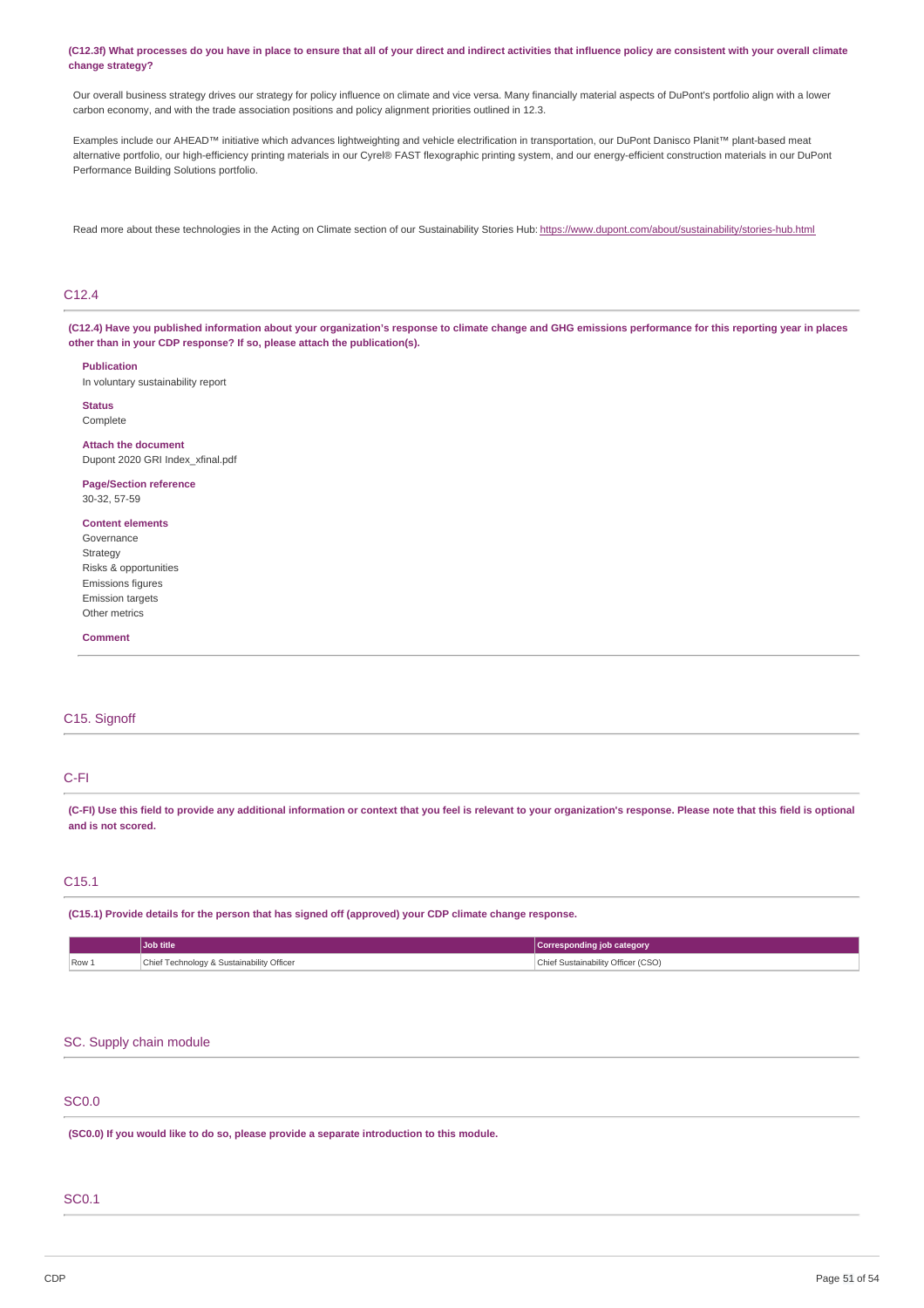**(C12.3f) What processes do you have in place to ensure that all of your direct and indirect activities that influence policy are consistent with your overall climate change strategy?**

Our overall business strategy drives our strategy for policy influence on climate and vice versa. Many financially material aspects of DuPont's portfolio align with a lower carbon economy, and with the trade association positions and policy alignment priorities outlined in 12.3.

Examples include our AHEAD™ initiative which advances lightweighting and vehicle electrification in transportation, our DuPont Danisco Planit™ plant-based meat alternative portfolio, our high-efficiency printing materials in our Cyrel® FAST flexographic printing system, and our energy-efficient construction materials in our DuPont Performance Building Solutions portfolio.

Read more about these technologies in the Acting on Climate section of our Sustainability Stories Hub: https://www.dupont.com/about/sustainability/stories-hub.html

## C12.4

**(C12.4) Have you published information about your organization's response to climate change and GHG emissions performance for this reporting year in places other than in your CDP response? If so, please attach the publication(s).**

**Publication**
In voluntary sustainability report

**Status**
Complete

**Attach the document**
Dupont 2020 GRI Index_xfinal.pdf

**Page/Section reference**
30-32, 57-59

**Content elements**
Governance
Strategy
Risks & opportunities
Emissions figures
Emission targets
Other metrics

**Comment**

# C15. Signoff

## C-FI

**(C-FI) Use this field to provide any additional information or context that you feel is relevant to your organization's response. Please note that this field is optional and is not scored.**

## C15.1

**(C15.1) Provide details for the person that has signed off (approved) your CDP climate change response.**

| | Job title | Corresponding job category |
|---|---|---|
| Row 1 | Chief Technology & Sustainability Officer | Chief Sustainability Officer (CSO) |

# SC. Supply chain module

## SC0.0

**(SC0.0) If you would like to do so, please provide a separate introduction to this module.**

## SC0.1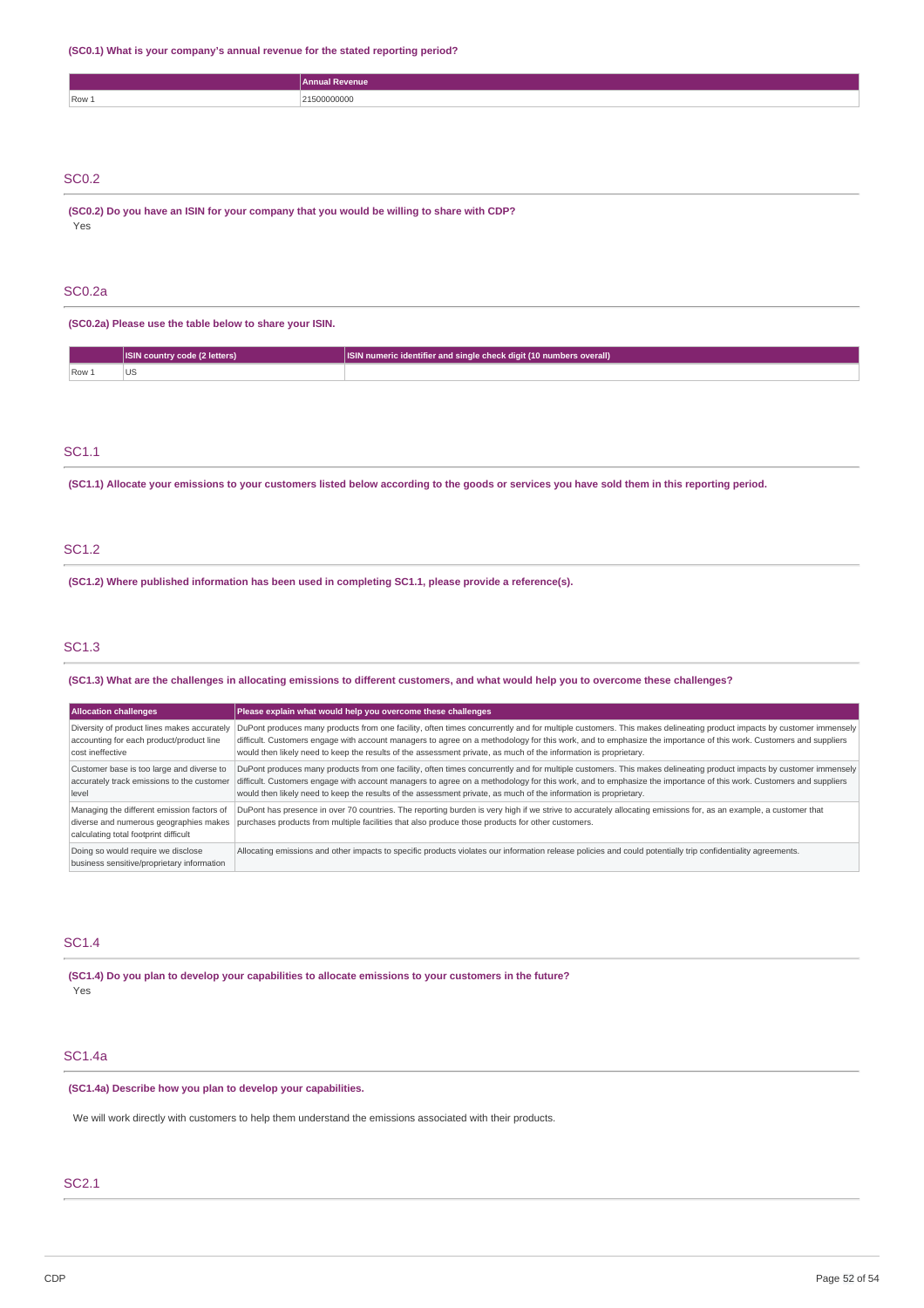**(SC0.1) What is your company's annual revenue for the stated reporting period?**

| | Annual Revenue |
|---|---|
| Row 1 | 21500000000 |

## SC0.2

**(SC0.2) Do you have an ISIN for your company that you would be willing to share with CDP?**

Yes

## SC0.2a

**(SC0.2a) Please use the table below to share your ISIN.**

| | ISIN country code (2 letters) | ISIN numeric identifier and single check digit (10 numbers overall) |
|---|---|---|
| Row 1 | US | |

## SC1.1

**(SC1.1) Allocate your emissions to your customers listed below according to the goods or services you have sold them in this reporting period.**

## SC1.2

**(SC1.2) Where published information has been used in completing SC1.1, please provide a reference(s).**

## SC1.3

**(SC1.3) What are the challenges in allocating emissions to different customers, and what would help you to overcome these challenges?**

| Allocation challenges | Please explain what would help you overcome these challenges |
|---|---|
| Diversity of product lines makes accurately accounting for each product/product line cost ineffective | DuPont produces many products from one facility, often times concurrently and for multiple customers. This makes delineating product impacts by customer immensely difficult. Customers engage with account managers to agree on a methodology for this work, and to emphasize the importance of this work. Customers and suppliers would then likely need to keep the results of the assessment private, as much of the information is proprietary. |
| Customer base is too large and diverse to accurately track emissions to the customer level | DuPont produces many products from one facility, often times concurrently and for multiple customers. This makes delineating product impacts by customer immensely difficult. Customers engage with account managers to agree on a methodology for this work, and to emphasize the importance of this work. Customers and suppliers would then likely need to keep the results of the assessment private, as much of the information is proprietary. |
| Managing the different emission factors of diverse and numerous geographies makes calculating total footprint difficult | DuPont has presence in over 70 countries. The reporting burden is very high if we strive to accurately allocating emissions for, as an example, a customer that purchases products from multiple facilities that also produce those products for other customers. |
| Doing so would require we disclose business sensitive/proprietary information | Allocating emissions and other impacts to specific products violates our information release policies and could potentially trip confidentiality agreements. |

## SC1.4

**(SC1.4) Do you plan to develop your capabilities to allocate emissions to your customers in the future?**

Yes

## SC1.4a

**(SC1.4a) Describe how you plan to develop your capabilities.**

We will work directly with customers to help them understand the emissions associated with their products.

## SC2.1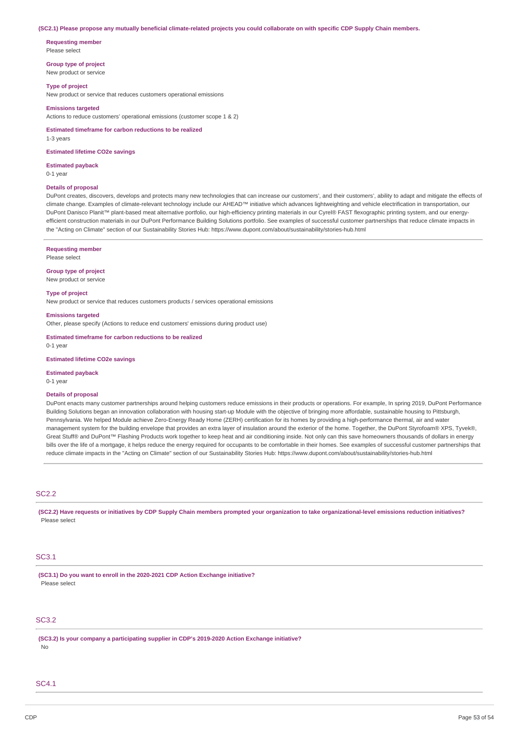**(SC2.1) Please propose any mutually beneficial climate-related projects you could collaborate on with specific CDP Supply Chain members.**

**Requesting member**
Please select

**Group type of project**
New product or service

**Type of project**
New product or service that reduces customers operational emissions

**Emissions targeted**
Actions to reduce customers' operational emissions (customer scope 1 & 2)

**Estimated timeframe for carbon reductions to be realized**
1-3 years

**Estimated lifetime CO2e savings**

**Estimated payback**
0-1 year

**Details of proposal**
DuPont creates, discovers, develops and protects many new technologies that can increase our customers', and their customers', ability to adapt and mitigate the effects of climate change. Examples of climate-relevant technology include our AHEAD™ initiative which advances lightweighting and vehicle electrification in transportation, our DuPont Danisco Planit™ plant-based meat alternative portfolio, our high-efficiency printing materials in our Cyrel® FAST flexographic printing system, and our energy-efficient construction materials in our DuPont Performance Building Solutions portfolio. See examples of successful customer partnerships that reduce climate impacts in the "Acting on Climate" section of our Sustainability Stories Hub: https://www.dupont.com/about/sustainability/stories-hub.html

---

**Requesting member**
Please select

**Group type of project**
New product or service

**Type of project**
New product or service that reduces customers products / services operational emissions

**Emissions targeted**
Other, please specify (Actions to reduce end customers' emissions during product use)

**Estimated timeframe for carbon reductions to be realized**
0-1 year

**Estimated lifetime CO2e savings**

**Estimated payback**
0-1 year

**Details of proposal**
DuPont enacts many customer partnerships around helping customers reduce emissions in their products or operations. For example, In spring 2019, DuPont Performance Building Solutions began an innovation collaboration with housing start-up Module with the objective of bringing more affordable, sustainable housing to Pittsburgh, Pennsylvania. We helped Module achieve Zero-Energy Ready Home (ZERH) certification for its homes by providing a high-performance thermal, air and water management system for the building envelope that provides an extra layer of insulation around the exterior of the home. Together, the DuPont Styrofoam® XPS, Tyvek®, Great Stuff® and DuPont™ Flashing Products work together to keep heat and air conditioning inside. Not only can this save homeowners thousands of dollars in energy bills over the life of a mortgage, it helps reduce the energy required for occupants to be comfortable in their homes. See examples of successful customer partnerships that reduce climate impacts in the "Acting on Climate" section of our Sustainability Stories Hub: https://www.dupont.com/about/sustainability/stories-hub.html

## SC2.2

**(SC2.2) Have requests or initiatives by CDP Supply Chain members prompted your organization to take organizational-level emissions reduction initiatives?**
Please select

## SC3.1

**(SC3.1) Do you want to enroll in the 2020-2021 CDP Action Exchange initiative?**
Please select

## SC3.2

**(SC3.2) Is your company a participating supplier in CDP's 2019-2020 Action Exchange initiative?**
No

## SC4.1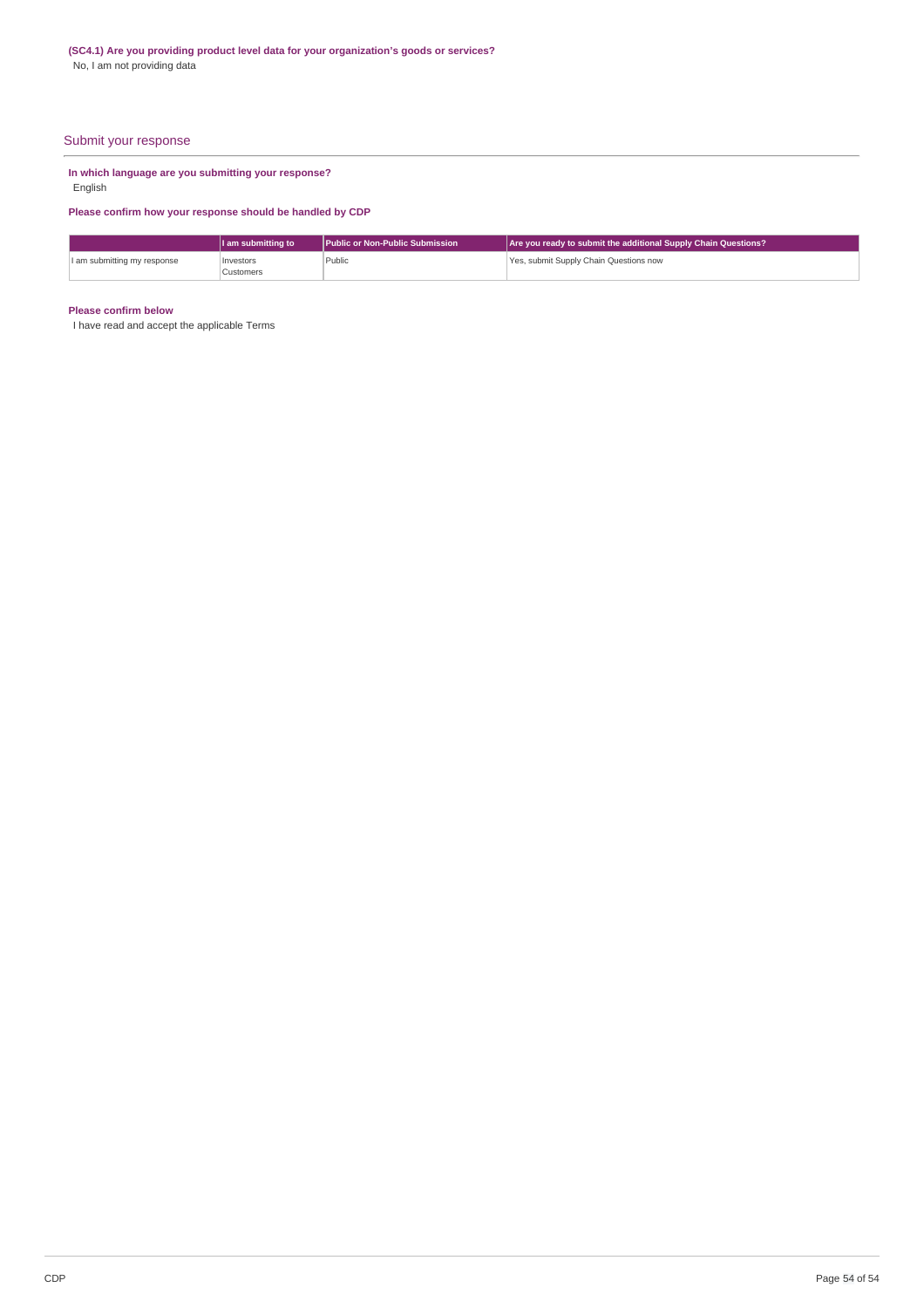**(SC4.1) Are you providing product level data for your organization's goods or services?**

No, I am not providing data

## Submit your response

**In which language are you submitting your response?**

English

**Please confirm how your response should be handled by CDP**

| | I am submitting to | Public or Non-Public Submission | Are you ready to submit the additional Supply Chain Questions? |
|---|---|---|---|
| I am submitting my response | Investors<br>Customers | Public | Yes, submit Supply Chain Questions now |

**Please confirm below**

I have read and accept the applicable Terms